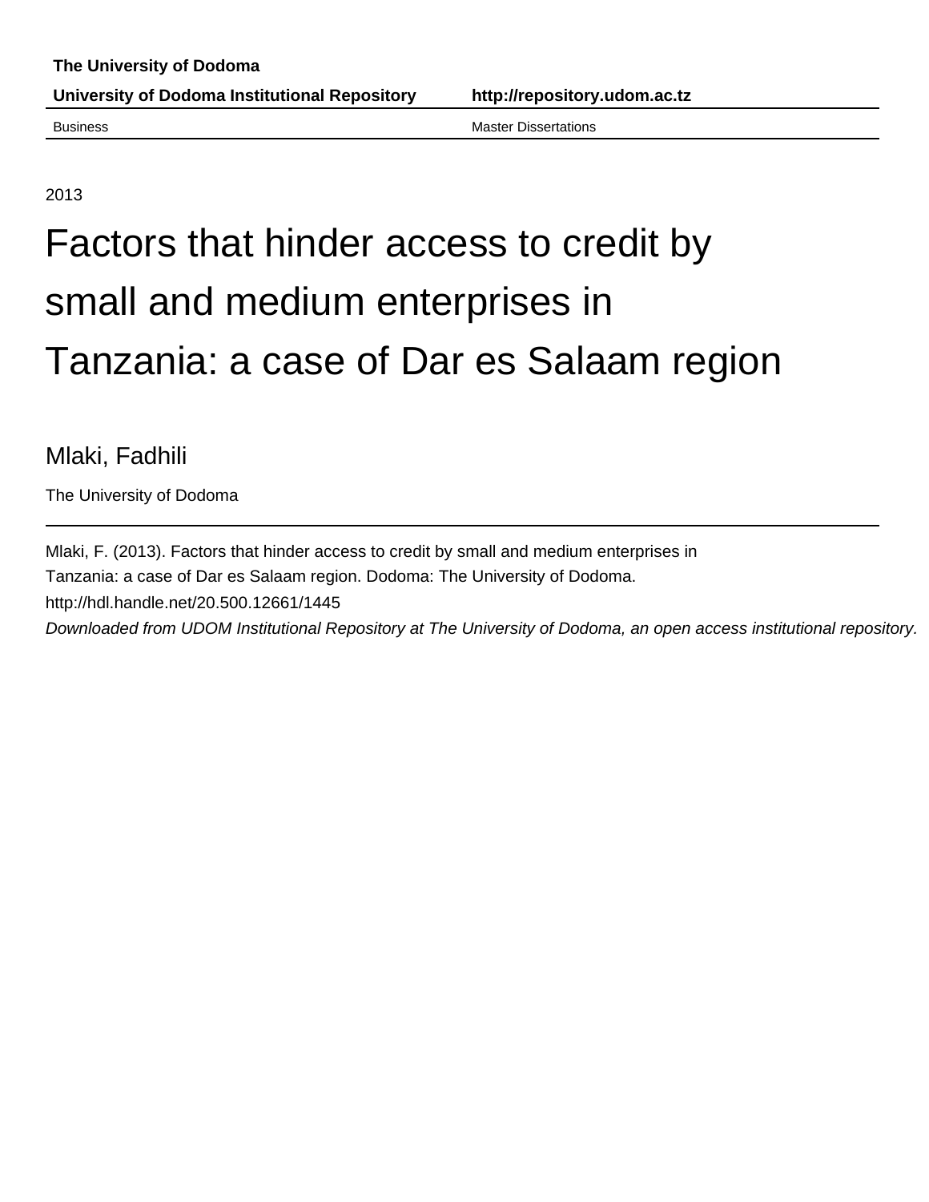**The University of Dodoma**

**University of Dodoma Institutional Repository** **http://repository.udom.ac.tz**

Business Master Dissertations

2013

# Factors that hinder access to credit by small and medium enterprises in Tanzania: a case of Dar es Salaam region

Mlaki, Fadhili

The University of Dodoma

---

Mlaki, F. (2013). Factors that hinder access to credit by small and medium enterprises in Tanzania: a case of Dar es Salaam region. Dodoma: The University of Dodoma.

http://hdl.handle.net/20.500.12661/1445

*Downloaded from UDOM Institutional Repository at The University of Dodoma, an open access institutional repository.*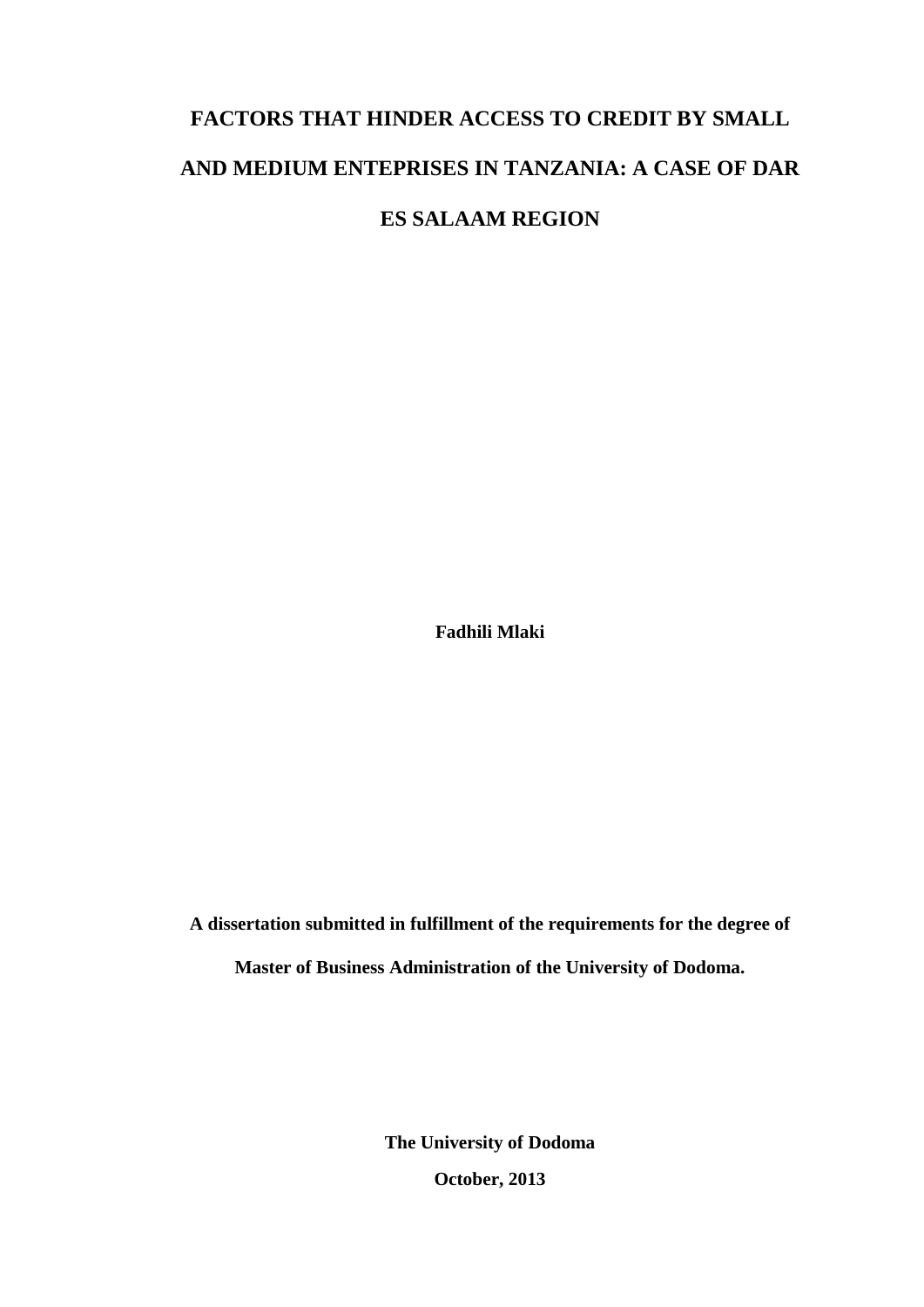# FACTORS THAT HINDER ACCESS TO CREDIT BY SMALL AND MEDIUM ENTEPRISES IN TANZANIA: A CASE OF DAR ES SALAAM REGION

**Fadhili Mlaki**

**A dissertation submitted in fulfillment of the requirements for the degree of Master of Business Administration of the University of Dodoma.**

**The University of Dodoma**

**October, 2013**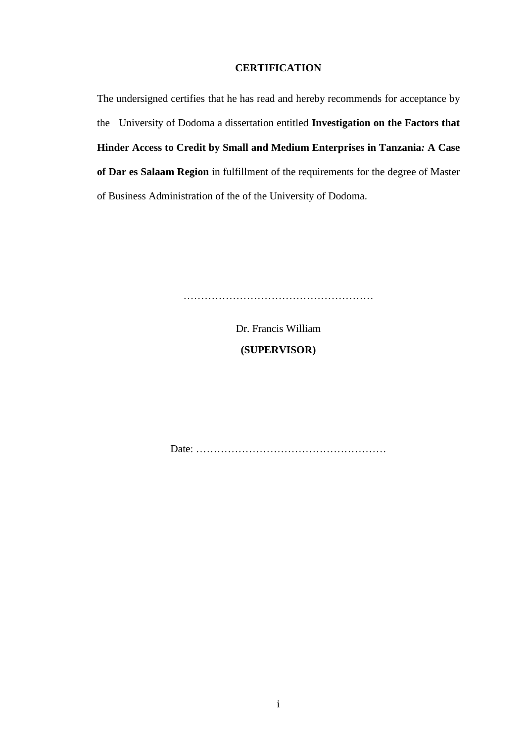## CERTIFICATION

The undersigned certifies that he has read and hereby recommends for acceptance by the University of Dodoma a dissertation entitled **Investigation on the Factors that Hinder Access to Credit by Small and Medium Enterprises in Tanzania*:* A Case of Dar es Salaam Region** in fulfillment of the requirements for the degree of Master of Business Administration of the of the University of Dodoma.

………………………………………………

Dr. Francis William

**(SUPERVISOR)**

Date: ………………………………………………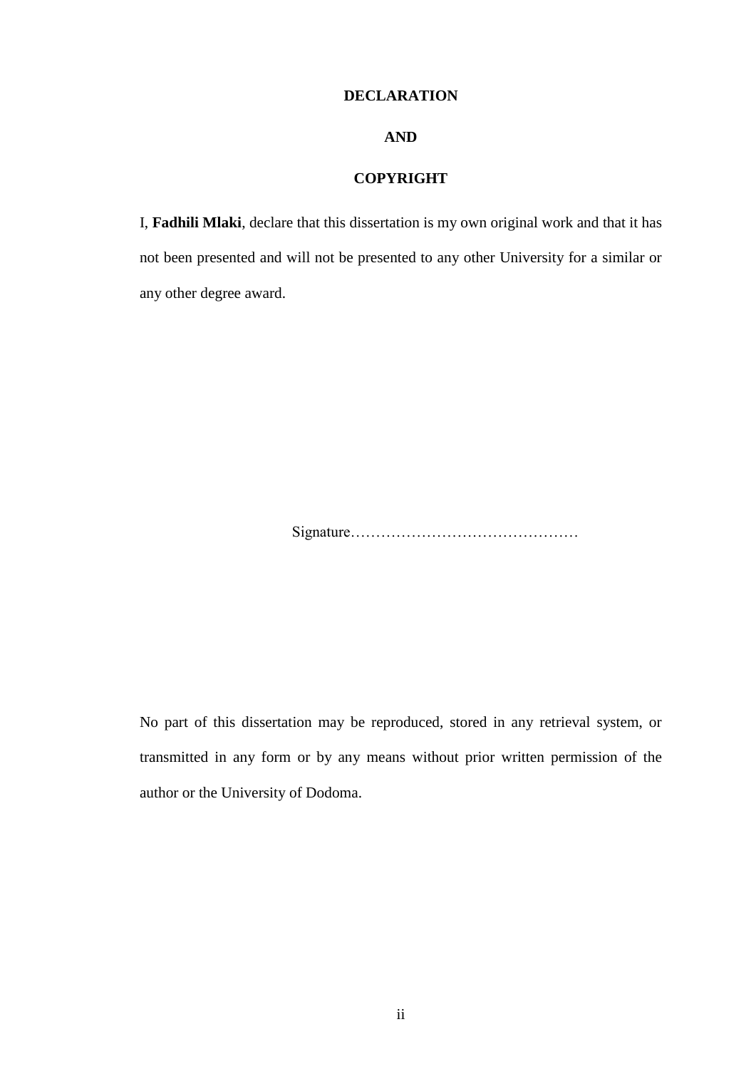# DECLARATION

# AND

# COPYRIGHT

I, **Fadhili Mlaki**, declare that this dissertation is my own original work and that it has not been presented and will not be presented to any other University for a similar or any other degree award.

Signature………………………………………

No part of this dissertation may be reproduced, stored in any retrieval system, or transmitted in any form or by any means without prior written permission of the author or the University of Dodoma.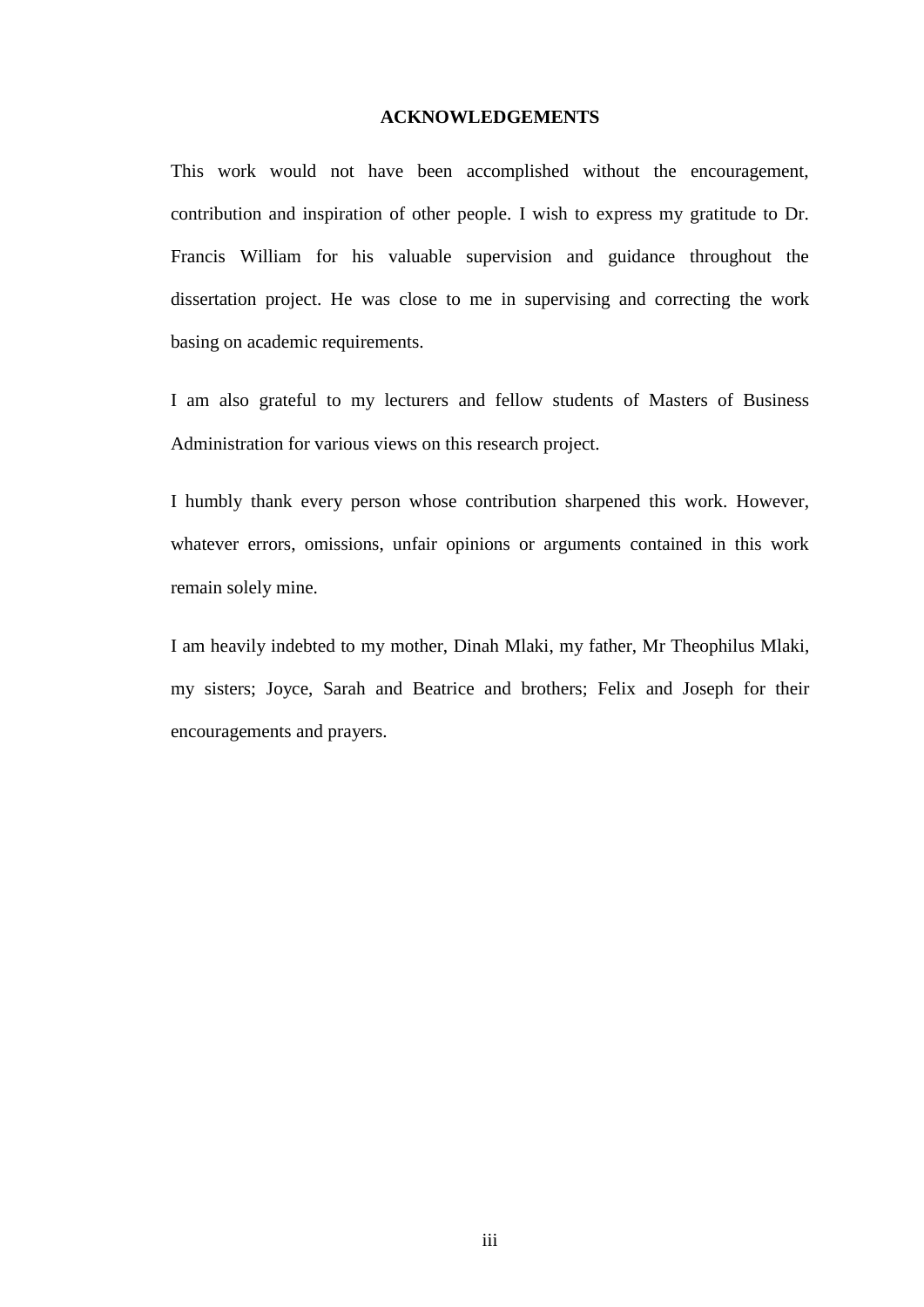# ACKNOWLEDGEMENTS

This work would not have been accomplished without the encouragement, contribution and inspiration of other people. I wish to express my gratitude to Dr. Francis William for his valuable supervision and guidance throughout the dissertation project. He was close to me in supervising and correcting the work basing on academic requirements.

I am also grateful to my lecturers and fellow students of Masters of Business Administration for various views on this research project.

I humbly thank every person whose contribution sharpened this work. However, whatever errors, omissions, unfair opinions or arguments contained in this work remain solely mine.

I am heavily indebted to my mother, Dinah Mlaki, my father, Mr Theophilus Mlaki, my sisters; Joyce, Sarah and Beatrice and brothers; Felix and Joseph for their encouragements and prayers.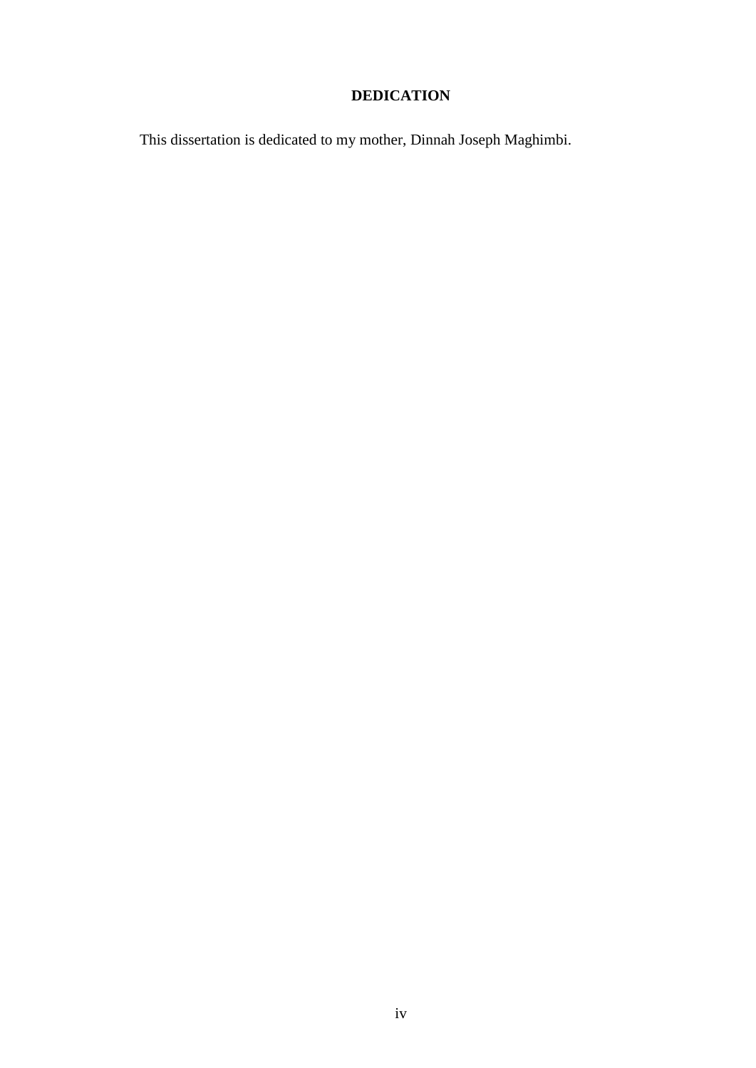# DEDICATION

This dissertation is dedicated to my mother, Dinnah Joseph Maghimbi.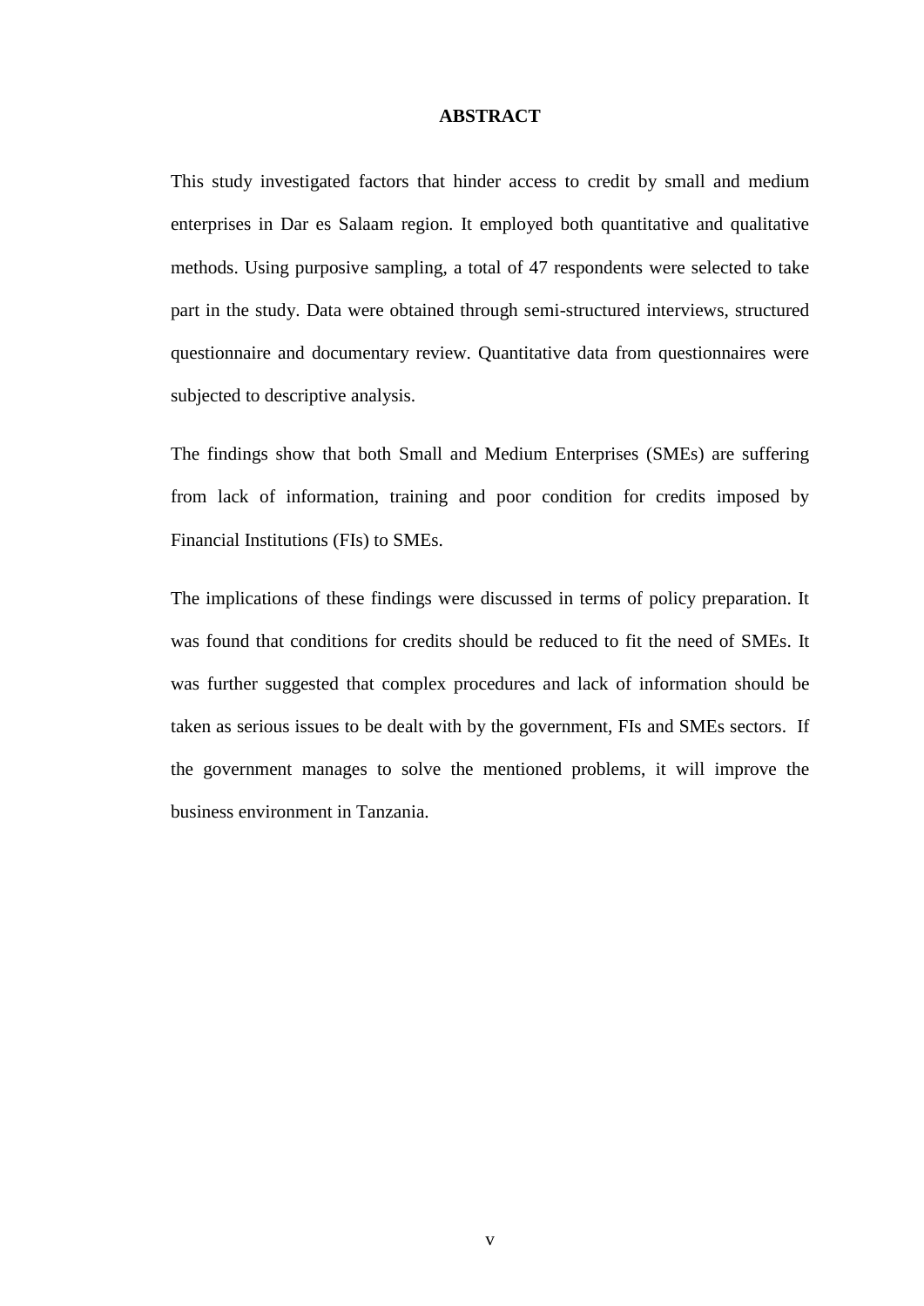# ABSTRACT

This study investigated factors that hinder access to credit by small and medium enterprises in Dar es Salaam region. It employed both quantitative and qualitative methods. Using purposive sampling, a total of 47 respondents were selected to take part in the study. Data were obtained through semi-structured interviews, structured questionnaire and documentary review. Quantitative data from questionnaires were subjected to descriptive analysis.

The findings show that both Small and Medium Enterprises (SMEs) are suffering from lack of information, training and poor condition for credits imposed by Financial Institutions (FIs) to SMEs.

The implications of these findings were discussed in terms of policy preparation. It was found that conditions for credits should be reduced to fit the need of SMEs. It was further suggested that complex procedures and lack of information should be taken as serious issues to be dealt with by the government, FIs and SMEs sectors. If the government manages to solve the mentioned problems, it will improve the business environment in Tanzania.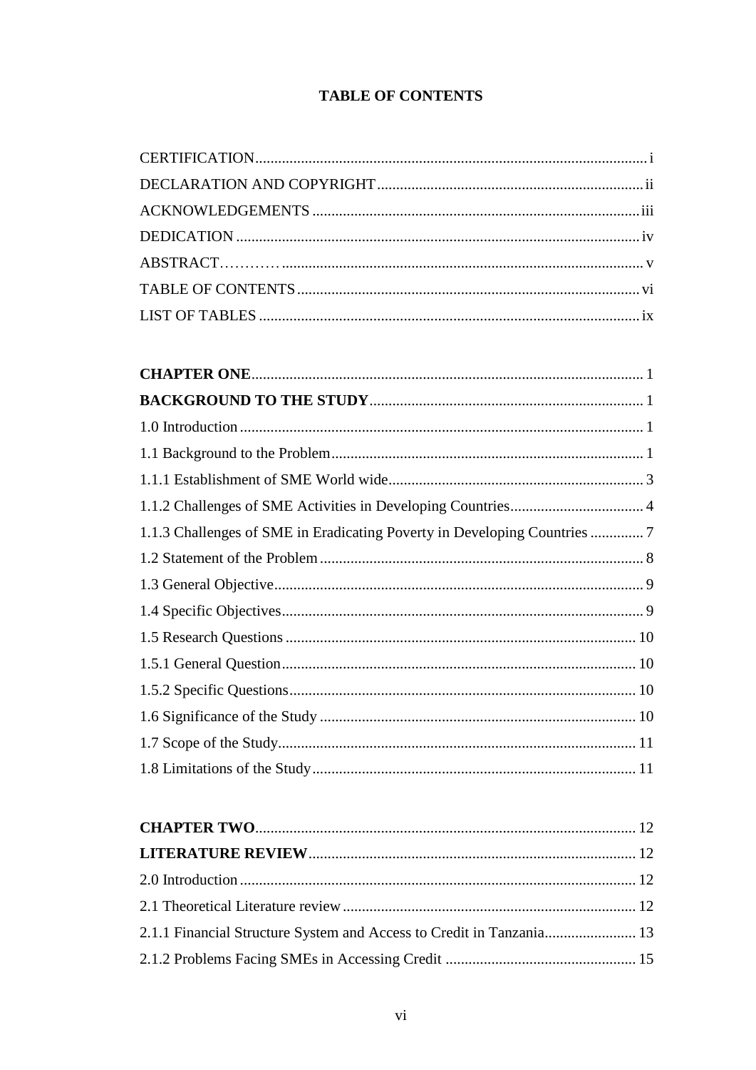## TABLE OF CONTENTS

CERTIFICATION ....................................................................................................... i

DECLARATION AND COPYRIGHT ........................................................................ ii

ACKNOWLEDGEMENTS ........................................................................................ iii

DEDICATION ........................................................................................................... iv

ABSTRACT………… ................................................................................................ v

TABLE OF CONTENTS ........................................................................................... vi

LIST OF TABLES ..................................................................................................... ix

**CHAPTER ONE** ........................................................................................................ 1

**BACKGROUND TO THE STUDY** ........................................................................ 1

1.0 Introduction .......................................................................................................... 1

1.1 Background to the Problem .................................................................................. 1

1.1.1 Establishment of SME World wide ................................................................... 3

1.1.2 Challenges of SME Activities in Developing Countries .................................... 4

1.1.3 Challenges of SME in Eradicating Poverty in Developing Countries .............. 7

1.2 Statement of the Problem ..................................................................................... 8

1.3 General Objective ................................................................................................. 9

1.4 Specific Objectives ............................................................................................... 9

1.5 Research Questions ............................................................................................ 10

1.5.1 General Question ............................................................................................. 10

1.5.2 Specific Questions ........................................................................................... 10

1.6 Significance of the Study ................................................................................... 10

1.7 Scope of the Study .............................................................................................. 11

1.8 Limitations of the Study ..................................................................................... 11

**CHAPTER TWO** ..................................................................................................... 12

**LITERATURE REVIEW** ....................................................................................... 12

2.0 Introduction ........................................................................................................ 12

2.1 Theoretical Literature review ............................................................................. 12

2.1.1 Financial Structure System and Access to Credit in Tanzania ........................ 13

2.1.2 Problems Facing SMEs in Accessing Credit .................................................. 15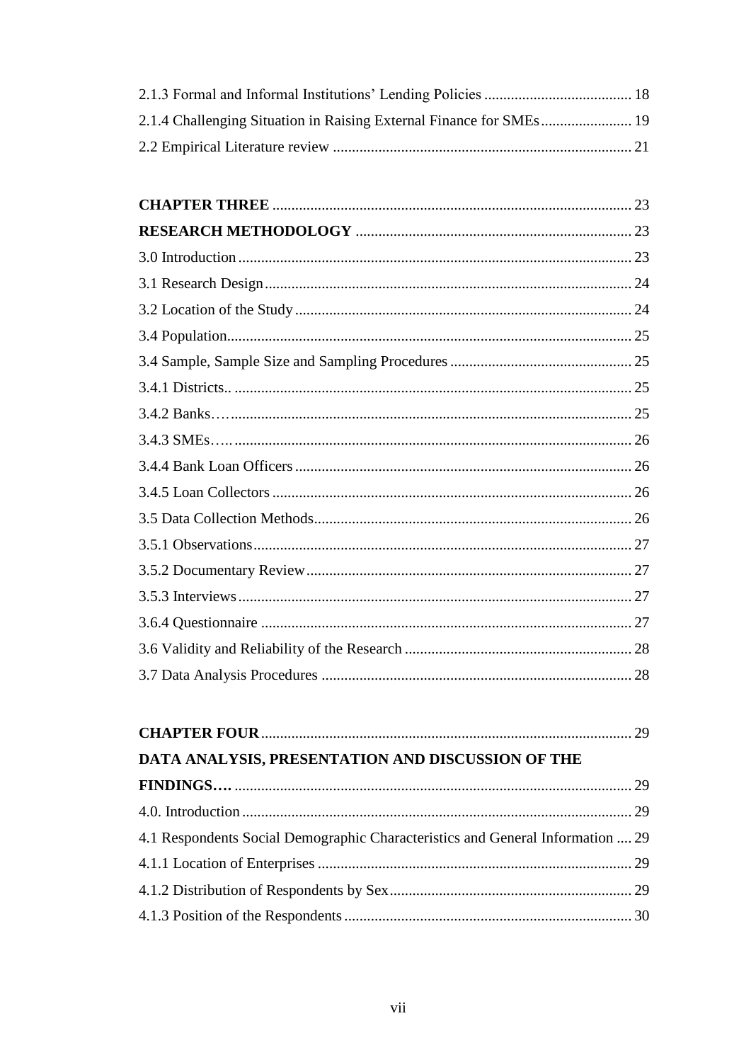2.1.3 Formal and Informal Institutions' Lending Policies ....................................... 18
2.1.4 Challenging Situation in Raising External Finance for SMEs........................ 19
2.2 Empirical Literature review .............................................................................. 21

**CHAPTER THREE** .............................................................................................. 23
**RESEARCH METHODOLOGY** ........................................................................ 23
3.0 Introduction ....................................................................................................... 23
3.1 Research Design ................................................................................................ 24
3.2 Location of the Study ......................................................................................... 24
3.4 Population .......................................................................................................... 25
3.4 Sample, Sample Size and Sampling Procedures ................................................ 25
3.4.1 Districts.. ......................................................................................................... 25
3.4.2 Banks….......................................................................................................... 25
3.4.3 SMEs….......................................................................................................... 26
3.4.4 Bank Loan Officers ........................................................................................ 26
3.4.5 Loan Collectors .............................................................................................. 26
3.5 Data Collection Methods.................................................................................... 26
3.5.1 Observations ................................................................................................... 27
3.5.2 Documentary Review ..................................................................................... 27
3.5.3 Interviews ....................................................................................................... 27
3.6.4 Questionnaire ................................................................................................. 27
3.6 Validity and Reliability of the Research ............................................................ 28
3.7 Data Analysis Procedures .................................................................................. 28

**CHAPTER FOUR** ................................................................................................. 29
**DATA ANALYSIS, PRESENTATION AND DISCUSSION OF THE FINDINGS….** ........................................................................................................ 29
4.0. Introduction ...................................................................................................... 29
4.1 Respondents Social Demographic Characteristics and General Information .... 29
4.1.1 Location of Enterprises .................................................................................. 29
4.1.2 Distribution of Respondents by Sex ............................................................... 29
4.1.3 Position of the Respondents ........................................................................... 30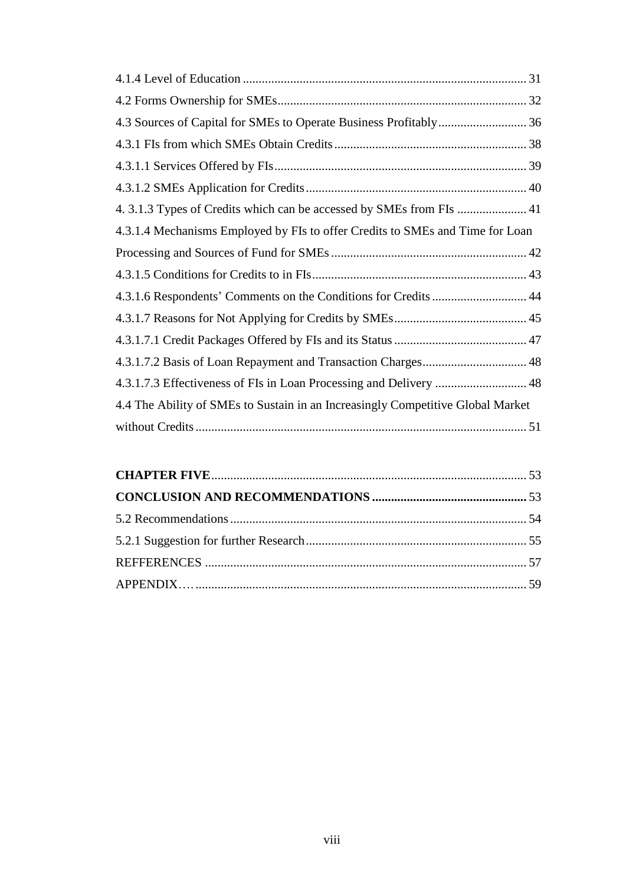4.1.4 Level of Education ........................................................................................ 31

4.2 Forms Ownership for SMEs............................................................................. 32

4.3 Sources of Capital for SMEs to Operate Business Profitably........................... 36

4.3.1 FIs from which SMEs Obtain Credits ............................................................ 38

4.3.1.1 Services Offered by FIs............................................................................... 39

4.3.1.2 SMEs Application for Credits..................................................................... 40

4. 3.1.3 Types of Credits which can be accessed by SMEs from FIs ...................... 41

4.3.1.4 Mechanisms Employed by FIs to offer Credits to SMEs and Time for Loan Processing and Sources of Fund for SMEs ............................................................. 42

4.3.1.5 Conditions for Credits to in FIs................................................................... 43

4.3.1.6 Respondents' Comments on the Conditions for Credits ............................. 44

4.3.1.7 Reasons for Not Applying for Credits by SMEs......................................... 45

4.3.1.7.1 Credit Packages Offered by FIs and its Status .......................................... 47

4.3.1.7.2 Basis of Loan Repayment and Transaction Charges................................. 48

4.3.1.7.3 Effectiveness of FIs in Loan Processing and Delivery ............................. 48

4.4 The Ability of SMEs to Sustain in an Increasingly Competitive Global Market without Credits ........................................................................................................ 51

**CHAPTER FIVE**.................................................................................................. 53

**CONCLUSION AND RECOMMENDATIONS** ................................................ 53

5.2 Recommendations ............................................................................................ 54

5.2.1 Suggestion for further Research..................................................................... 55

REFFERENCES ..................................................................................................... 57

APPENDIX…. ........................................................................................................ 59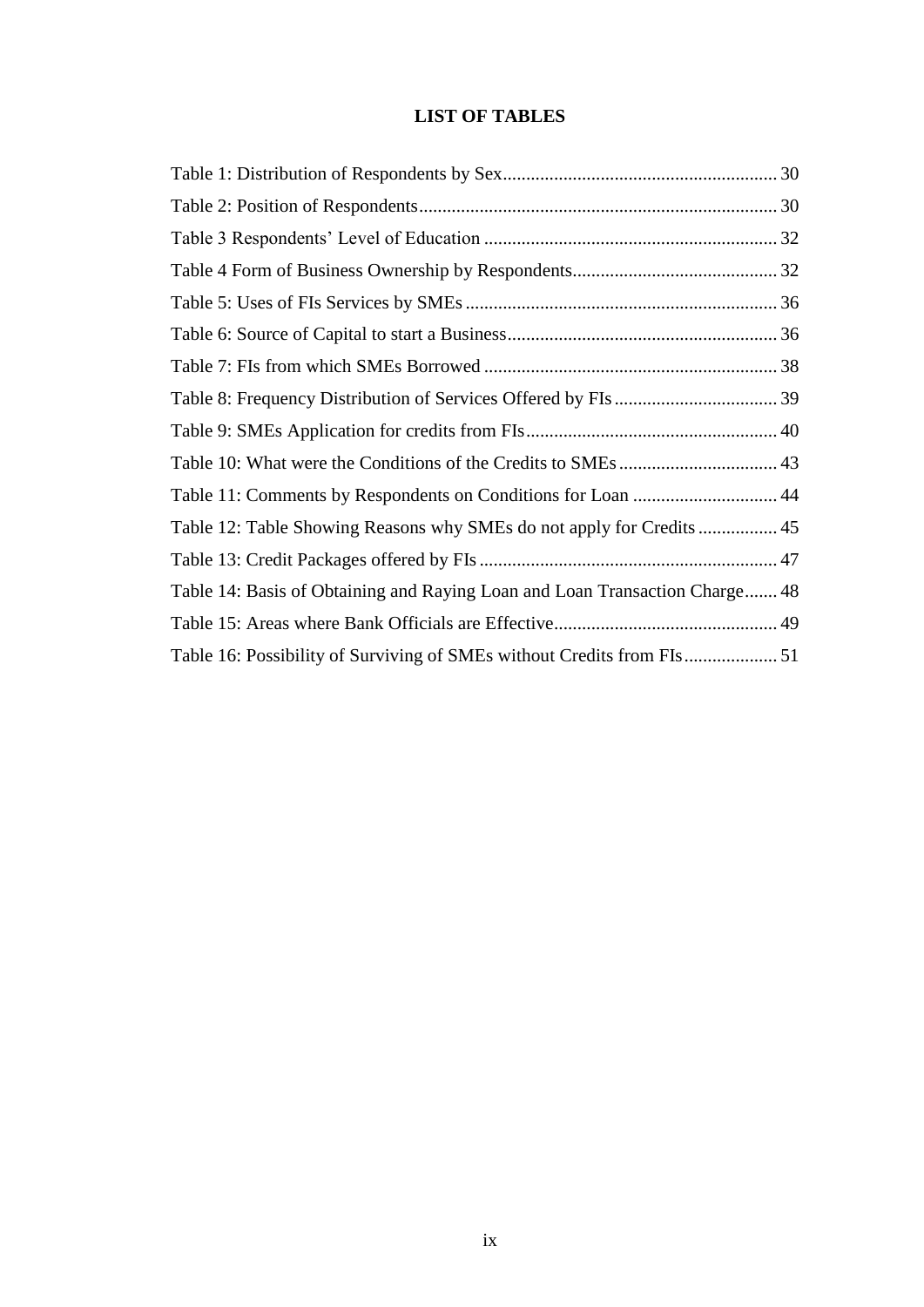# LIST OF TABLES

Table 1: Distribution of Respondents by Sex .......... 30

Table 2: Position of Respondents .......... 30

Table 3 Respondents' Level of Education .......... 32

Table 4 Form of Business Ownership by Respondents .......... 32

Table 5: Uses of FIs Services by SMEs .......... 36

Table 6: Source of Capital to start a Business .......... 36

Table 7: FIs from which SMEs Borrowed .......... 38

Table 8: Frequency Distribution of Services Offered by FIs .......... 39

Table 9: SMEs Application for credits from FIs .......... 40

Table 10: What were the Conditions of the Credits to SMEs .......... 43

Table 11: Comments by Respondents on Conditions for Loan .......... 44

Table 12: Table Showing Reasons why SMEs do not apply for Credits .......... 45

Table 13: Credit Packages offered by FIs .......... 47

Table 14: Basis of Obtaining and Raying Loan and Loan Transaction Charge .......... 48

Table 15: Areas where Bank Officials are Effective .......... 49

Table 16: Possibility of Surviving of SMEs without Credits from FIs .......... 51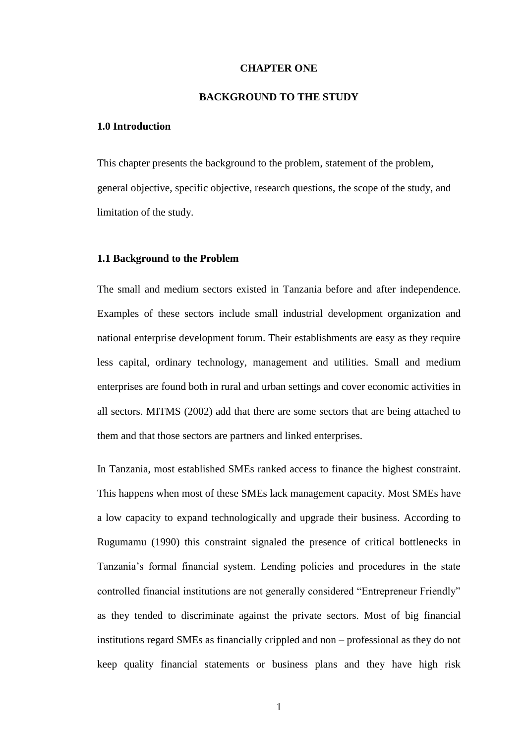# CHAPTER ONE

# BACKGROUND TO THE STUDY

## 1.0 Introduction

This chapter presents the background to the problem, statement of the problem, general objective, specific objective, research questions, the scope of the study, and limitation of the study.

## 1.1 Background to the Problem

The small and medium sectors existed in Tanzania before and after independence. Examples of these sectors include small industrial development organization and national enterprise development forum. Their establishments are easy as they require less capital, ordinary technology, management and utilities. Small and medium enterprises are found both in rural and urban settings and cover economic activities in all sectors. MITMS (2002) add that there are some sectors that are being attached to them and that those sectors are partners and linked enterprises.

In Tanzania, most established SMEs ranked access to finance the highest constraint. This happens when most of these SMEs lack management capacity. Most SMEs have a low capacity to expand technologically and upgrade their business. According to Rugumamu (1990) this constraint signaled the presence of critical bottlenecks in Tanzania's formal financial system. Lending policies and procedures in the state controlled financial institutions are not generally considered "Entrepreneur Friendly" as they tended to discriminate against the private sectors. Most of big financial institutions regard SMEs as financially crippled and non – professional as they do not keep quality financial statements or business plans and they have high risk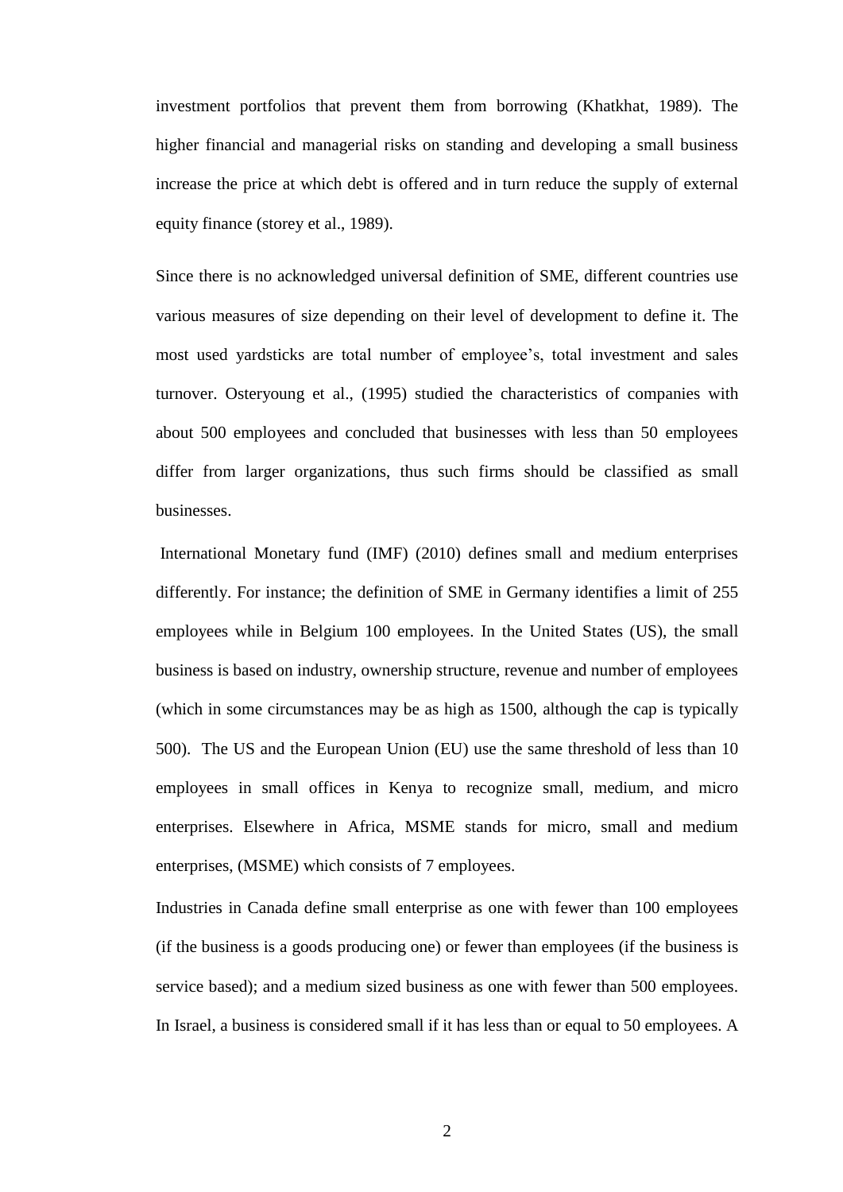investment portfolios that prevent them from borrowing (Khatkhat, 1989). The higher financial and managerial risks on standing and developing a small business increase the price at which debt is offered and in turn reduce the supply of external equity finance (storey et al., 1989).

Since there is no acknowledged universal definition of SME, different countries use various measures of size depending on their level of development to define it. The most used yardsticks are total number of employee's, total investment and sales turnover. Osteryoung et al., (1995) studied the characteristics of companies with about 500 employees and concluded that businesses with less than 50 employees differ from larger organizations, thus such firms should be classified as small businesses.

International Monetary fund (IMF) (2010) defines small and medium enterprises differently. For instance; the definition of SME in Germany identifies a limit of 255 employees while in Belgium 100 employees. In the United States (US), the small business is based on industry, ownership structure, revenue and number of employees (which in some circumstances may be as high as 1500, although the cap is typically 500). The US and the European Union (EU) use the same threshold of less than 10 employees in small offices in Kenya to recognize small, medium, and micro enterprises. Elsewhere in Africa, MSME stands for micro, small and medium enterprises, (MSME) which consists of 7 employees.

Industries in Canada define small enterprise as one with fewer than 100 employees (if the business is a goods producing one) or fewer than employees (if the business is service based); and a medium sized business as one with fewer than 500 employees. In Israel, a business is considered small if it has less than or equal to 50 employees. A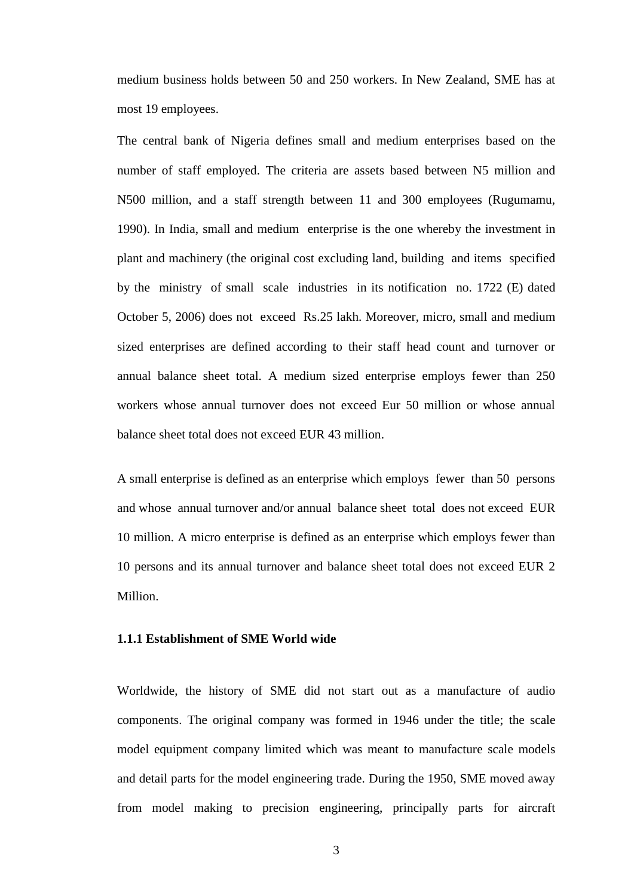medium business holds between 50 and 250 workers. In New Zealand, SME has at most 19 employees.

The central bank of Nigeria defines small and medium enterprises based on the number of staff employed. The criteria are assets based between N5 million and N500 million, and a staff strength between 11 and 300 employees (Rugumamu, 1990). In India, small and medium enterprise is the one whereby the investment in plant and machinery (the original cost excluding land, building and items specified by the ministry of small scale industries in its notification no. 1722 (E) dated October 5, 2006) does not exceed Rs.25 lakh. Moreover, micro, small and medium sized enterprises are defined according to their staff head count and turnover or annual balance sheet total. A medium sized enterprise employs fewer than 250 workers whose annual turnover does not exceed Eur 50 million or whose annual balance sheet total does not exceed EUR 43 million.

A small enterprise is defined as an enterprise which employs fewer than 50 persons and whose annual turnover and/or annual balance sheet total does not exceed EUR 10 million. A micro enterprise is defined as an enterprise which employs fewer than 10 persons and its annual turnover and balance sheet total does not exceed EUR 2 Million.

### 1.1.1 Establishment of SME World wide

Worldwide, the history of SME did not start out as a manufacture of audio components. The original company was formed in 1946 under the title; the scale model equipment company limited which was meant to manufacture scale models and detail parts for the model engineering trade. During the 1950, SME moved away from model making to precision engineering, principally parts for aircraft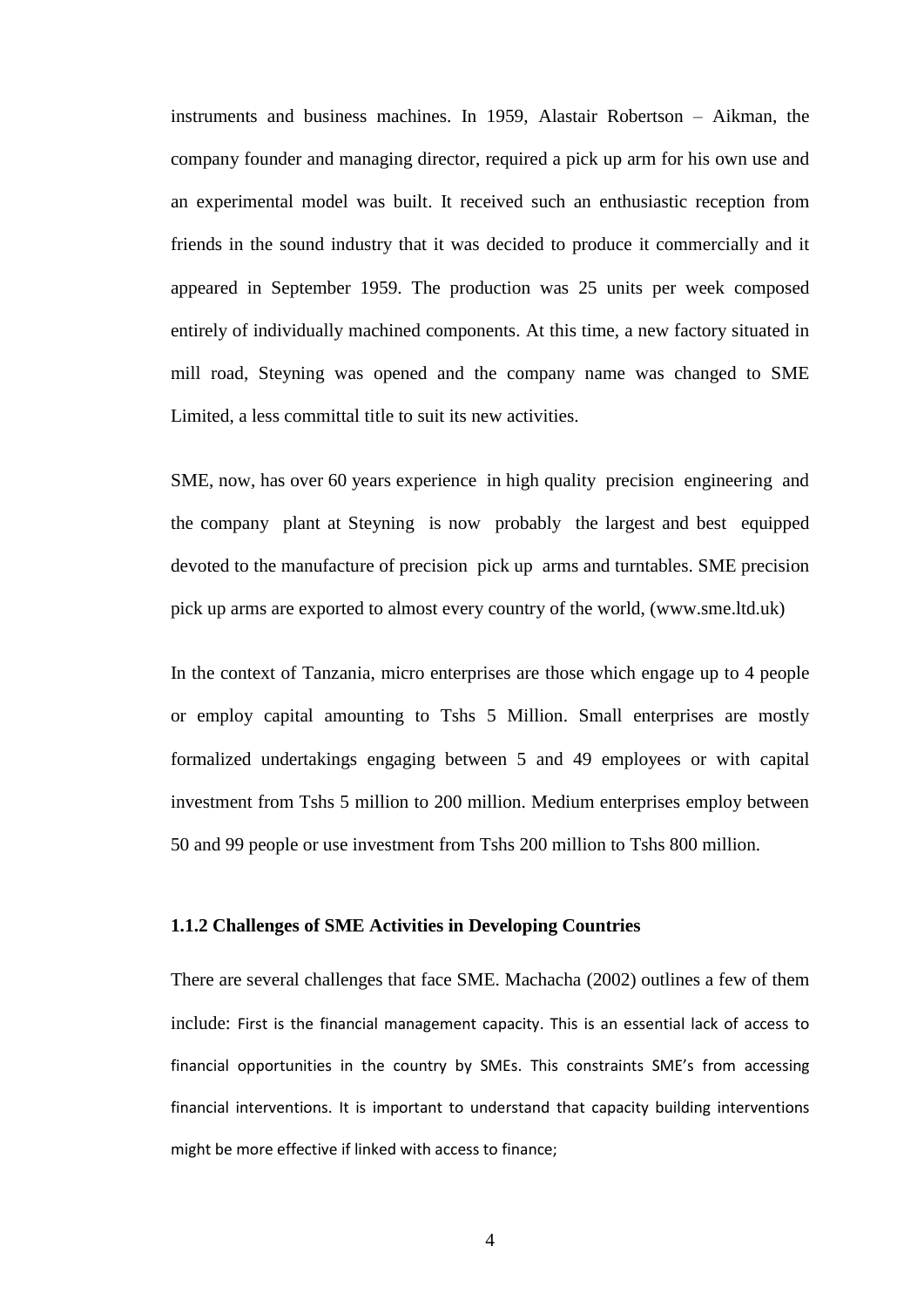instruments and business machines. In 1959, Alastair Robertson – Aikman, the company founder and managing director, required a pick up arm for his own use and an experimental model was built. It received such an enthusiastic reception from friends in the sound industry that it was decided to produce it commercially and it appeared in September 1959. The production was 25 units per week composed entirely of individually machined components. At this time, a new factory situated in mill road, Steyning was opened and the company name was changed to SME Limited, a less committal title to suit its new activities.

SME, now, has over 60 years experience in high quality precision engineering and the company plant at Steyning is now probably the largest and best equipped devoted to the manufacture of precision pick up arms and turntables. SME precision pick up arms are exported to almost every country of the world, (www.sme.ltd.uk)

In the context of Tanzania, micro enterprises are those which engage up to 4 people or employ capital amounting to Tshs 5 Million. Small enterprises are mostly formalized undertakings engaging between 5 and 49 employees or with capital investment from Tshs 5 million to 200 million. Medium enterprises employ between 50 and 99 people or use investment from Tshs 200 million to Tshs 800 million.

### 1.1.2 Challenges of SME Activities in Developing Countries

There are several challenges that face SME. Machacha (2002) outlines a few of them include: First is the financial management capacity. This is an essential lack of access to financial opportunities in the country by SMEs. This constraints SME's from accessing financial interventions. It is important to understand that capacity building interventions might be more effective if linked with access to finance;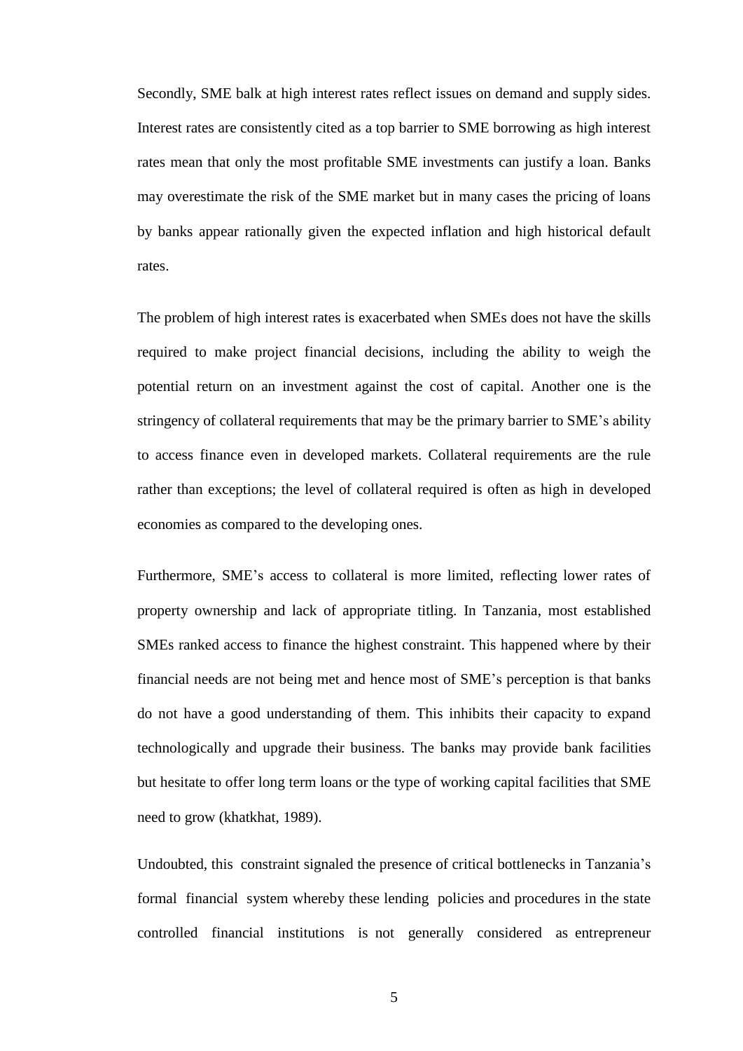Secondly, SME balk at high interest rates reflect issues on demand and supply sides. Interest rates are consistently cited as a top barrier to SME borrowing as high interest rates mean that only the most profitable SME investments can justify a loan. Banks may overestimate the risk of the SME market but in many cases the pricing of loans by banks appear rationally given the expected inflation and high historical default rates.

The problem of high interest rates is exacerbated when SMEs does not have the skills required to make project financial decisions, including the ability to weigh the potential return on an investment against the cost of capital. Another one is the stringency of collateral requirements that may be the primary barrier to SME's ability to access finance even in developed markets. Collateral requirements are the rule rather than exceptions; the level of collateral required is often as high in developed economies as compared to the developing ones.

Furthermore, SME's access to collateral is more limited, reflecting lower rates of property ownership and lack of appropriate titling. In Tanzania, most established SMEs ranked access to finance the highest constraint. This happened where by their financial needs are not being met and hence most of SME's perception is that banks do not have a good understanding of them. This inhibits their capacity to expand technologically and upgrade their business. The banks may provide bank facilities but hesitate to offer long term loans or the type of working capital facilities that SME need to grow (khatkhat, 1989).

Undoubted, this constraint signaled the presence of critical bottlenecks in Tanzania's formal financial system whereby these lending policies and procedures in the state controlled financial institutions is not generally considered as entrepreneur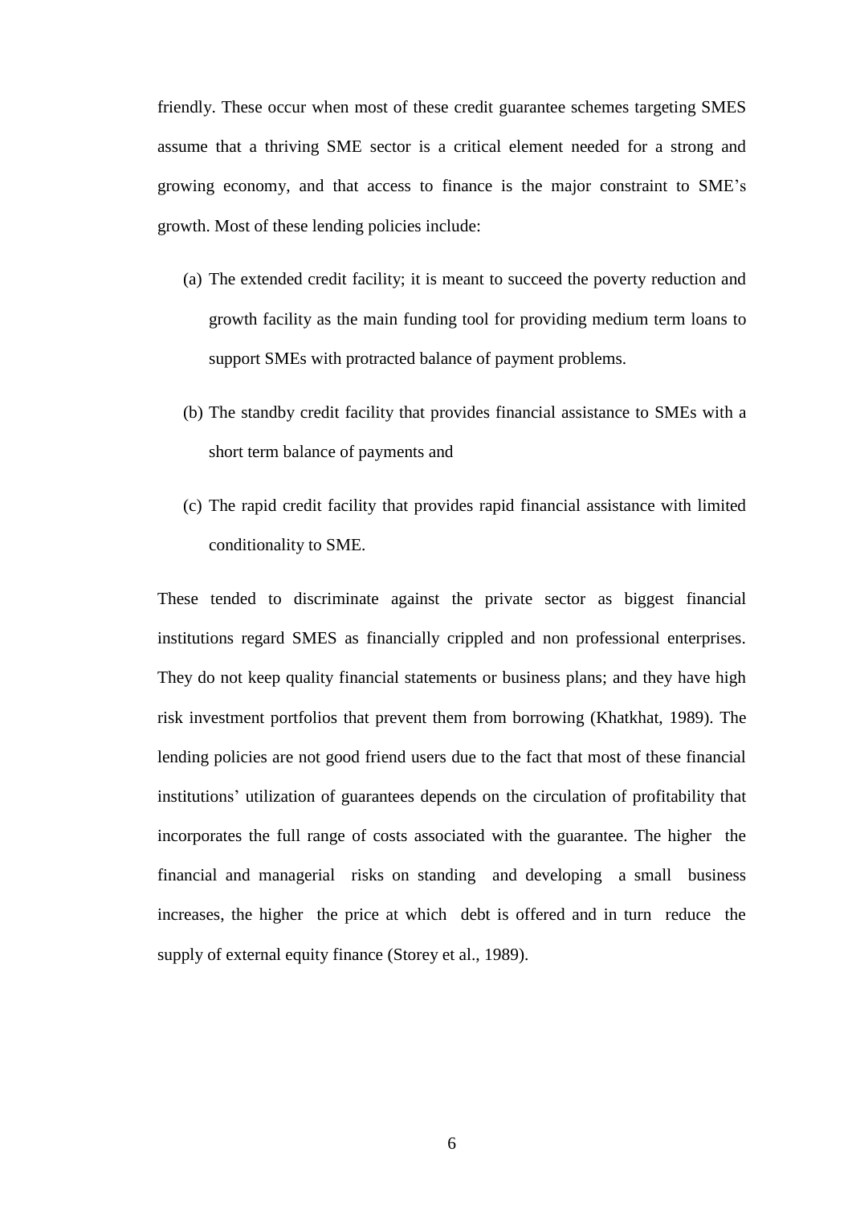friendly. These occur when most of these credit guarantee schemes targeting SMES assume that a thriving SME sector is a critical element needed for a strong and growing economy, and that access to finance is the major constraint to SME's growth. Most of these lending policies include:

(a) The extended credit facility; it is meant to succeed the poverty reduction and growth facility as the main funding tool for providing medium term loans to support SMEs with protracted balance of payment problems.

(b) The standby credit facility that provides financial assistance to SMEs with a short term balance of payments and

(c) The rapid credit facility that provides rapid financial assistance with limited conditionality to SME.

These tended to discriminate against the private sector as biggest financial institutions regard SMES as financially crippled and non professional enterprises. They do not keep quality financial statements or business plans; and they have high risk investment portfolios that prevent them from borrowing (Khatkhat, 1989). The lending policies are not good friend users due to the fact that most of these financial institutions' utilization of guarantees depends on the circulation of profitability that incorporates the full range of costs associated with the guarantee. The higher the financial and managerial risks on standing and developing a small business increases, the higher the price at which debt is offered and in turn reduce the supply of external equity finance (Storey et al., 1989).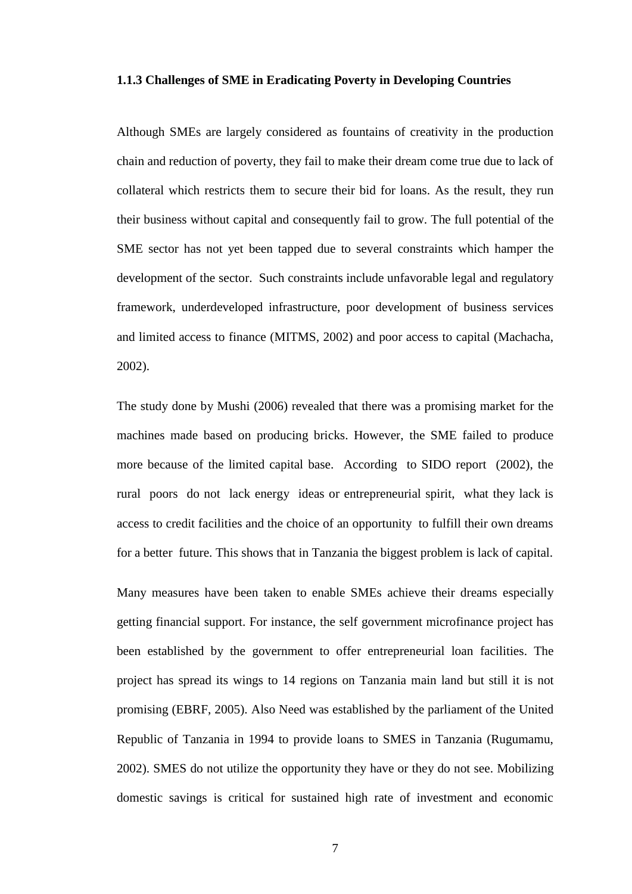### 1.1.3 Challenges of SME in Eradicating Poverty in Developing Countries

Although SMEs are largely considered as fountains of creativity in the production chain and reduction of poverty, they fail to make their dream come true due to lack of collateral which restricts them to secure their bid for loans. As the result, they run their business without capital and consequently fail to grow. The full potential of the SME sector has not yet been tapped due to several constraints which hamper the development of the sector. Such constraints include unfavorable legal and regulatory framework, underdeveloped infrastructure, poor development of business services and limited access to finance (MITMS, 2002) and poor access to capital (Machacha, 2002).

The study done by Mushi (2006) revealed that there was a promising market for the machines made based on producing bricks. However, the SME failed to produce more because of the limited capital base. According to SIDO report (2002), the rural poors do not lack energy ideas or entrepreneurial spirit, what they lack is access to credit facilities and the choice of an opportunity to fulfill their own dreams for a better future. This shows that in Tanzania the biggest problem is lack of capital.

Many measures have been taken to enable SMEs achieve their dreams especially getting financial support. For instance, the self government microfinance project has been established by the government to offer entrepreneurial loan facilities. The project has spread its wings to 14 regions on Tanzania main land but still it is not promising (EBRF, 2005). Also Need was established by the parliament of the United Republic of Tanzania in 1994 to provide loans to SMES in Tanzania (Rugumamu, 2002). SMES do not utilize the opportunity they have or they do not see. Mobilizing domestic savings is critical for sustained high rate of investment and economic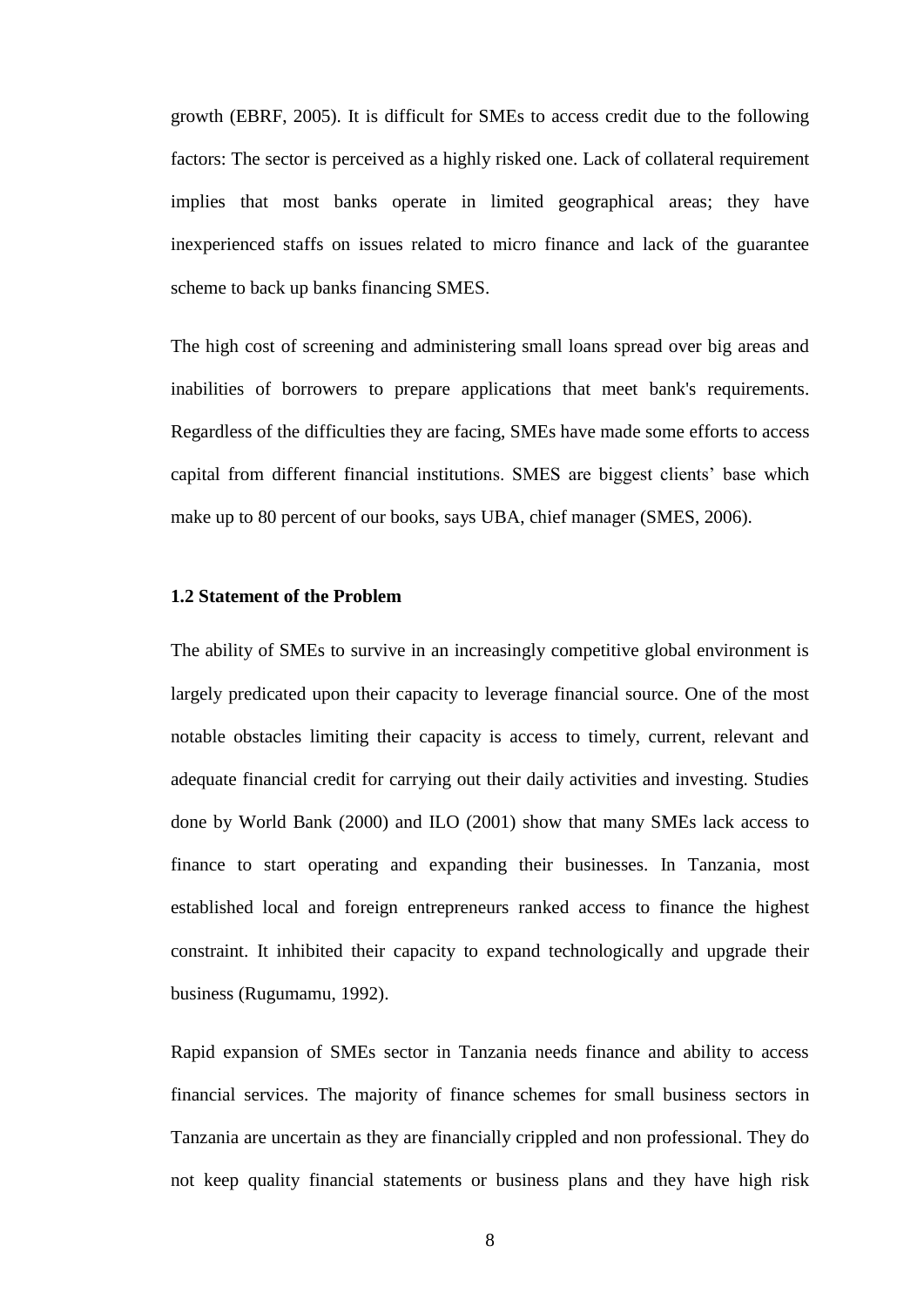growth (EBRF, 2005). It is difficult for SMEs to access credit due to the following factors: The sector is perceived as a highly risked one. Lack of collateral requirement implies that most banks operate in limited geographical areas; they have inexperienced staffs on issues related to micro finance and lack of the guarantee scheme to back up banks financing SMES.

The high cost of screening and administering small loans spread over big areas and inabilities of borrowers to prepare applications that meet bank's requirements. Regardless of the difficulties they are facing, SMEs have made some efforts to access capital from different financial institutions. SMES are biggest clients' base which make up to 80 percent of our books, says UBA, chief manager (SMES, 2006).

### 1.2 Statement of the Problem

The ability of SMEs to survive in an increasingly competitive global environment is largely predicated upon their capacity to leverage financial source. One of the most notable obstacles limiting their capacity is access to timely, current, relevant and adequate financial credit for carrying out their daily activities and investing. Studies done by World Bank (2000) and ILO (2001) show that many SMEs lack access to finance to start operating and expanding their businesses. In Tanzania, most established local and foreign entrepreneurs ranked access to finance the highest constraint. It inhibited their capacity to expand technologically and upgrade their business (Rugumamu, 1992).

Rapid expansion of SMEs sector in Tanzania needs finance and ability to access financial services. The majority of finance schemes for small business sectors in Tanzania are uncertain as they are financially crippled and non professional. They do not keep quality financial statements or business plans and they have high risk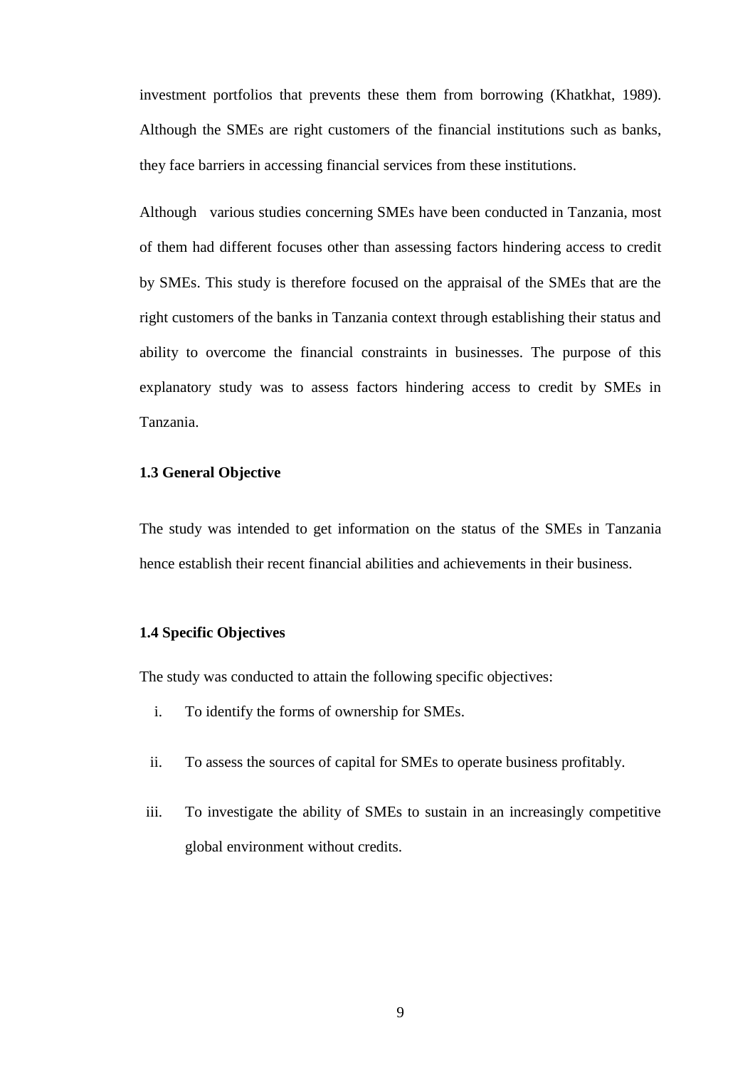investment portfolios that prevents these them from borrowing (Khatkhat, 1989). Although the SMEs are right customers of the financial institutions such as banks, they face barriers in accessing financial services from these institutions.

Although various studies concerning SMEs have been conducted in Tanzania, most of them had different focuses other than assessing factors hindering access to credit by SMEs. This study is therefore focused on the appraisal of the SMEs that are the right customers of the banks in Tanzania context through establishing their status and ability to overcome the financial constraints in businesses. The purpose of this explanatory study was to assess factors hindering access to credit by SMEs in Tanzania.

### 1.3 General Objective

The study was intended to get information on the status of the SMEs in Tanzania hence establish their recent financial abilities and achievements in their business.

### 1.4 Specific Objectives

The study was conducted to attain the following specific objectives:

i. To identify the forms of ownership for SMEs.

ii. To assess the sources of capital for SMEs to operate business profitably.

iii. To investigate the ability of SMEs to sustain in an increasingly competitive global environment without credits.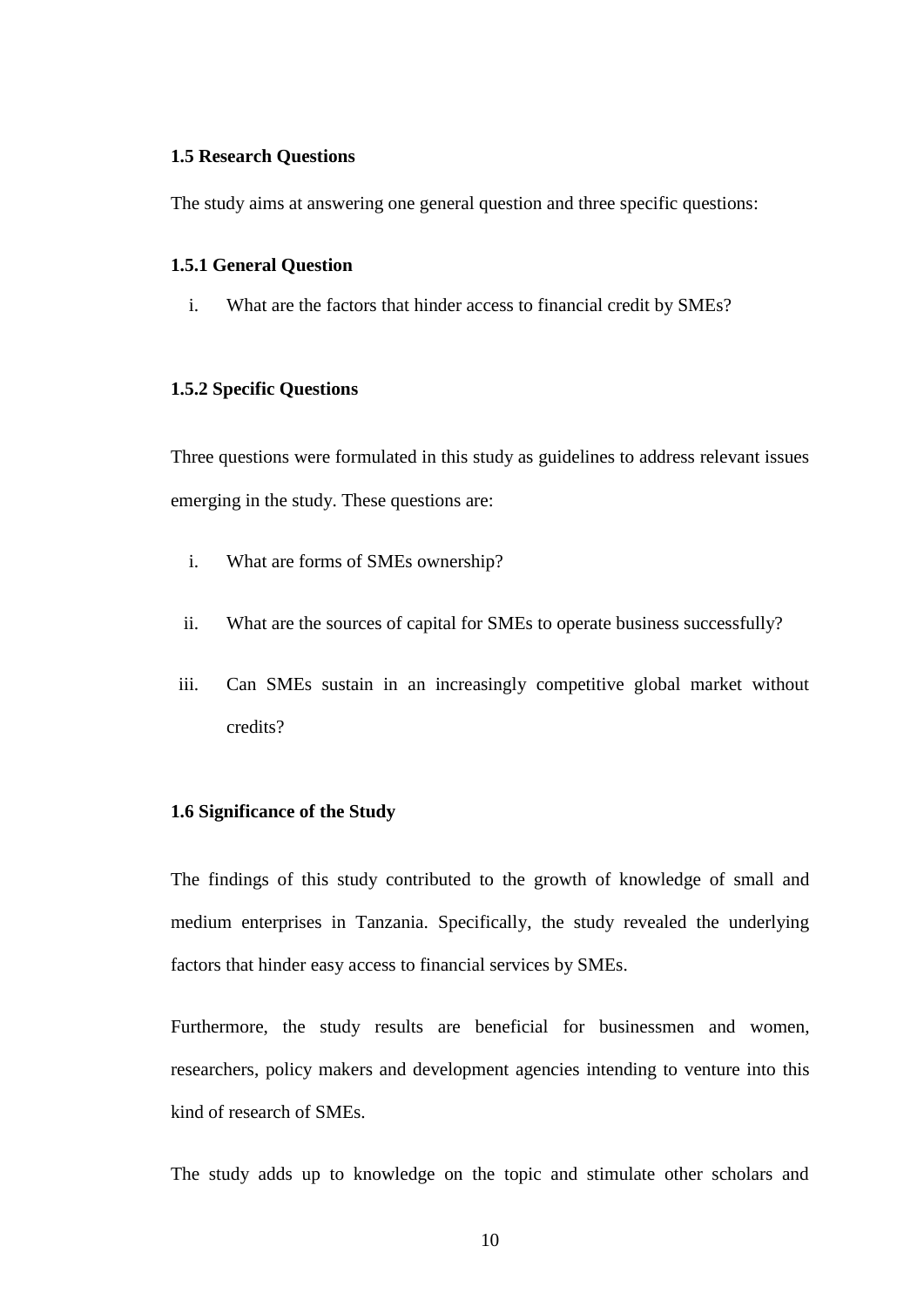### 1.5 Research Questions

The study aims at answering one general question and three specific questions:

#### 1.5.1 General Question

i. What are the factors that hinder access to financial credit by SMEs?

#### 1.5.2 Specific Questions

Three questions were formulated in this study as guidelines to address relevant issues emerging in the study. These questions are:

i. What are forms of SMEs ownership?

ii. What are the sources of capital for SMEs to operate business successfully?

iii. Can SMEs sustain in an increasingly competitive global market without credits?

### 1.6 Significance of the Study

The findings of this study contributed to the growth of knowledge of small and medium enterprises in Tanzania. Specifically, the study revealed the underlying factors that hinder easy access to financial services by SMEs.

Furthermore, the study results are beneficial for businessmen and women, researchers, policy makers and development agencies intending to venture into this kind of research of SMEs.

The study adds up to knowledge on the topic and stimulate other scholars and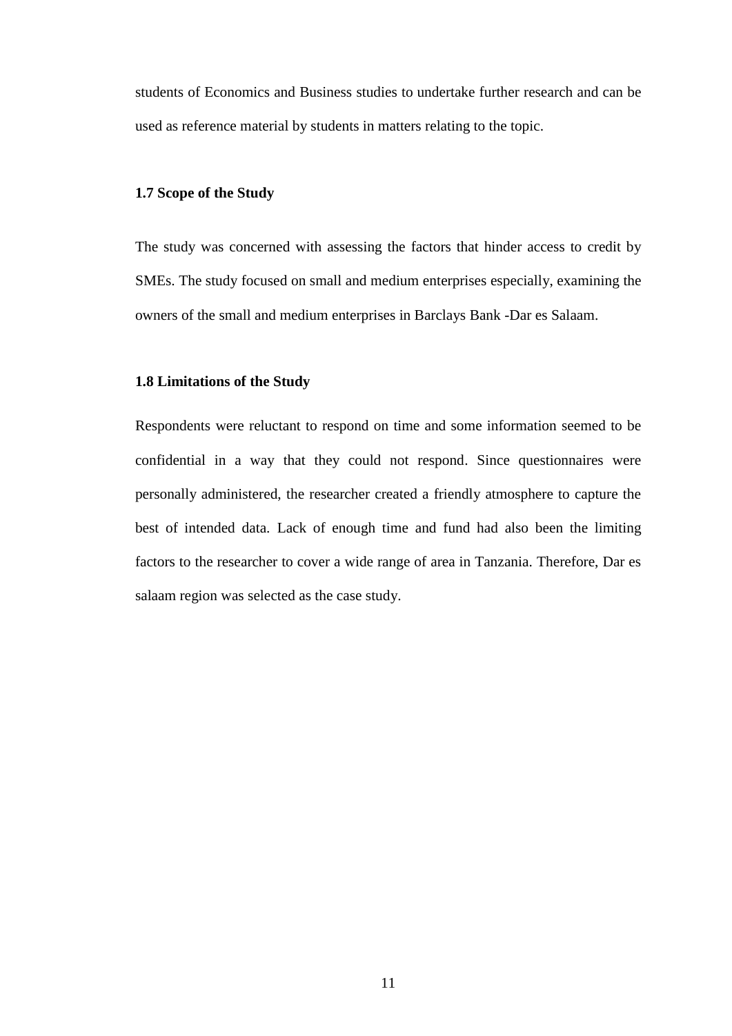students of Economics and Business studies to undertake further research and can be used as reference material by students in matters relating to the topic.

### 1.7 Scope of the Study

The study was concerned with assessing the factors that hinder access to credit by SMEs. The study focused on small and medium enterprises especially, examining the owners of the small and medium enterprises in Barclays Bank -Dar es Salaam.

### 1.8 Limitations of the Study

Respondents were reluctant to respond on time and some information seemed to be confidential in a way that they could not respond. Since questionnaires were personally administered, the researcher created a friendly atmosphere to capture the best of intended data. Lack of enough time and fund had also been the limiting factors to the researcher to cover a wide range of area in Tanzania. Therefore, Dar es salaam region was selected as the case study.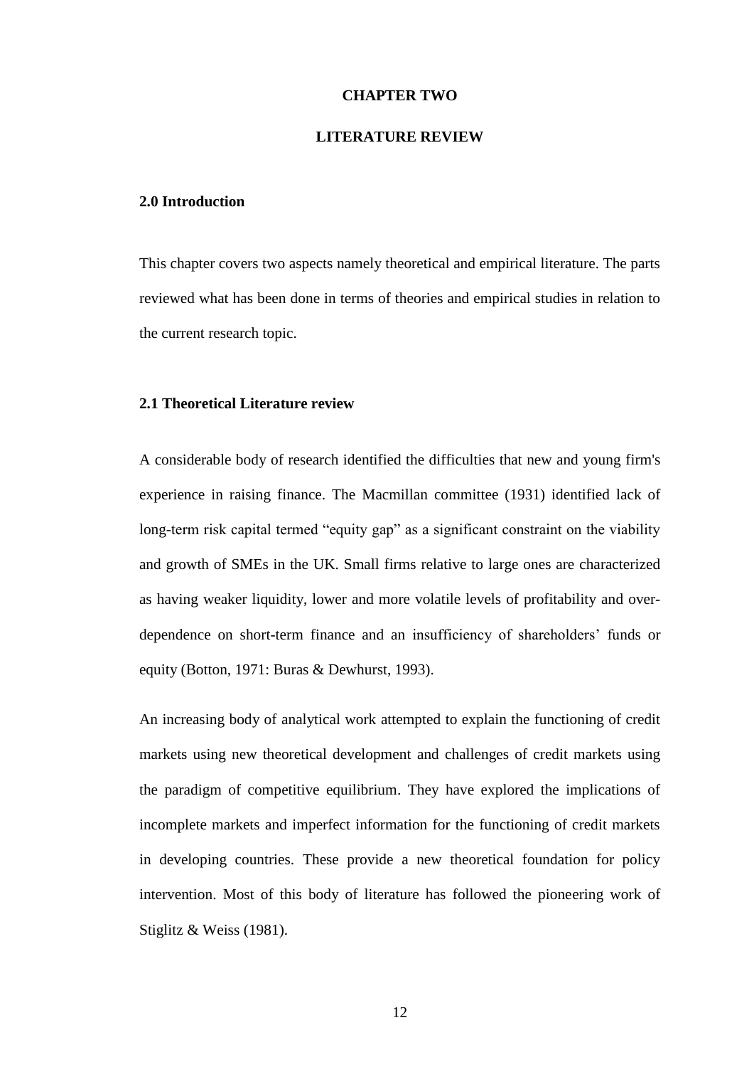# CHAPTER TWO

# LITERATURE REVIEW

## 2.0 Introduction

This chapter covers two aspects namely theoretical and empirical literature. The parts reviewed what has been done in terms of theories and empirical studies in relation to the current research topic.

## 2.1 Theoretical Literature review

A considerable body of research identified the difficulties that new and young firm's experience in raising finance. The Macmillan committee (1931) identified lack of long-term risk capital termed "equity gap" as a significant constraint on the viability and growth of SMEs in the UK. Small firms relative to large ones are characterized as having weaker liquidity, lower and more volatile levels of profitability and over-dependence on short-term finance and an insufficiency of shareholders' funds or equity (Botton, 1971: Buras & Dewhurst, 1993).

An increasing body of analytical work attempted to explain the functioning of credit markets using new theoretical development and challenges of credit markets using the paradigm of competitive equilibrium. They have explored the implications of incomplete markets and imperfect information for the functioning of credit markets in developing countries. These provide a new theoretical foundation for policy intervention. Most of this body of literature has followed the pioneering work of Stiglitz & Weiss (1981).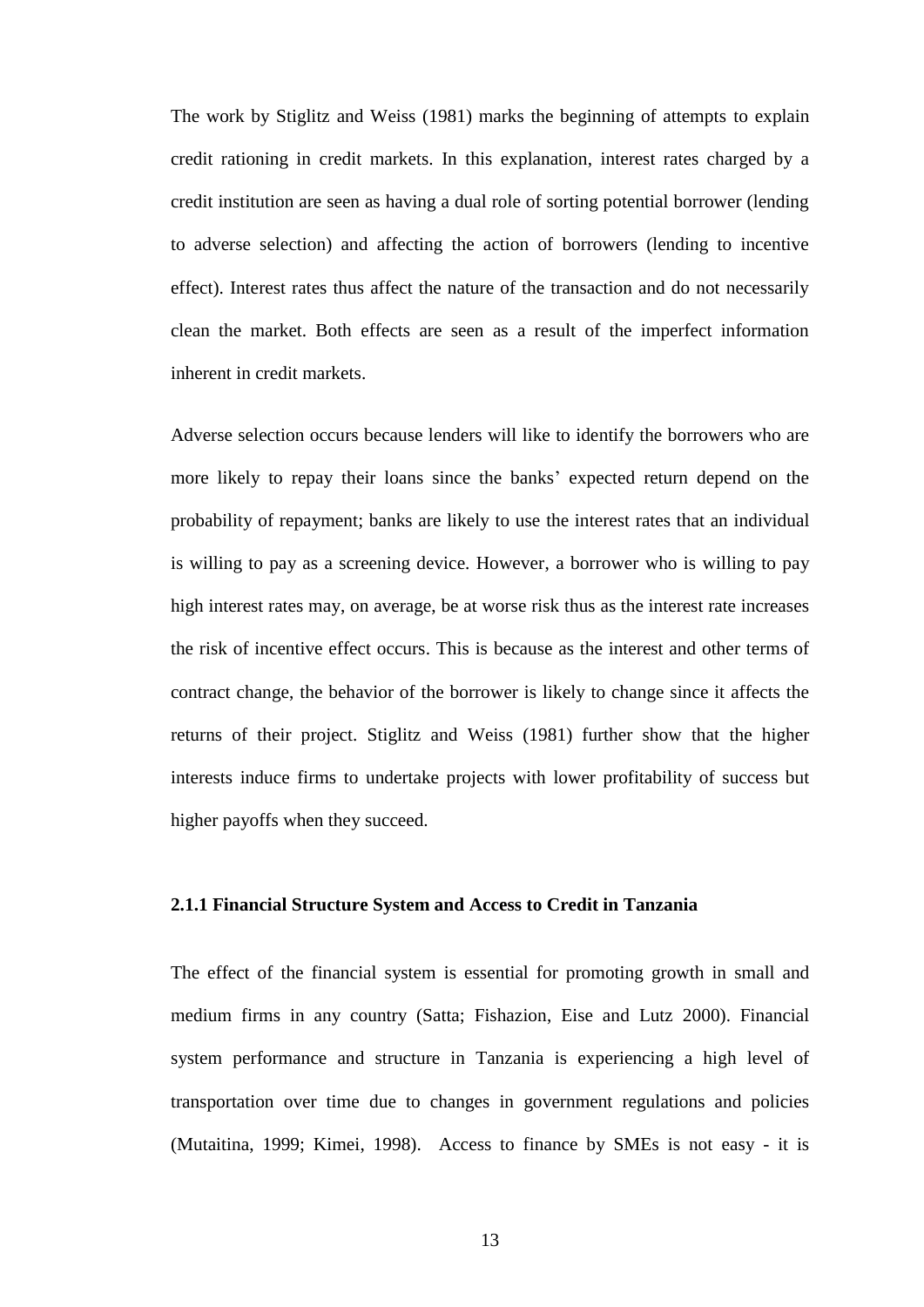The work by Stiglitz and Weiss (1981) marks the beginning of attempts to explain credit rationing in credit markets. In this explanation, interest rates charged by a credit institution are seen as having a dual role of sorting potential borrower (lending to adverse selection) and affecting the action of borrowers (lending to incentive effect). Interest rates thus affect the nature of the transaction and do not necessarily clean the market. Both effects are seen as a result of the imperfect information inherent in credit markets.

Adverse selection occurs because lenders will like to identify the borrowers who are more likely to repay their loans since the banks' expected return depend on the probability of repayment; banks are likely to use the interest rates that an individual is willing to pay as a screening device. However, a borrower who is willing to pay high interest rates may, on average, be at worse risk thus as the interest rate increases the risk of incentive effect occurs. This is because as the interest and other terms of contract change, the behavior of the borrower is likely to change since it affects the returns of their project. Stiglitz and Weiss (1981) further show that the higher interests induce firms to undertake projects with lower profitability of success but higher payoffs when they succeed.

### 2.1.1 Financial Structure System and Access to Credit in Tanzania

The effect of the financial system is essential for promoting growth in small and medium firms in any country (Satta; Fishazion, Eise and Lutz 2000). Financial system performance and structure in Tanzania is experiencing a high level of transportation over time due to changes in government regulations and policies (Mutaitina, 1999; Kimei, 1998). Access to finance by SMEs is not easy - it is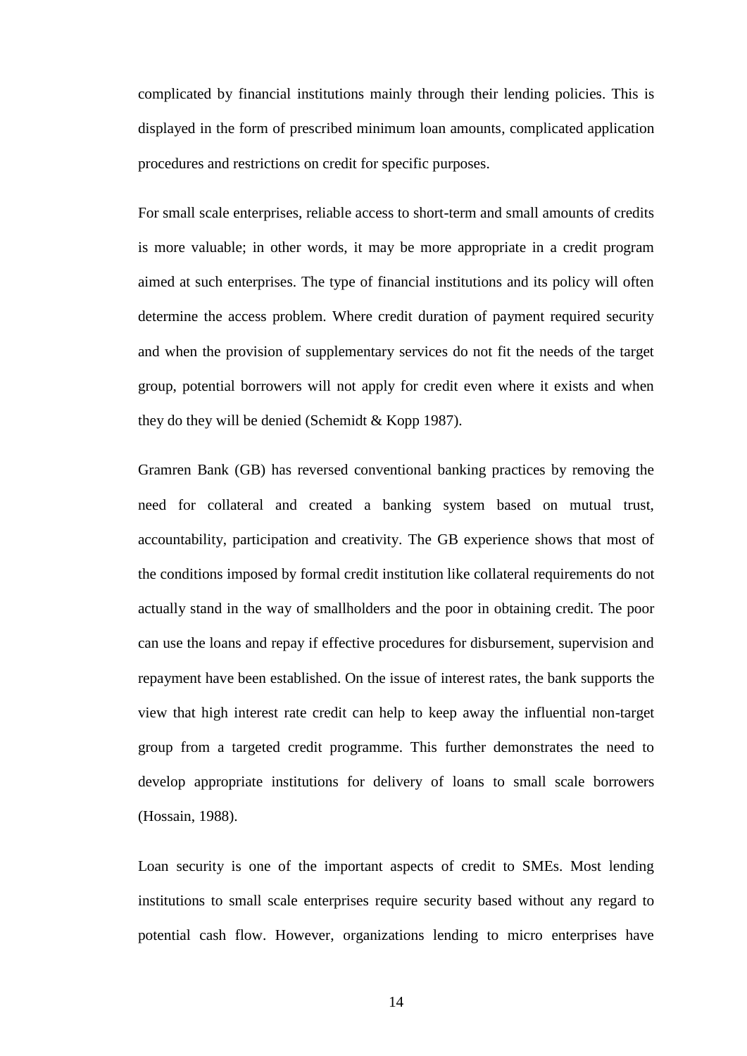complicated by financial institutions mainly through their lending policies. This is displayed in the form of prescribed minimum loan amounts, complicated application procedures and restrictions on credit for specific purposes.

For small scale enterprises, reliable access to short-term and small amounts of credits is more valuable; in other words, it may be more appropriate in a credit program aimed at such enterprises. The type of financial institutions and its policy will often determine the access problem. Where credit duration of payment required security and when the provision of supplementary services do not fit the needs of the target group, potential borrowers will not apply for credit even where it exists and when they do they will be denied (Schemidt & Kopp 1987).

Gramren Bank (GB) has reversed conventional banking practices by removing the need for collateral and created a banking system based on mutual trust, accountability, participation and creativity. The GB experience shows that most of the conditions imposed by formal credit institution like collateral requirements do not actually stand in the way of smallholders and the poor in obtaining credit. The poor can use the loans and repay if effective procedures for disbursement, supervision and repayment have been established. On the issue of interest rates, the bank supports the view that high interest rate credit can help to keep away the influential non-target group from a targeted credit programme. This further demonstrates the need to develop appropriate institutions for delivery of loans to small scale borrowers (Hossain, 1988).

Loan security is one of the important aspects of credit to SMEs. Most lending institutions to small scale enterprises require security based without any regard to potential cash flow. However, organizations lending to micro enterprises have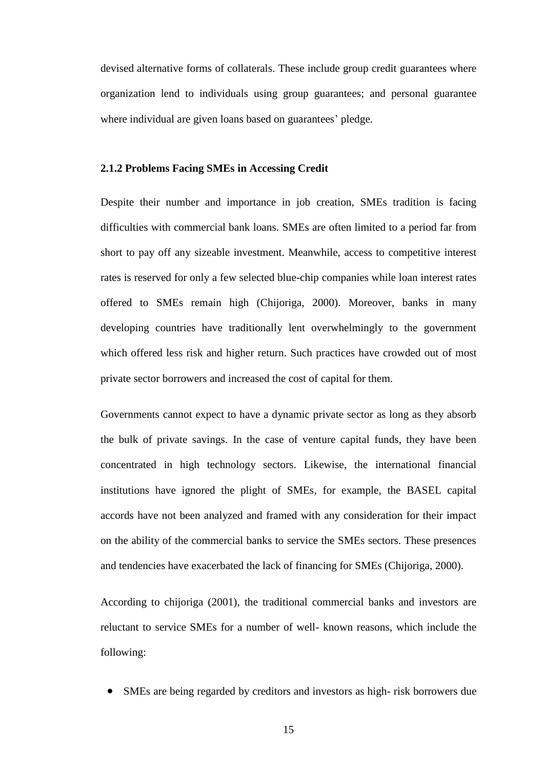devised alternative forms of collaterals. These include group credit guarantees where organization lend to individuals using group guarantees; and personal guarantee where individual are given loans based on guarantees' pledge.

### 2.1.2 Problems Facing SMEs in Accessing Credit

Despite their number and importance in job creation, SMEs tradition is facing difficulties with commercial bank loans. SMEs are often limited to a period far from short to pay off any sizeable investment. Meanwhile, access to competitive interest rates is reserved for only a few selected blue-chip companies while loan interest rates offered to SMEs remain high (Chijoriga, 2000). Moreover, banks in many developing countries have traditionally lent overwhelmingly to the government which offered less risk and higher return. Such practices have crowded out of most private sector borrowers and increased the cost of capital for them.

Governments cannot expect to have a dynamic private sector as long as they absorb the bulk of private savings. In the case of venture capital funds, they have been concentrated in high technology sectors. Likewise, the international financial institutions have ignored the plight of SMEs, for example, the BASEL capital accords have not been analyzed and framed with any consideration for their impact on the ability of the commercial banks to service the SMEs sectors. These presences and tendencies have exacerbated the lack of financing for SMEs (Chijoriga, 2000).

According to chijoriga (2001), the traditional commercial banks and investors are reluctant to service SMEs for a number of well- known reasons, which include the following:

- SMEs are being regarded by creditors and investors as high- risk borrowers due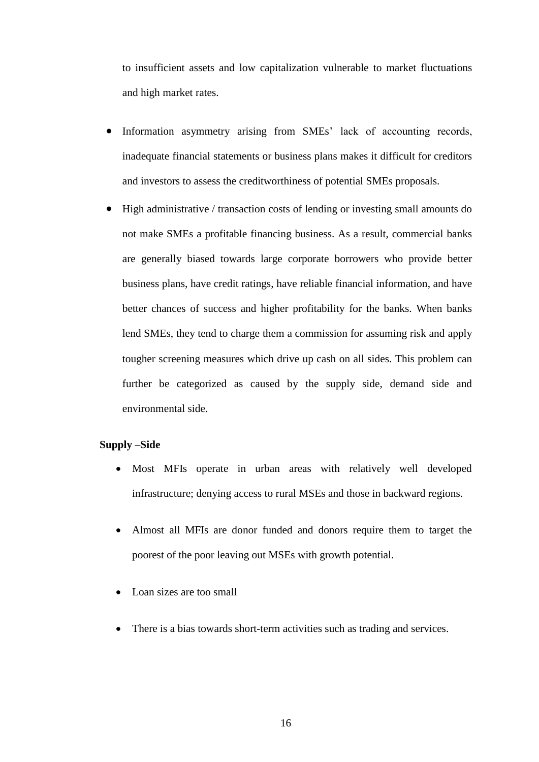to insufficient assets and low capitalization vulnerable to market fluctuations and high market rates.

- Information asymmetry arising from SMEs' lack of accounting records, inadequate financial statements or business plans makes it difficult for creditors and investors to assess the creditworthiness of potential SMEs proposals.
- High administrative / transaction costs of lending or investing small amounts do not make SMEs a profitable financing business. As a result, commercial banks are generally biased towards large corporate borrowers who provide better business plans, have credit ratings, have reliable financial information, and have better chances of success and higher profitability for the banks. When banks lend SMEs, they tend to charge them a commission for assuming risk and apply tougher screening measures which drive up cash on all sides. This problem can further be categorized as caused by the supply side, demand side and environmental side.

**Supply –Side**

- Most MFIs operate in urban areas with relatively well developed infrastructure; denying access to rural MSEs and those in backward regions.
- Almost all MFIs are donor funded and donors require them to target the poorest of the poor leaving out MSEs with growth potential.
- Loan sizes are too small
- There is a bias towards short-term activities such as trading and services.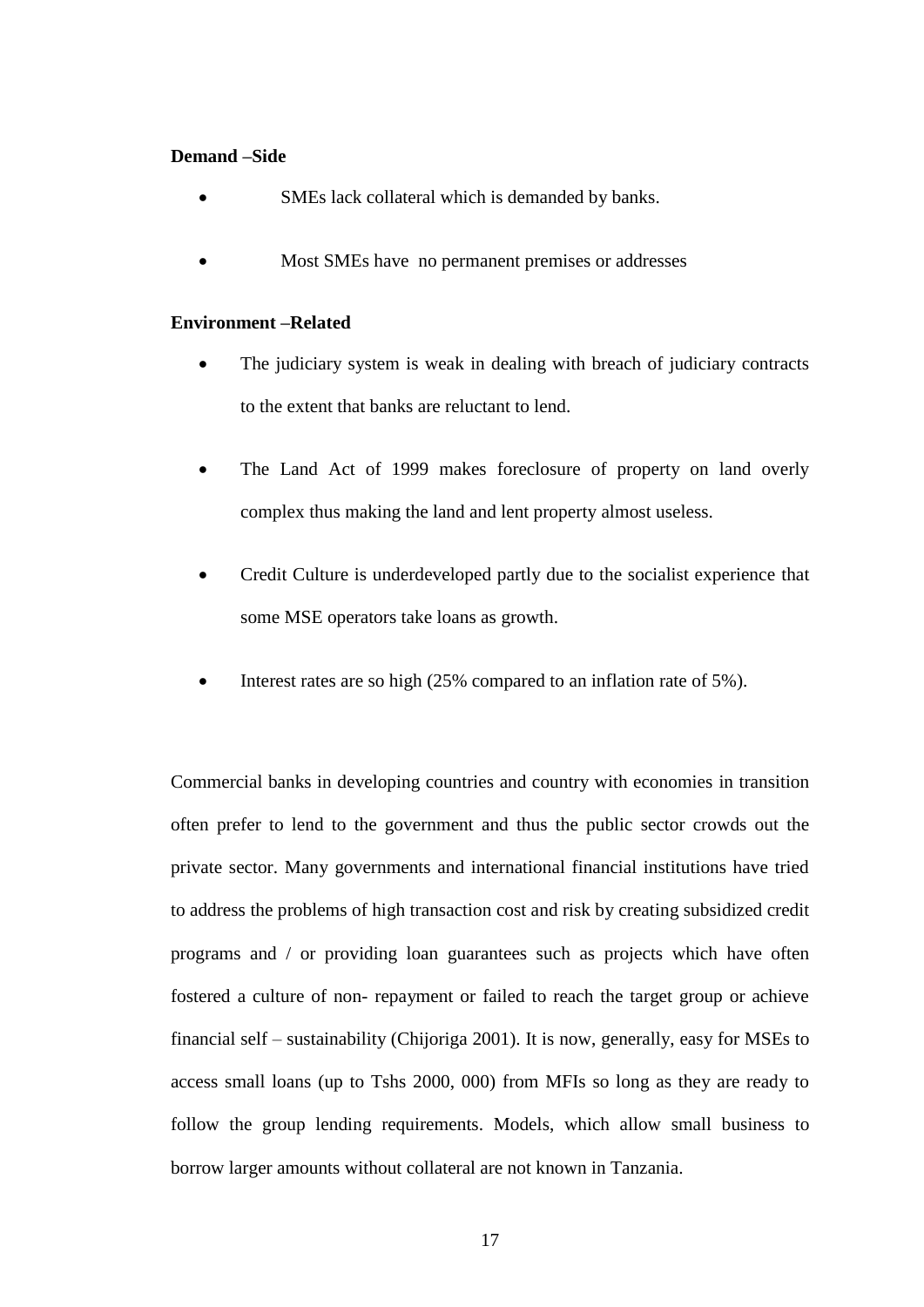**Demand –Side**

- SMEs lack collateral which is demanded by banks.
- Most SMEs have no permanent premises or addresses

**Environment –Related**

- The judiciary system is weak in dealing with breach of judiciary contracts to the extent that banks are reluctant to lend.
- The Land Act of 1999 makes foreclosure of property on land overly complex thus making the land and lent property almost useless.
- Credit Culture is underdeveloped partly due to the socialist experience that some MSE operators take loans as growth.
- Interest rates are so high (25% compared to an inflation rate of 5%).

Commercial banks in developing countries and country with economies in transition often prefer to lend to the government and thus the public sector crowds out the private sector. Many governments and international financial institutions have tried to address the problems of high transaction cost and risk by creating subsidized credit programs and / or providing loan guarantees such as projects which have often fostered a culture of non- repayment or failed to reach the target group or achieve financial self – sustainability (Chijoriga 2001). It is now, generally, easy for MSEs to access small loans (up to Tshs 2000, 000) from MFIs so long as they are ready to follow the group lending requirements. Models, which allow small business to borrow larger amounts without collateral are not known in Tanzania.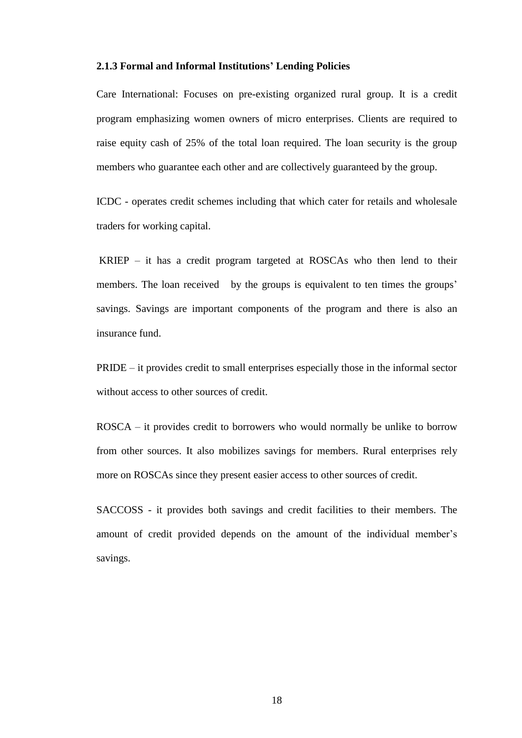### 2.1.3 Formal and Informal Institutions' Lending Policies

Care International: Focuses on pre-existing organized rural group. It is a credit program emphasizing women owners of micro enterprises. Clients are required to raise equity cash of 25% of the total loan required. The loan security is the group members who guarantee each other and are collectively guaranteed by the group.

ICDC - operates credit schemes including that which cater for retails and wholesale traders for working capital.

KRIEP – it has a credit program targeted at ROSCAs who then lend to their members. The loan received by the groups is equivalent to ten times the groups' savings. Savings are important components of the program and there is also an insurance fund.

PRIDE – it provides credit to small enterprises especially those in the informal sector without access to other sources of credit.

ROSCA – it provides credit to borrowers who would normally be unlike to borrow from other sources. It also mobilizes savings for members. Rural enterprises rely more on ROSCAs since they present easier access to other sources of credit.

SACCOSS - it provides both savings and credit facilities to their members. The amount of credit provided depends on the amount of the individual member's savings.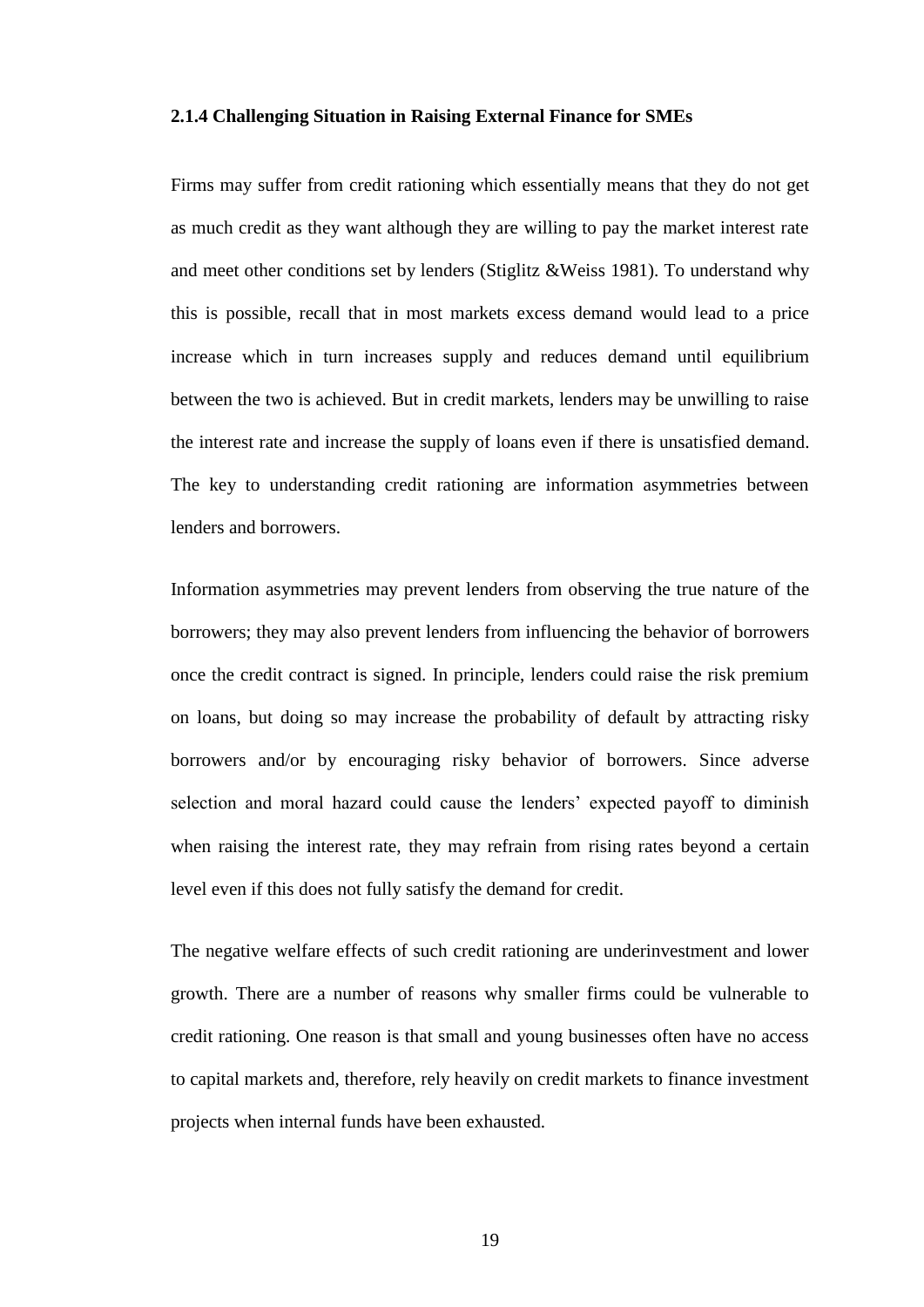### 2.1.4 Challenging Situation in Raising External Finance for SMEs

Firms may suffer from credit rationing which essentially means that they do not get as much credit as they want although they are willing to pay the market interest rate and meet other conditions set by lenders (Stiglitz &Weiss 1981). To understand why this is possible, recall that in most markets excess demand would lead to a price increase which in turn increases supply and reduces demand until equilibrium between the two is achieved. But in credit markets, lenders may be unwilling to raise the interest rate and increase the supply of loans even if there is unsatisfied demand. The key to understanding credit rationing are information asymmetries between lenders and borrowers.

Information asymmetries may prevent lenders from observing the true nature of the borrowers; they may also prevent lenders from influencing the behavior of borrowers once the credit contract is signed. In principle, lenders could raise the risk premium on loans, but doing so may increase the probability of default by attracting risky borrowers and/or by encouraging risky behavior of borrowers. Since adverse selection and moral hazard could cause the lenders' expected payoff to diminish when raising the interest rate, they may refrain from rising rates beyond a certain level even if this does not fully satisfy the demand for credit.

The negative welfare effects of such credit rationing are underinvestment and lower growth. There are a number of reasons why smaller firms could be vulnerable to credit rationing. One reason is that small and young businesses often have no access to capital markets and, therefore, rely heavily on credit markets to finance investment projects when internal funds have been exhausted.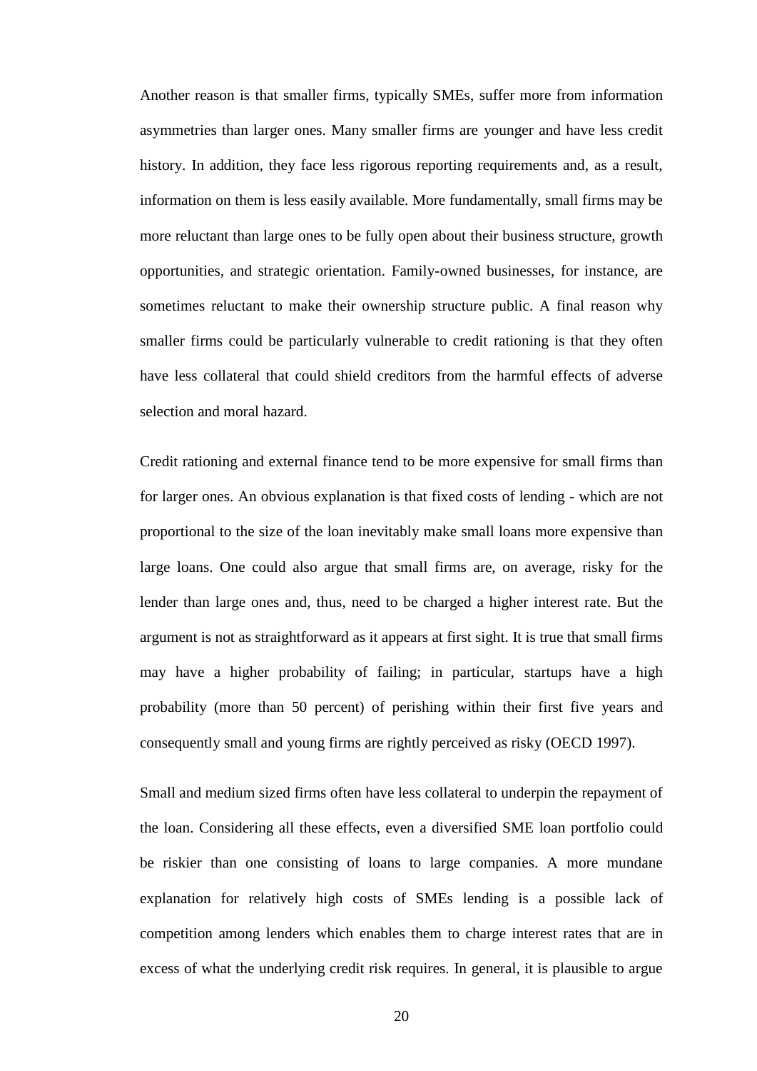Another reason is that smaller firms, typically SMEs, suffer more from information asymmetries than larger ones. Many smaller firms are younger and have less credit history. In addition, they face less rigorous reporting requirements and, as a result, information on them is less easily available. More fundamentally, small firms may be more reluctant than large ones to be fully open about their business structure, growth opportunities, and strategic orientation. Family-owned businesses, for instance, are sometimes reluctant to make their ownership structure public. A final reason why smaller firms could be particularly vulnerable to credit rationing is that they often have less collateral that could shield creditors from the harmful effects of adverse selection and moral hazard.

Credit rationing and external finance tend to be more expensive for small firms than for larger ones. An obvious explanation is that fixed costs of lending - which are not proportional to the size of the loan inevitably make small loans more expensive than large loans. One could also argue that small firms are, on average, risky for the lender than large ones and, thus, need to be charged a higher interest rate. But the argument is not as straightforward as it appears at first sight. It is true that small firms may have a higher probability of failing; in particular, startups have a high probability (more than 50 percent) of perishing within their first five years and consequently small and young firms are rightly perceived as risky (OECD 1997).

Small and medium sized firms often have less collateral to underpin the repayment of the loan. Considering all these effects, even a diversified SME loan portfolio could be riskier than one consisting of loans to large companies. A more mundane explanation for relatively high costs of SMEs lending is a possible lack of competition among lenders which enables them to charge interest rates that are in excess of what the underlying credit risk requires. In general, it is plausible to argue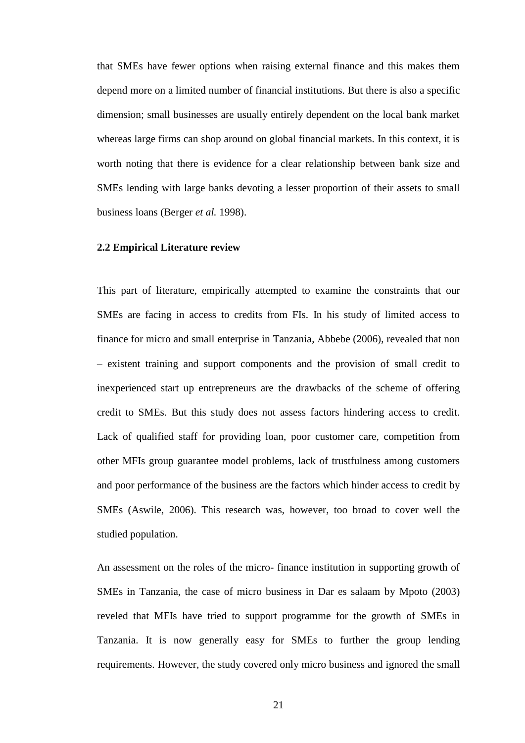that SMEs have fewer options when raising external finance and this makes them depend more on a limited number of financial institutions. But there is also a specific dimension; small businesses are usually entirely dependent on the local bank market whereas large firms can shop around on global financial markets. In this context, it is worth noting that there is evidence for a clear relationship between bank size and SMEs lending with large banks devoting a lesser proportion of their assets to small business loans (Berger *et al.* 1998).

## 2.2 Empirical Literature review

This part of literature, empirically attempted to examine the constraints that our SMEs are facing in access to credits from FIs. In his study of limited access to finance for micro and small enterprise in Tanzania, Abbebe (2006), revealed that non – existent training and support components and the provision of small credit to inexperienced start up entrepreneurs are the drawbacks of the scheme of offering credit to SMEs. But this study does not assess factors hindering access to credit. Lack of qualified staff for providing loan, poor customer care, competition from other MFIs group guarantee model problems, lack of trustfulness among customers and poor performance of the business are the factors which hinder access to credit by SMEs (Aswile, 2006). This research was, however, too broad to cover well the studied population.

An assessment on the roles of the micro- finance institution in supporting growth of SMEs in Tanzania, the case of micro business in Dar es salaam by Mpoto (2003) reveled that MFIs have tried to support programme for the growth of SMEs in Tanzania. It is now generally easy for SMEs to further the group lending requirements. However, the study covered only micro business and ignored the small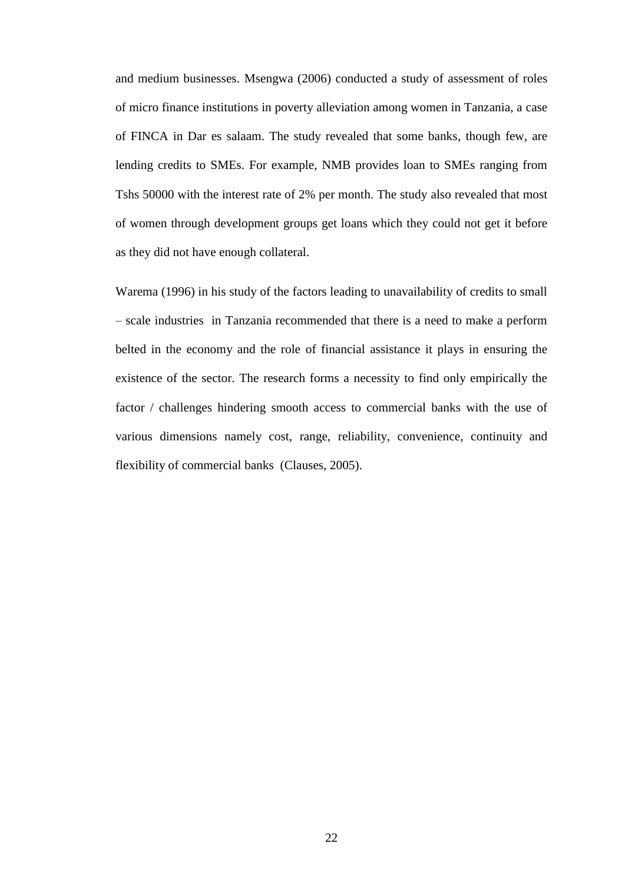and medium businesses. Msengwa (2006) conducted a study of assessment of roles of micro finance institutions in poverty alleviation among women in Tanzania, a case of FINCA in Dar es salaam. The study revealed that some banks, though few, are lending credits to SMEs. For example, NMB provides loan to SMEs ranging from Tshs 50000 with the interest rate of 2% per month. The study also revealed that most of women through development groups get loans which they could not get it before as they did not have enough collateral.

Warema (1996) in his study of the factors leading to unavailability of credits to small – scale industries in Tanzania recommended that there is a need to make a perform belted in the economy and the role of financial assistance it plays in ensuring the existence of the sector. The research forms a necessity to find only empirically the factor / challenges hindering smooth access to commercial banks with the use of various dimensions namely cost, range, reliability, convenience, continuity and flexibility of commercial banks (Clauses, 2005).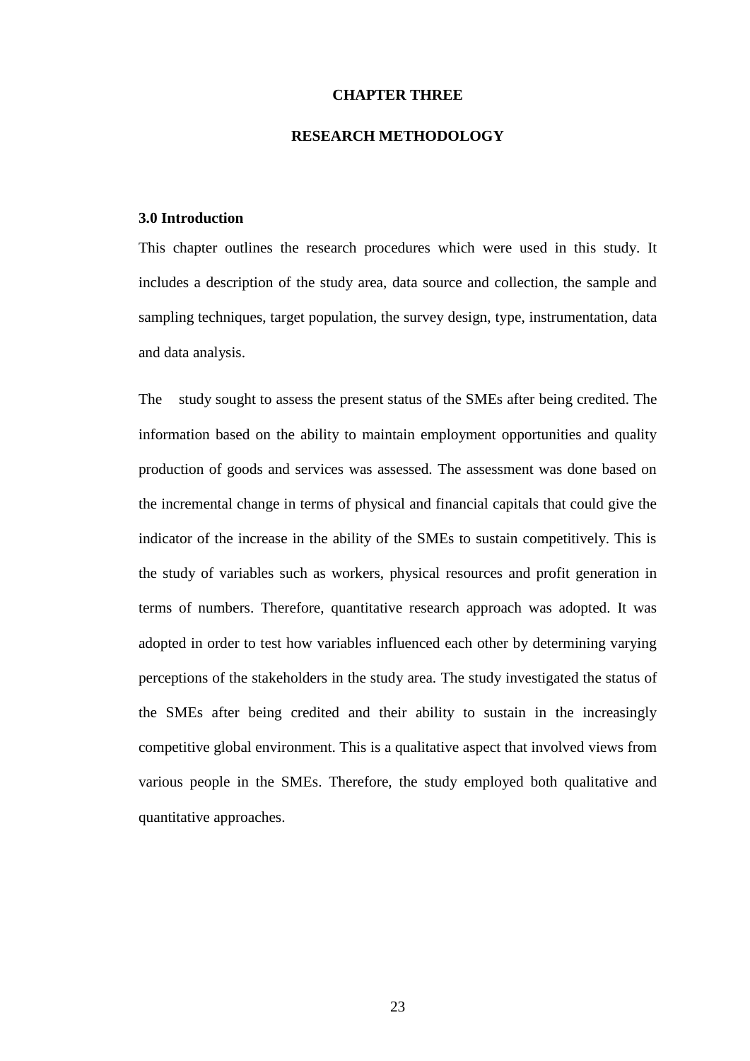# CHAPTER THREE

# RESEARCH METHODOLOGY

## 3.0 Introduction

This chapter outlines the research procedures which were used in this study. It includes a description of the study area, data source and collection, the sample and sampling techniques, target population, the survey design, type, instrumentation, data and data analysis.

The study sought to assess the present status of the SMEs after being credited. The information based on the ability to maintain employment opportunities and quality production of goods and services was assessed. The assessment was done based on the incremental change in terms of physical and financial capitals that could give the indicator of the increase in the ability of the SMEs to sustain competitively. This is the study of variables such as workers, physical resources and profit generation in terms of numbers. Therefore, quantitative research approach was adopted. It was adopted in order to test how variables influenced each other by determining varying perceptions of the stakeholders in the study area. The study investigated the status of the SMEs after being credited and their ability to sustain in the increasingly competitive global environment. This is a qualitative aspect that involved views from various people in the SMEs. Therefore, the study employed both qualitative and quantitative approaches.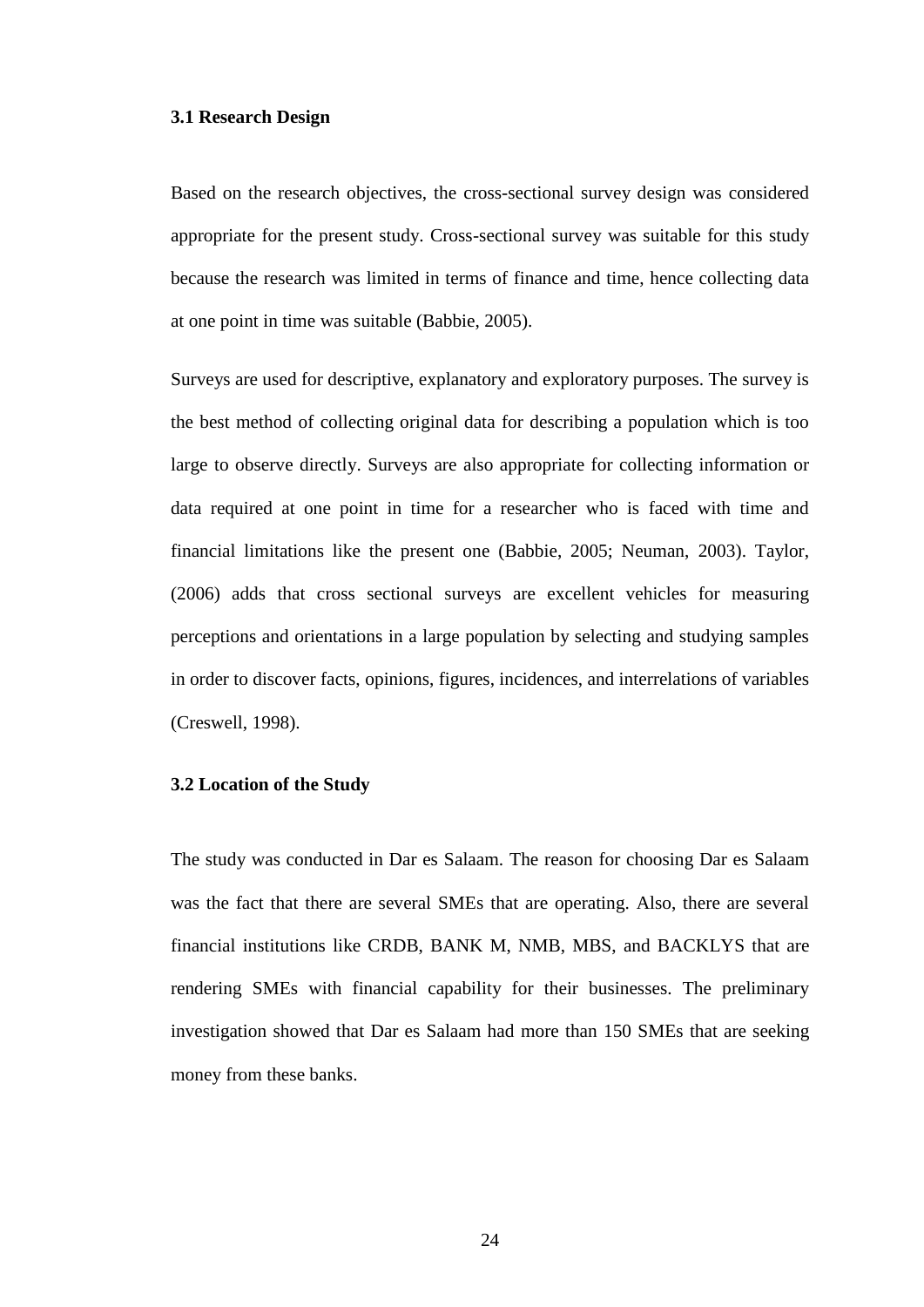### 3.1 Research Design

Based on the research objectives, the cross-sectional survey design was considered appropriate for the present study. Cross-sectional survey was suitable for this study because the research was limited in terms of finance and time, hence collecting data at one point in time was suitable (Babbie, 2005).

Surveys are used for descriptive, explanatory and exploratory purposes. The survey is the best method of collecting original data for describing a population which is too large to observe directly. Surveys are also appropriate for collecting information or data required at one point in time for a researcher who is faced with time and financial limitations like the present one (Babbie, 2005; Neuman, 2003). Taylor, (2006) adds that cross sectional surveys are excellent vehicles for measuring perceptions and orientations in a large population by selecting and studying samples in order to discover facts, opinions, figures, incidences, and interrelations of variables (Creswell, 1998).

### 3.2 Location of the Study

The study was conducted in Dar es Salaam. The reason for choosing Dar es Salaam was the fact that there are several SMEs that are operating. Also, there are several financial institutions like CRDB, BANK M, NMB, MBS, and BACKLYS that are rendering SMEs with financial capability for their businesses. The preliminary investigation showed that Dar es Salaam had more than 150 SMEs that are seeking money from these banks.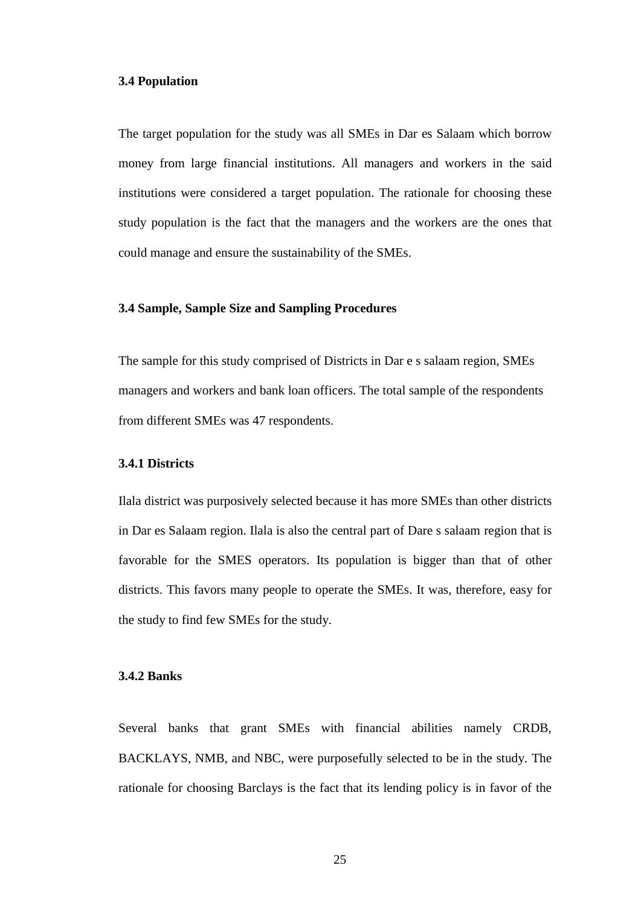### 3.4 Population

The target population for the study was all SMEs in Dar es Salaam which borrow money from large financial institutions. All managers and workers in the said institutions were considered a target population. The rationale for choosing these study population is the fact that the managers and the workers are the ones that could manage and ensure the sustainability of the SMEs.

### 3.4 Sample, Sample Size and Sampling Procedures

The sample for this study comprised of Districts in Dar e s salaam region, SMEs managers and workers and bank loan officers. The total sample of the respondents from different SMEs was 47 respondents.

#### 3.4.1 Districts

Ilala district was purposively selected because it has more SMEs than other districts in Dar es Salaam region. Ilala is also the central part of Dare s salaam region that is favorable for the SMES operators. Its population is bigger than that of other districts. This favors many people to operate the SMEs. It was, therefore, easy for the study to find few SMEs for the study.

#### 3.4.2 Banks

Several banks that grant SMEs with financial abilities namely CRDB, BACKLAYS, NMB, and NBC, were purposefully selected to be in the study. The rationale for choosing Barclays is the fact that its lending policy is in favor of the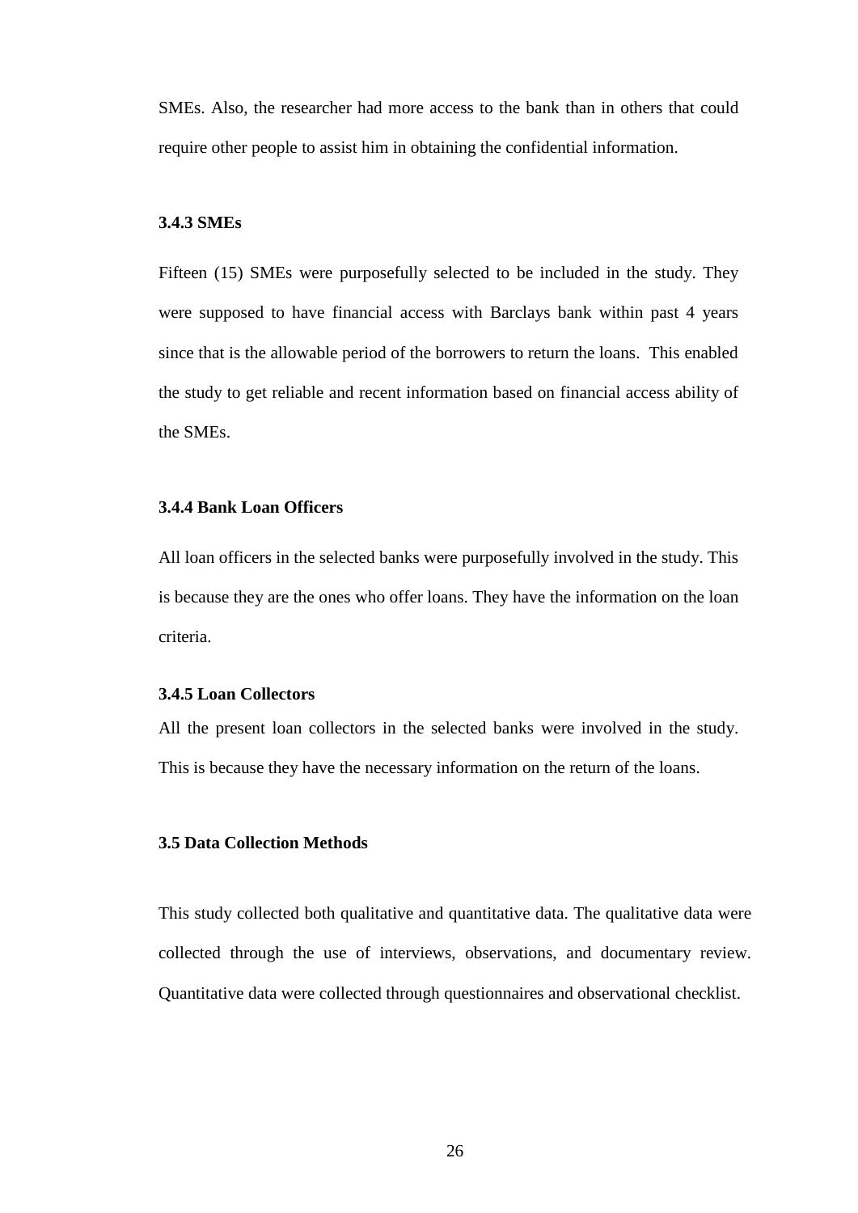SMEs. Also, the researcher had more access to the bank than in others that could require other people to assist him in obtaining the confidential information.

### 3.4.3 SMEs

Fifteen (15) SMEs were purposefully selected to be included in the study. They were supposed to have financial access with Barclays bank within past 4 years since that is the allowable period of the borrowers to return the loans. This enabled the study to get reliable and recent information based on financial access ability of the SMEs.

### 3.4.4 Bank Loan Officers

All loan officers in the selected banks were purposefully involved in the study. This is because they are the ones who offer loans. They have the information on the loan criteria.

### 3.4.5 Loan Collectors

All the present loan collectors in the selected banks were involved in the study. This is because they have the necessary information on the return of the loans.

## 3.5 Data Collection Methods

This study collected both qualitative and quantitative data. The qualitative data were collected through the use of interviews, observations, and documentary review. Quantitative data were collected through questionnaires and observational checklist.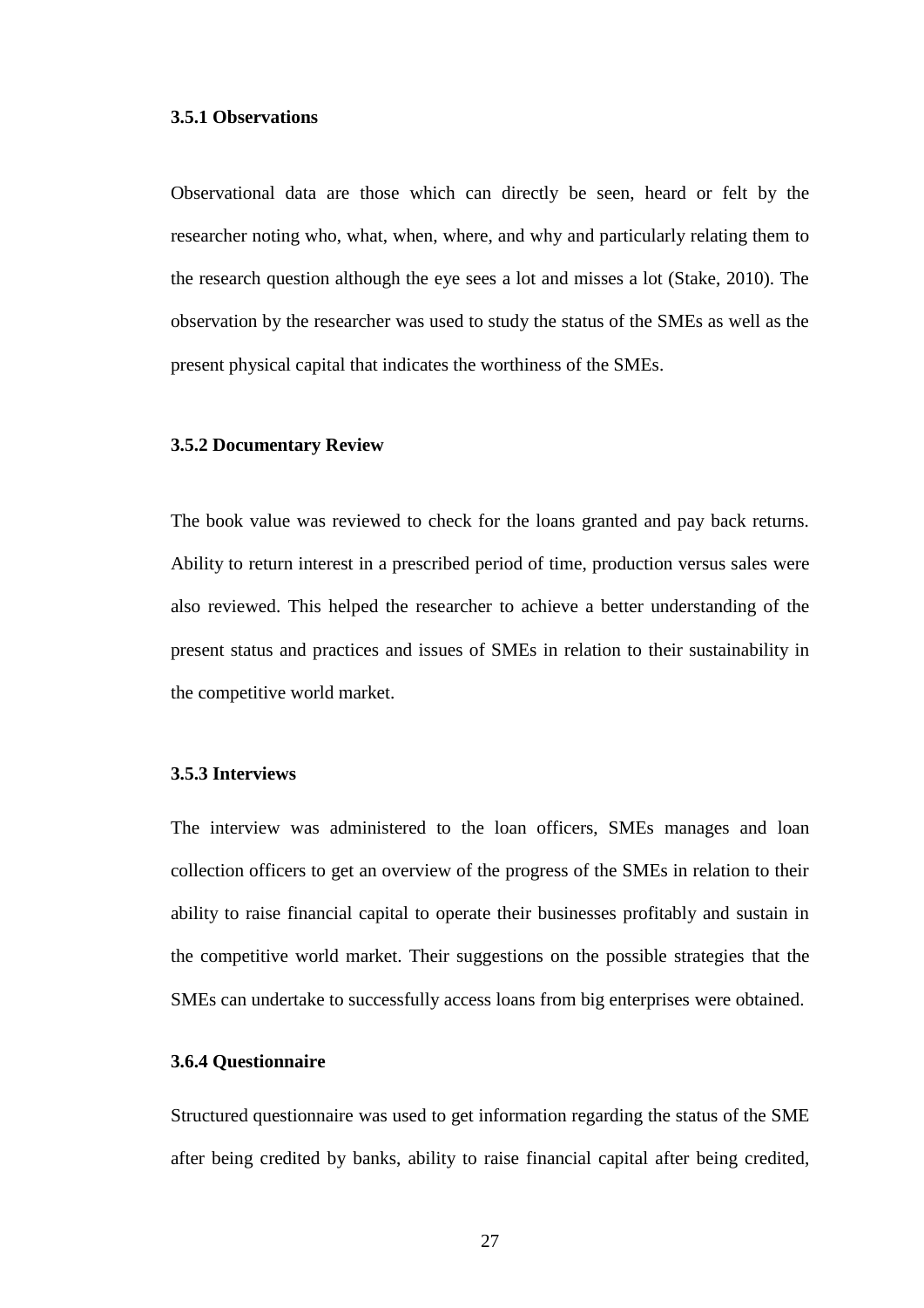### 3.5.1 Observations

Observational data are those which can directly be seen, heard or felt by the researcher noting who, what, when, where, and why and particularly relating them to the research question although the eye sees a lot and misses a lot (Stake, 2010). The observation by the researcher was used to study the status of the SMEs as well as the present physical capital that indicates the worthiness of the SMEs.

### 3.5.2 Documentary Review

The book value was reviewed to check for the loans granted and pay back returns. Ability to return interest in a prescribed period of time, production versus sales were also reviewed. This helped the researcher to achieve a better understanding of the present status and practices and issues of SMEs in relation to their sustainability in the competitive world market.

### 3.5.3 Interviews

The interview was administered to the loan officers, SMEs manages and loan collection officers to get an overview of the progress of the SMEs in relation to their ability to raise financial capital to operate their businesses profitably and sustain in the competitive world market. Their suggestions on the possible strategies that the SMEs can undertake to successfully access loans from big enterprises were obtained.

### 3.6.4 Questionnaire

Structured questionnaire was used to get information regarding the status of the SME after being credited by banks, ability to raise financial capital after being credited,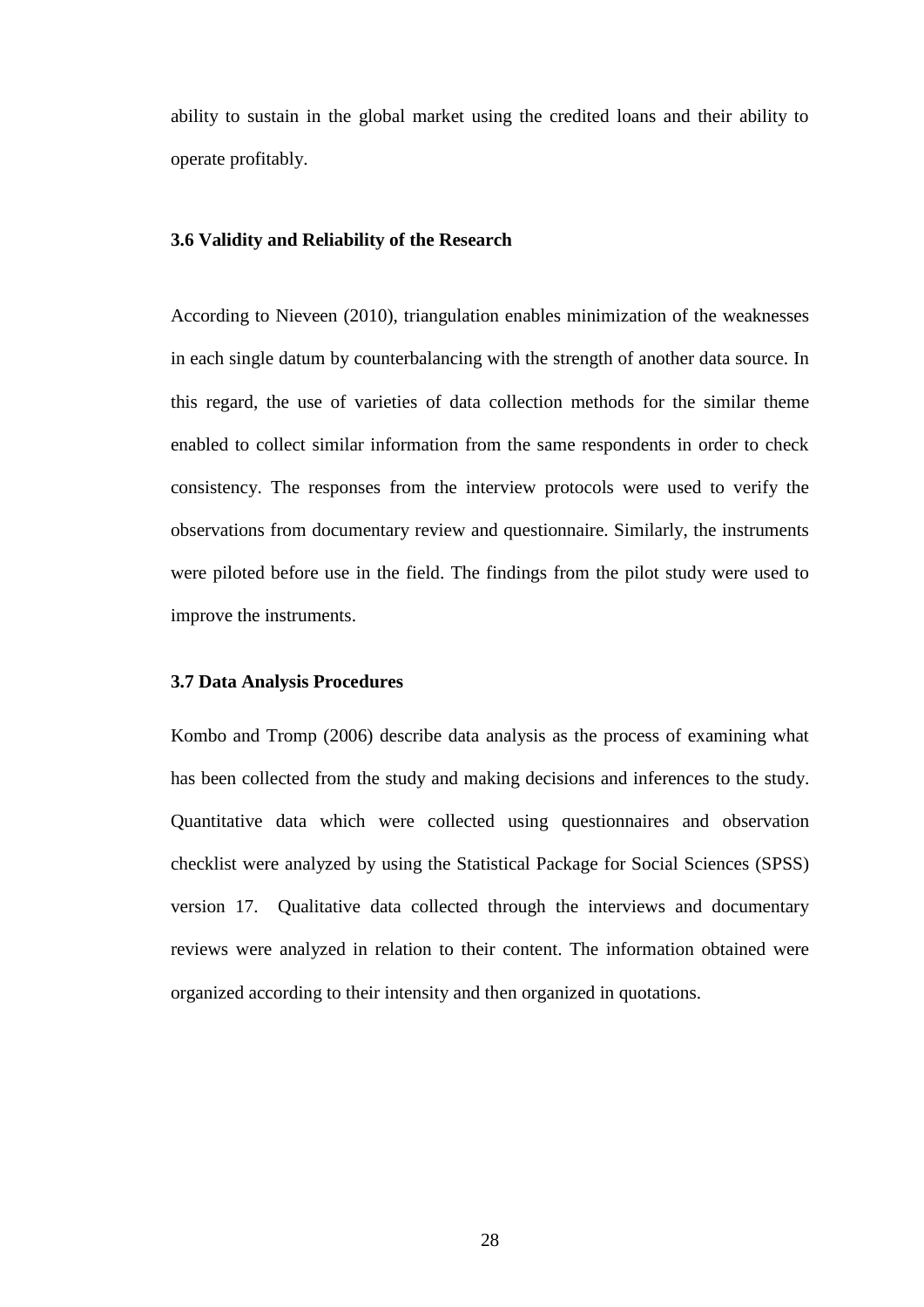ability to sustain in the global market using the credited loans and their ability to operate profitably.

### 3.6 Validity and Reliability of the Research

According to Nieveen (2010), triangulation enables minimization of the weaknesses in each single datum by counterbalancing with the strength of another data source. In this regard, the use of varieties of data collection methods for the similar theme enabled to collect similar information from the same respondents in order to check consistency. The responses from the interview protocols were used to verify the observations from documentary review and questionnaire. Similarly, the instruments were piloted before use in the field. The findings from the pilot study were used to improve the instruments.

### 3.7 Data Analysis Procedures

Kombo and Tromp (2006) describe data analysis as the process of examining what has been collected from the study and making decisions and inferences to the study. Quantitative data which were collected using questionnaires and observation checklist were analyzed by using the Statistical Package for Social Sciences (SPSS) version 17. Qualitative data collected through the interviews and documentary reviews were analyzed in relation to their content. The information obtained were organized according to their intensity and then organized in quotations.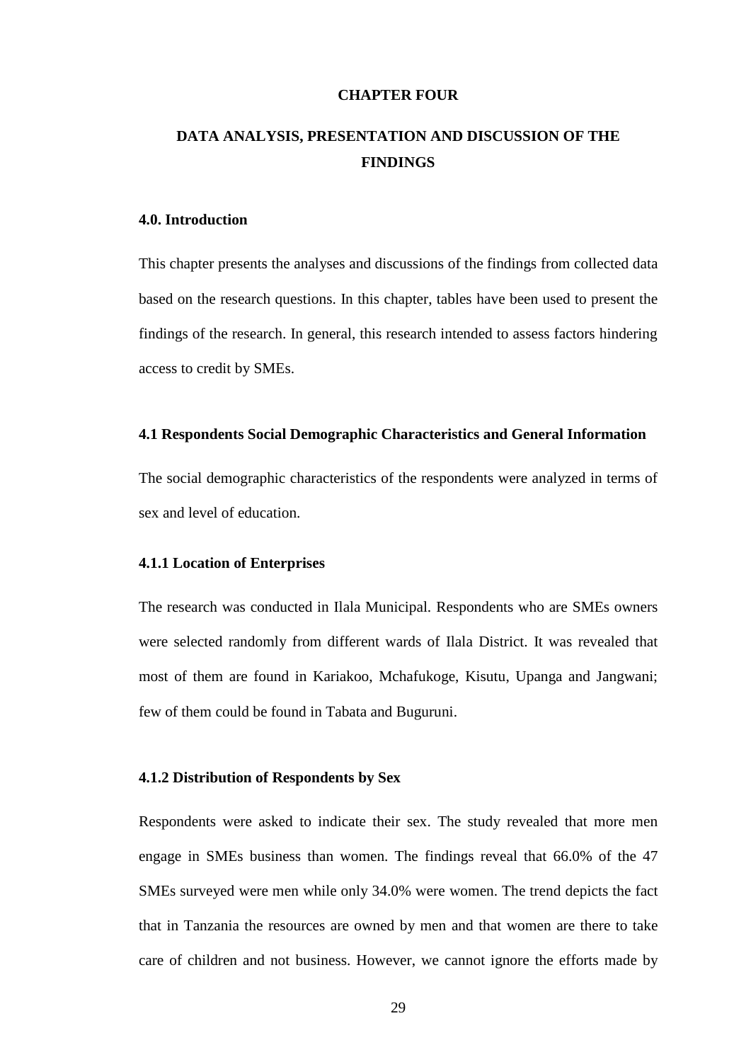# CHAPTER FOUR

# DATA ANALYSIS, PRESENTATION AND DISCUSSION OF THE FINDINGS

## 4.0. Introduction

This chapter presents the analyses and discussions of the findings from collected data based on the research questions. In this chapter, tables have been used to present the findings of the research. In general, this research intended to assess factors hindering access to credit by SMEs.

## 4.1 Respondents Social Demographic Characteristics and General Information

The social demographic characteristics of the respondents were analyzed in terms of sex and level of education.

### 4.1.1 Location of Enterprises

The research was conducted in Ilala Municipal. Respondents who are SMEs owners were selected randomly from different wards of Ilala District. It was revealed that most of them are found in Kariakoo, Mchafukoge, Kisutu, Upanga and Jangwani; few of them could be found in Tabata and Buguruni.

### 4.1.2 Distribution of Respondents by Sex

Respondents were asked to indicate their sex. The study revealed that more men engage in SMEs business than women. The findings reveal that 66.0% of the 47 SMEs surveyed were men while only 34.0% were women. The trend depicts the fact that in Tanzania the resources are owned by men and that women are there to take care of children and not business. However, we cannot ignore the efforts made by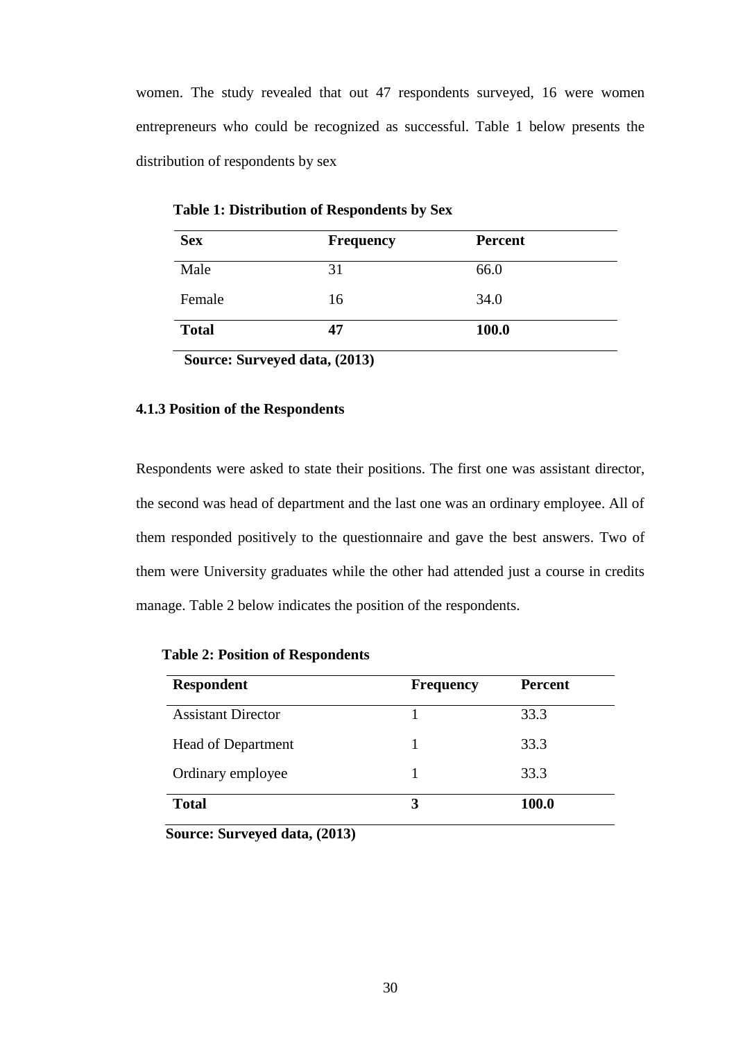women. The study revealed that out 47 respondents surveyed, 16 were women entrepreneurs who could be recognized as successful. Table 1 below presents the distribution of respondents by sex

**Table 1: Distribution of Respondents by Sex**

| Sex | Frequency | Percent |
|---|---|---|
| Male | 31 | 66.0 |
| Female | 16 | 34.0 |
| **Total** | **47** | **100.0** |

**Source: Surveyed data, (2013)**

### 4.1.3 Position of the Respondents

Respondents were asked to state their positions. The first one was assistant director, the second was head of department and the last one was an ordinary employee. All of them responded positively to the questionnaire and gave the best answers. Two of them were University graduates while the other had attended just a course in credits manage. Table 2 below indicates the position of the respondents.

**Table 2: Position of Respondents**

| Respondent | Frequency | Percent |
|---|---|---|
| Assistant Director | 1 | 33.3 |
| Head of Department | 1 | 33.3 |
| Ordinary employee | 1 | 33.3 |
| **Total** | **3** | **100.0** |

**Source: Surveyed data, (2013)**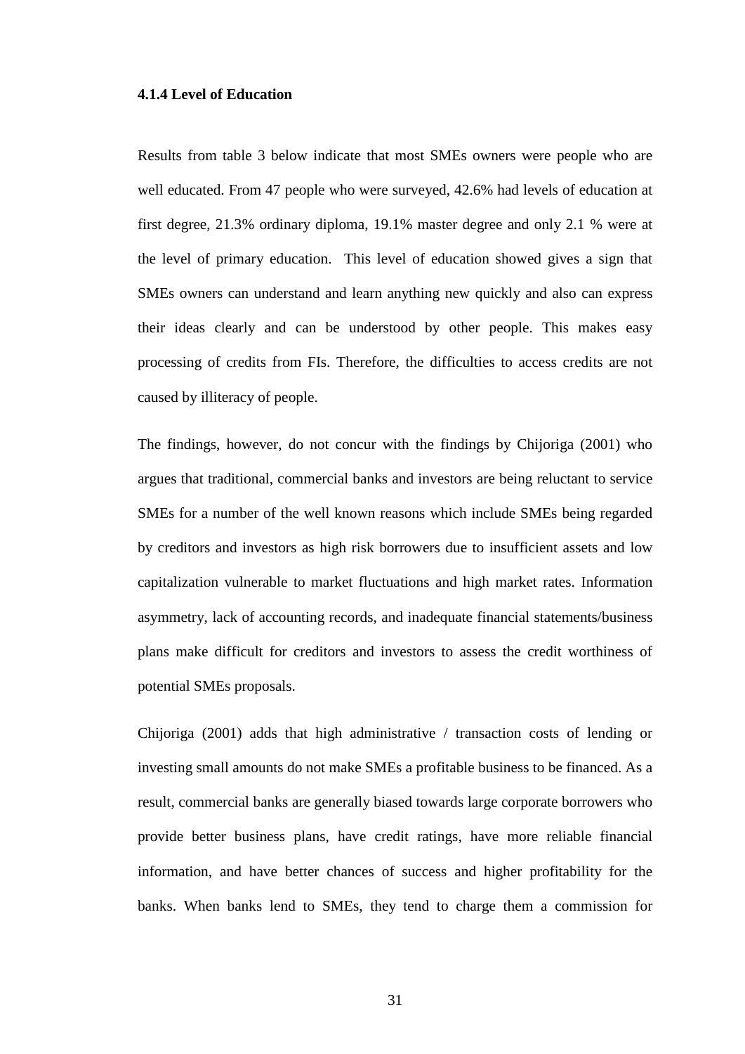#### 4.1.4 Level of Education

Results from table 3 below indicate that most SMEs owners were people who are well educated. From 47 people who were surveyed, 42.6% had levels of education at first degree, 21.3% ordinary diploma, 19.1% master degree and only 2.1 % were at the level of primary education.  This level of education showed gives a sign that SMEs owners can understand and learn anything new quickly and also can express their ideas clearly and can be understood by other people. This makes easy processing of credits from FIs. Therefore, the difficulties to access credits are not caused by illiteracy of people.

The findings, however, do not concur with the findings by Chijoriga (2001) who argues that traditional, commercial banks and investors are being reluctant to service SMEs for a number of the well known reasons which include SMEs being regarded by creditors and investors as high risk borrowers due to insufficient assets and low capitalization vulnerable to market fluctuations and high market rates. Information asymmetry, lack of accounting records, and inadequate financial statements/business plans make difficult for creditors and investors to assess the credit worthiness of potential SMEs proposals.

Chijoriga (2001) adds that high administrative / transaction costs of lending or investing small amounts do not make SMEs a profitable business to be financed. As a result, commercial banks are generally biased towards large corporate borrowers who provide better business plans, have credit ratings, have more reliable financial information, and have better chances of success and higher profitability for the banks. When banks lend to SMEs, they tend to charge them a commission for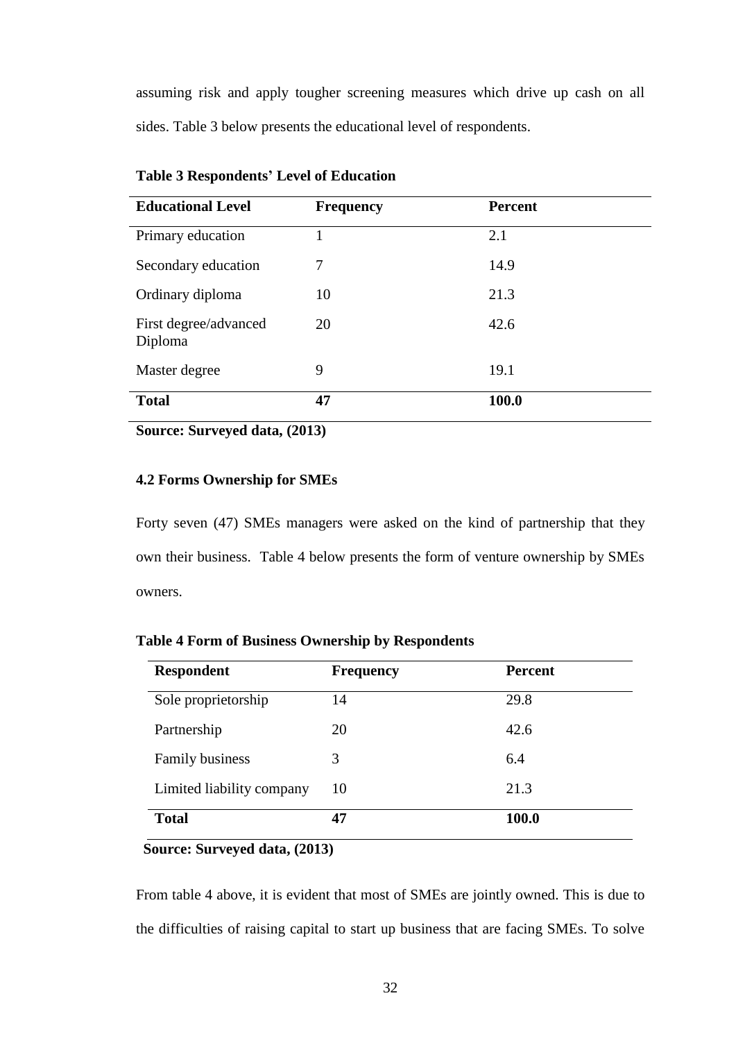assuming risk and apply tougher screening measures which drive up cash on all sides. Table 3 below presents the educational level of respondents.

**Table 3 Respondents' Level of Education**

| Educational Level | Frequency | Percent |
|---|---|---|
| Primary education | 1 | 2.1 |
| Secondary education | 7 | 14.9 |
| Ordinary diploma | 10 | 21.3 |
| First degree/advanced Diploma | 20 | 42.6 |
| Master degree | 9 | 19.1 |
| **Total** | **47** | **100.0** |

**Source: Surveyed data, (2013)**

### 4.2 Forms Ownership for SMEs

Forty seven (47) SMEs managers were asked on the kind of partnership that they own their business. Table 4 below presents the form of venture ownership by SMEs owners.

**Table 4 Form of Business Ownership by Respondents**

| Respondent | Frequency | Percent |
|---|---|---|
| Sole proprietorship | 14 | 29.8 |
| Partnership | 20 | 42.6 |
| Family business | 3 | 6.4 |
| Limited liability company | 10 | 21.3 |
| **Total** | **47** | **100.0** |

**Source: Surveyed data, (2013)**

From table 4 above, it is evident that most of SMEs are jointly owned. This is due to the difficulties of raising capital to start up business that are facing SMEs. To solve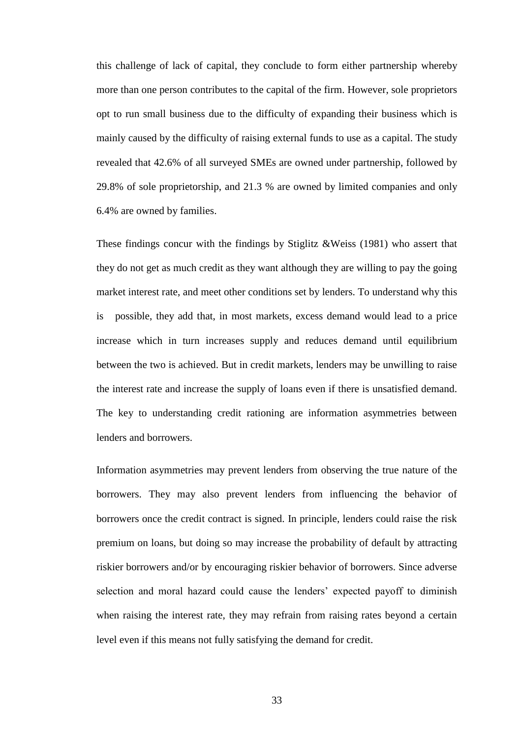this challenge of lack of capital, they conclude to form either partnership whereby more than one person contributes to the capital of the firm. However, sole proprietors opt to run small business due to the difficulty of expanding their business which is mainly caused by the difficulty of raising external funds to use as a capital. The study revealed that 42.6% of all surveyed SMEs are owned under partnership, followed by 29.8% of sole proprietorship, and 21.3 % are owned by limited companies and only 6.4% are owned by families.

These findings concur with the findings by Stiglitz &Weiss (1981) who assert that they do not get as much credit as they want although they are willing to pay the going market interest rate, and meet other conditions set by lenders. To understand why this is possible, they add that, in most markets, excess demand would lead to a price increase which in turn increases supply and reduces demand until equilibrium between the two is achieved. But in credit markets, lenders may be unwilling to raise the interest rate and increase the supply of loans even if there is unsatisfied demand. The key to understanding credit rationing are information asymmetries between lenders and borrowers.

Information asymmetries may prevent lenders from observing the true nature of the borrowers. They may also prevent lenders from influencing the behavior of borrowers once the credit contract is signed. In principle, lenders could raise the risk premium on loans, but doing so may increase the probability of default by attracting riskier borrowers and/or by encouraging riskier behavior of borrowers. Since adverse selection and moral hazard could cause the lenders' expected payoff to diminish when raising the interest rate, they may refrain from raising rates beyond a certain level even if this means not fully satisfying the demand for credit.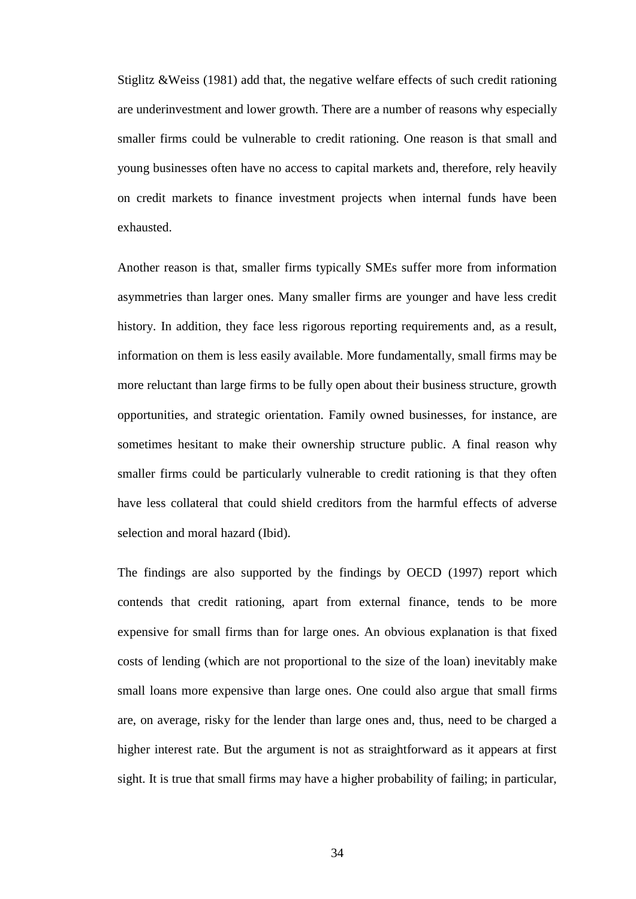Stiglitz &Weiss (1981) add that, the negative welfare effects of such credit rationing are underinvestment and lower growth. There are a number of reasons why especially smaller firms could be vulnerable to credit rationing. One reason is that small and young businesses often have no access to capital markets and, therefore, rely heavily on credit markets to finance investment projects when internal funds have been exhausted.

Another reason is that, smaller firms typically SMEs suffer more from information asymmetries than larger ones. Many smaller firms are younger and have less credit history. In addition, they face less rigorous reporting requirements and, as a result, information on them is less easily available. More fundamentally, small firms may be more reluctant than large firms to be fully open about their business structure, growth opportunities, and strategic orientation. Family owned businesses, for instance, are sometimes hesitant to make their ownership structure public. A final reason why smaller firms could be particularly vulnerable to credit rationing is that they often have less collateral that could shield creditors from the harmful effects of adverse selection and moral hazard (Ibid).

The findings are also supported by the findings by OECD (1997) report which contends that credit rationing, apart from external finance, tends to be more expensive for small firms than for large ones. An obvious explanation is that fixed costs of lending (which are not proportional to the size of the loan) inevitably make small loans more expensive than large ones. One could also argue that small firms are, on average, risky for the lender than large ones and, thus, need to be charged a higher interest rate. But the argument is not as straightforward as it appears at first sight. It is true that small firms may have a higher probability of failing; in particular,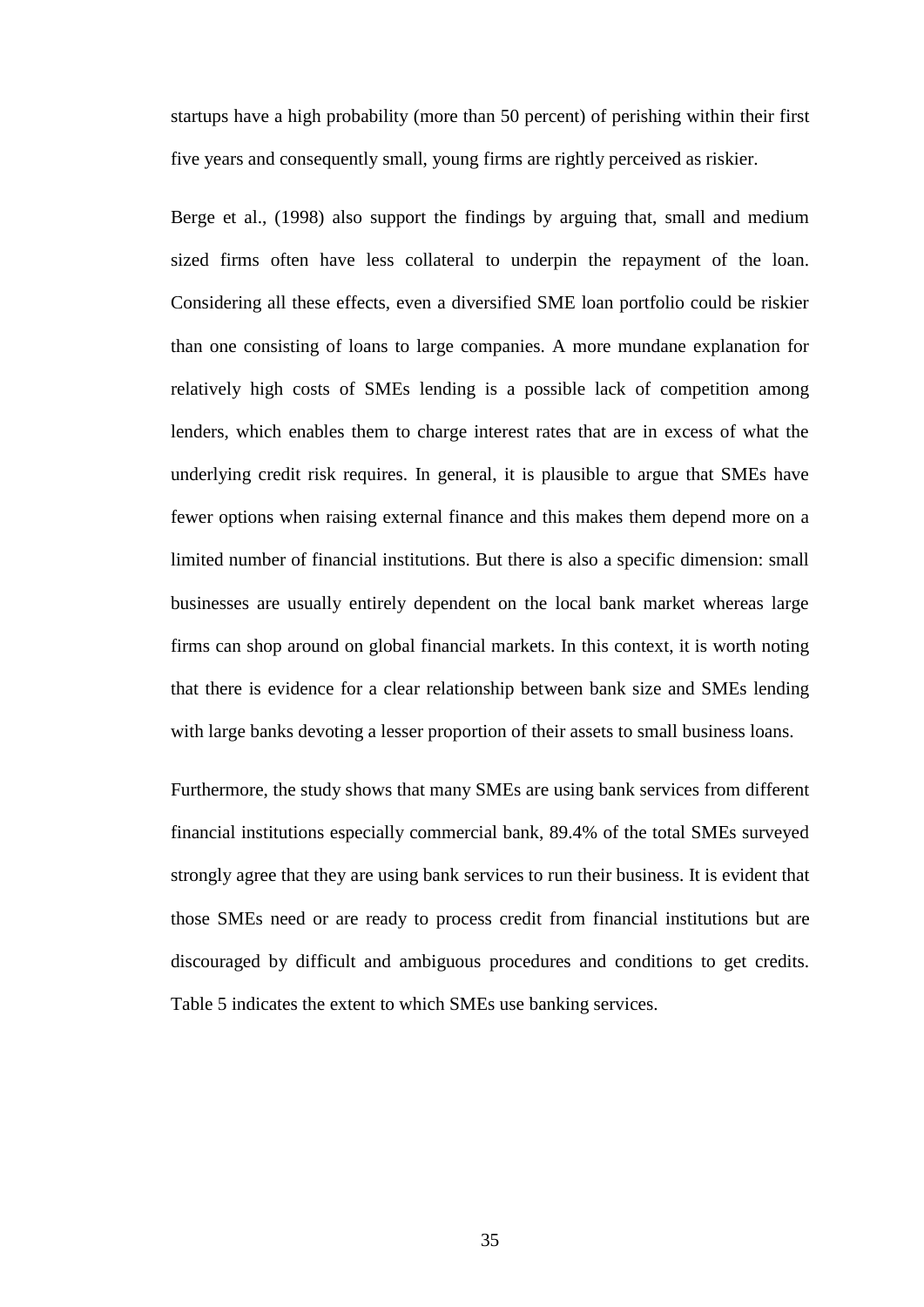startups have a high probability (more than 50 percent) of perishing within their first five years and consequently small, young firms are rightly perceived as riskier.

Berge et al., (1998) also support the findings by arguing that, small and medium sized firms often have less collateral to underpin the repayment of the loan. Considering all these effects, even a diversified SME loan portfolio could be riskier than one consisting of loans to large companies. A more mundane explanation for relatively high costs of SMEs lending is a possible lack of competition among lenders, which enables them to charge interest rates that are in excess of what the underlying credit risk requires. In general, it is plausible to argue that SMEs have fewer options when raising external finance and this makes them depend more on a limited number of financial institutions. But there is also a specific dimension: small businesses are usually entirely dependent on the local bank market whereas large firms can shop around on global financial markets. In this context, it is worth noting that there is evidence for a clear relationship between bank size and SMEs lending with large banks devoting a lesser proportion of their assets to small business loans.

Furthermore, the study shows that many SMEs are using bank services from different financial institutions especially commercial bank, 89.4% of the total SMEs surveyed strongly agree that they are using bank services to run their business. It is evident that those SMEs need or are ready to process credit from financial institutions but are discouraged by difficult and ambiguous procedures and conditions to get credits. Table 5 indicates the extent to which SMEs use banking services.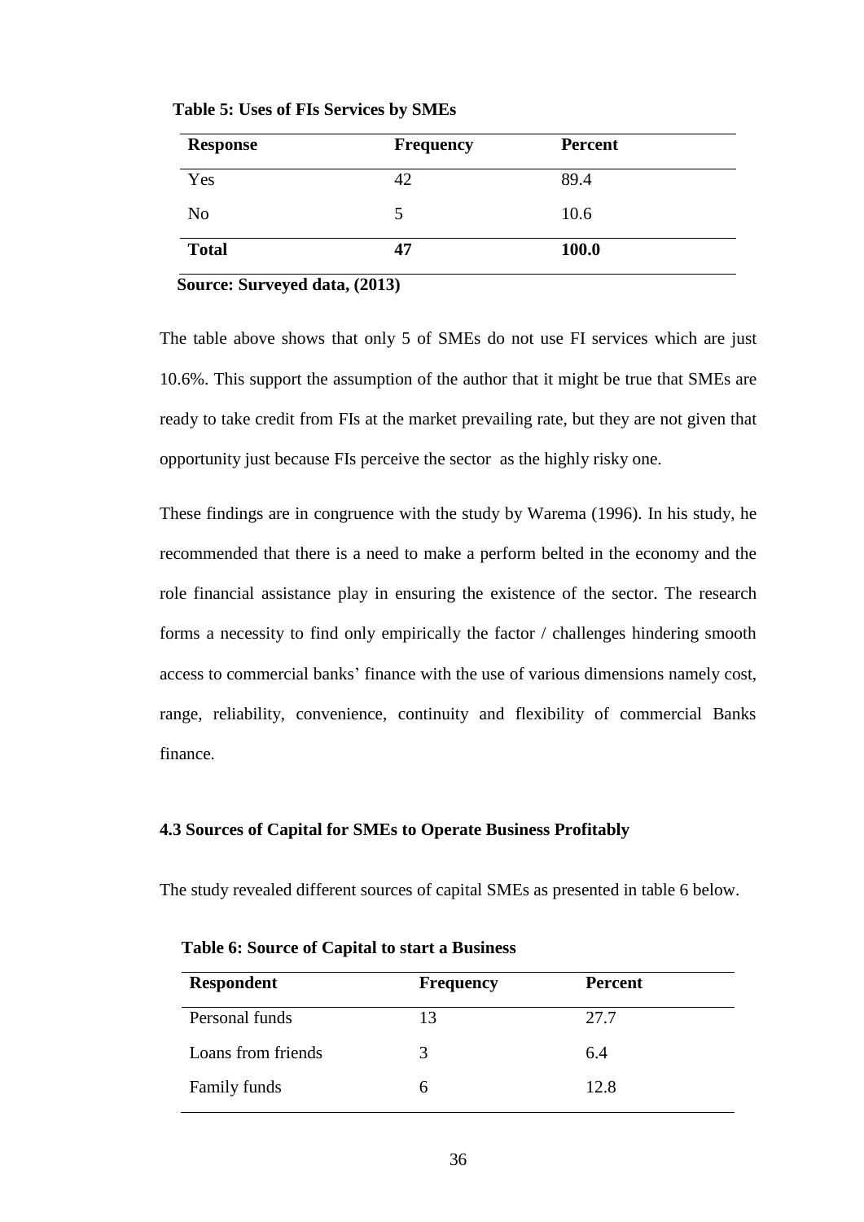**Table 5: Uses of FIs Services by SMEs**

| Response | Frequency | Percent |
|---|---|---|
| Yes | 42 | 89.4 |
| No | 5 | 10.6 |
| **Total** | **47** | **100.0** |

**Source: Surveyed data, (2013)**

The table above shows that only 5 of SMEs do not use FI services which are just 10.6%. This support the assumption of the author that it might be true that SMEs are ready to take credit from FIs at the market prevailing rate, but they are not given that opportunity just because FIs perceive the sector as the highly risky one.

These findings are in congruence with the study by Warema (1996). In his study, he recommended that there is a need to make a perform belted in the economy and the role financial assistance play in ensuring the existence of the sector. The research forms a necessity to find only empirically the factor / challenges hindering smooth access to commercial banks' finance with the use of various dimensions namely cost, range, reliability, convenience, continuity and flexibility of commercial Banks finance.

### 4.3 Sources of Capital for SMEs to Operate Business Profitably

The study revealed different sources of capital SMEs as presented in table 6 below.

**Table 6: Source of Capital to start a Business**

| Respondent | Frequency | Percent |
|---|---|---|
| Personal funds | 13 | 27.7 |
| Loans from friends | 3 | 6.4 |
| Family funds | 6 | 12.8 |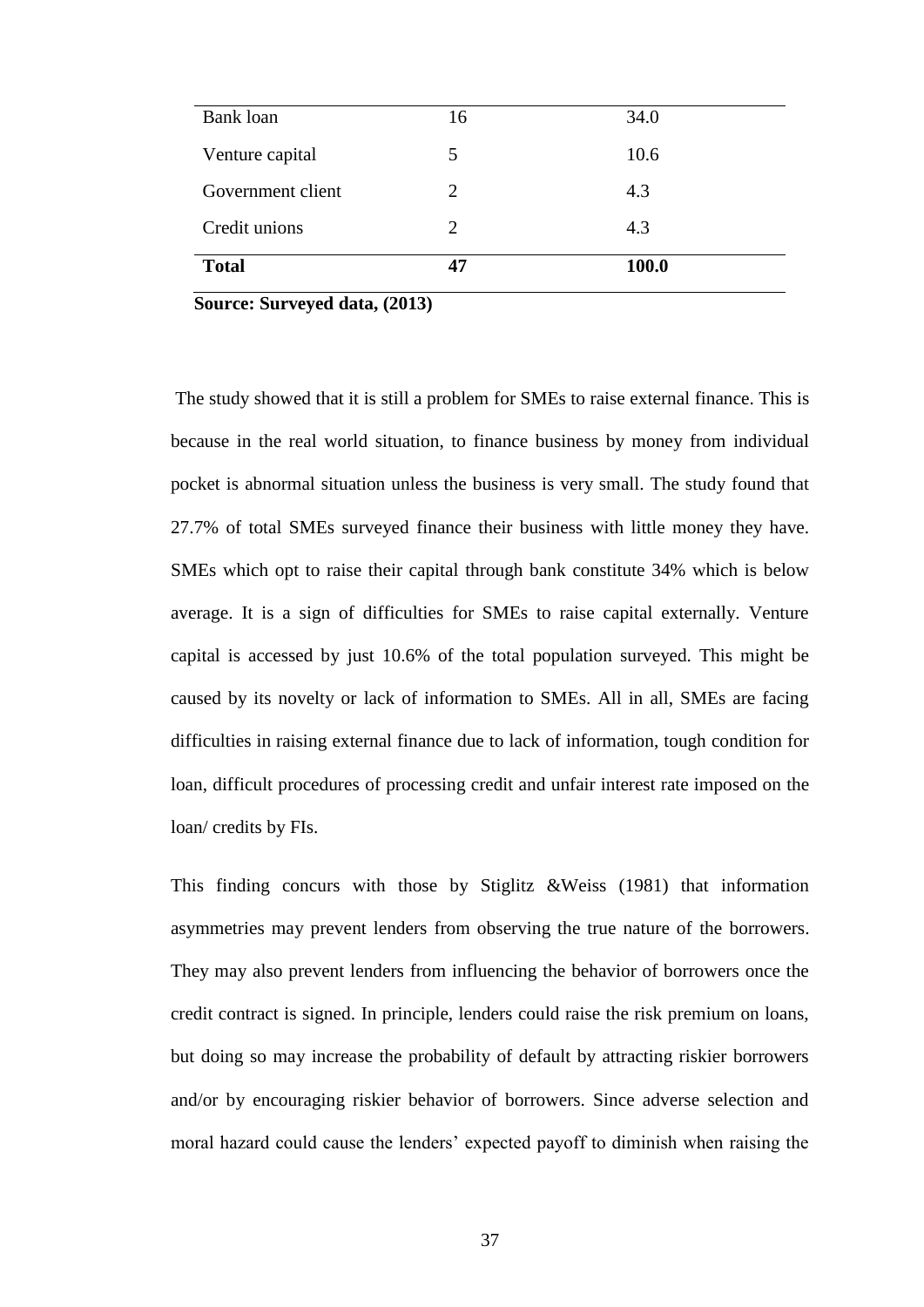| | | |
|---|---|---|
| Bank loan | 16 | 34.0 |
| Venture capital | 5 | 10.6 |
| Government client | 2 | 4.3 |
| Credit unions | 2 | 4.3 |
| **Total** | **47** | **100.0** |

**Source: Surveyed data, (2013)**

The study showed that it is still a problem for SMEs to raise external finance. This is because in the real world situation, to finance business by money from individual pocket is abnormal situation unless the business is very small. The study found that 27.7% of total SMEs surveyed finance their business with little money they have. SMEs which opt to raise their capital through bank constitute 34% which is below average. It is a sign of difficulties for SMEs to raise capital externally. Venture capital is accessed by just 10.6% of the total population surveyed. This might be caused by its novelty or lack of information to SMEs. All in all, SMEs are facing difficulties in raising external finance due to lack of information, tough condition for loan, difficult procedures of processing credit and unfair interest rate imposed on the loan/ credits by FIs.

This finding concurs with those by Stiglitz &Weiss (1981) that information asymmetries may prevent lenders from observing the true nature of the borrowers. They may also prevent lenders from influencing the behavior of borrowers once the credit contract is signed. In principle, lenders could raise the risk premium on loans, but doing so may increase the probability of default by attracting riskier borrowers and/or by encouraging riskier behavior of borrowers. Since adverse selection and moral hazard could cause the lenders' expected payoff to diminish when raising the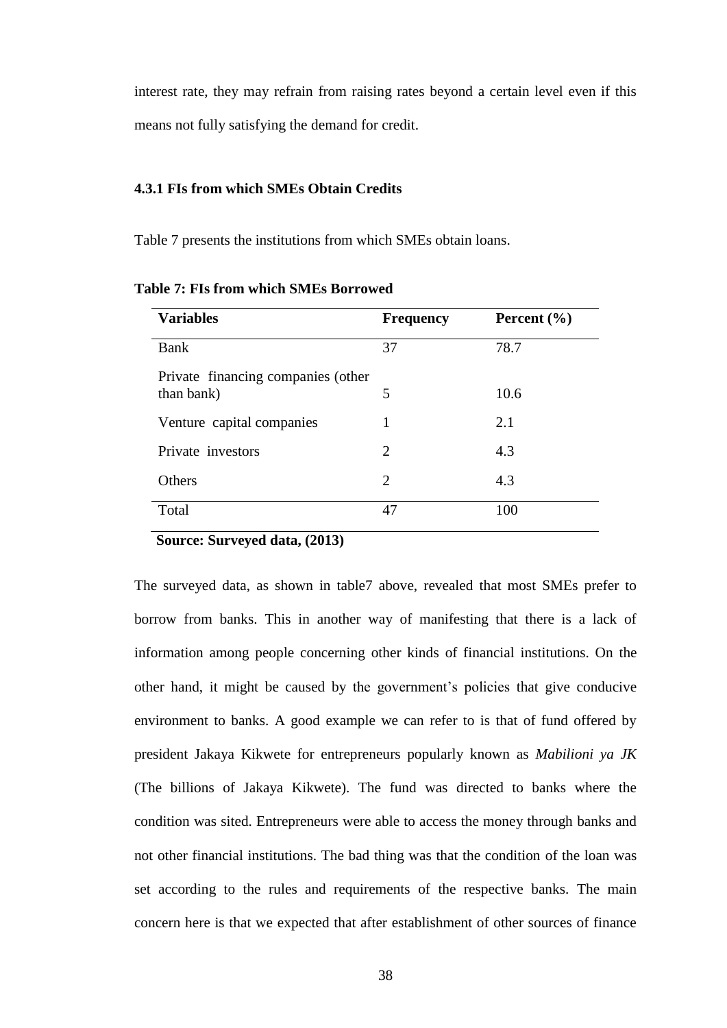interest rate, they may refrain from raising rates beyond a certain level even if this means not fully satisfying the demand for credit.

### 4.3.1 FIs from which SMEs Obtain Credits

Table 7 presents the institutions from which SMEs obtain loans.

**Table 7: FIs from which SMEs Borrowed**

| Variables | Frequency | Percent (%) |
|---|---|---|
| Bank | 37 | 78.7 |
| Private financing companies (other than bank) | 5 | 10.6 |
| Venture capital companies | 1 | 2.1 |
| Private investors | 2 | 4.3 |
| Others | 2 | 4.3 |
| Total | 47 | 100 |

**Source: Surveyed data, (2013)**

The surveyed data, as shown in table7 above, revealed that most SMEs prefer to borrow from banks. This in another way of manifesting that there is a lack of information among people concerning other kinds of financial institutions. On the other hand, it might be caused by the government's policies that give conducive environment to banks. A good example we can refer to is that of fund offered by president Jakaya Kikwete for entrepreneurs popularly known as *Mabilioni ya JK* (The billions of Jakaya Kikwete). The fund was directed to banks where the condition was sited. Entrepreneurs were able to access the money through banks and not other financial institutions. The bad thing was that the condition of the loan was set according to the rules and requirements of the respective banks. The main concern here is that we expected that after establishment of other sources of finance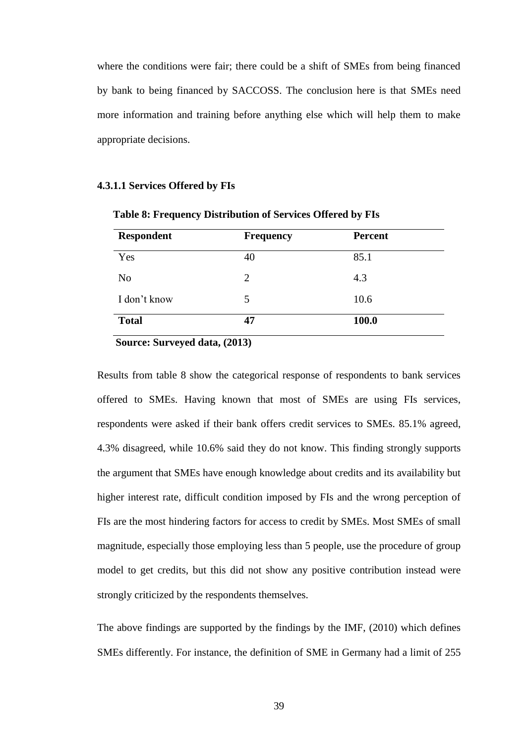where the conditions were fair; there could be a shift of SMEs from being financed by bank to being financed by SACCOSS. The conclusion here is that SMEs need more information and training before anything else which will help them to make appropriate decisions.

#### 4.3.1.1 Services Offered by FIs

**Table 8: Frequency Distribution of Services Offered by FIs**

| Respondent | Frequency | Percent |
|---|---|---|
| Yes | 40 | 85.1 |
| No | 2 | 4.3 |
| I don't know | 5 | 10.6 |
| **Total** | **47** | **100.0** |

**Source: Surveyed data, (2013)**

Results from table 8 show the categorical response of respondents to bank services offered to SMEs. Having known that most of SMEs are using FIs services, respondents were asked if their bank offers credit services to SMEs. 85.1% agreed, 4.3% disagreed, while 10.6% said they do not know. This finding strongly supports the argument that SMEs have enough knowledge about credits and its availability but higher interest rate, difficult condition imposed by FIs and the wrong perception of FIs are the most hindering factors for access to credit by SMEs. Most SMEs of small magnitude, especially those employing less than 5 people, use the procedure of group model to get credits, but this did not show any positive contribution instead were strongly criticized by the respondents themselves.

The above findings are supported by the findings by the IMF, (2010) which defines SMEs differently. For instance, the definition of SME in Germany had a limit of 255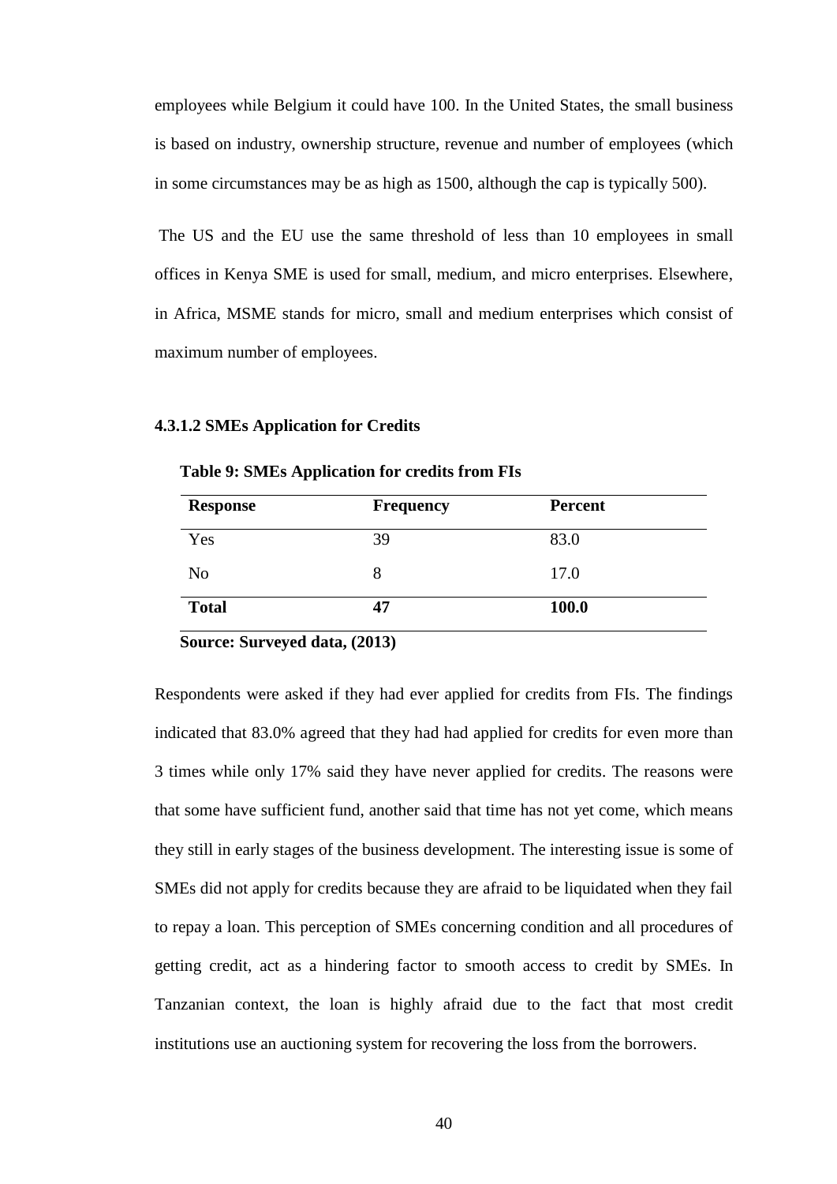employees while Belgium it could have 100. In the United States, the small business is based on industry, ownership structure, revenue and number of employees (which in some circumstances may be as high as 1500, although the cap is typically 500).

The US and the EU use the same threshold of less than 10 employees in small offices in Kenya SME is used for small, medium, and micro enterprises. Elsewhere, in Africa, MSME stands for micro, small and medium enterprises which consist of maximum number of employees.

#### 4.3.1.2 SMEs Application for Credits

**Table 9: SMEs Application for credits from FIs**

| Response | Frequency | Percent |
|---|---|---|
| Yes | 39 | 83.0 |
| No | 8 | 17.0 |
| **Total** | **47** | **100.0** |

**Source: Surveyed data, (2013)**

Respondents were asked if they had ever applied for credits from FIs. The findings indicated that 83.0% agreed that they had had applied for credits for even more than 3 times while only 17% said they have never applied for credits. The reasons were that some have sufficient fund, another said that time has not yet come, which means they still in early stages of the business development. The interesting issue is some of SMEs did not apply for credits because they are afraid to be liquidated when they fail to repay a loan. This perception of SMEs concerning condition and all procedures of getting credit, act as a hindering factor to smooth access to credit by SMEs. In Tanzanian context, the loan is highly afraid due to the fact that most credit institutions use an auctioning system for recovering the loss from the borrowers.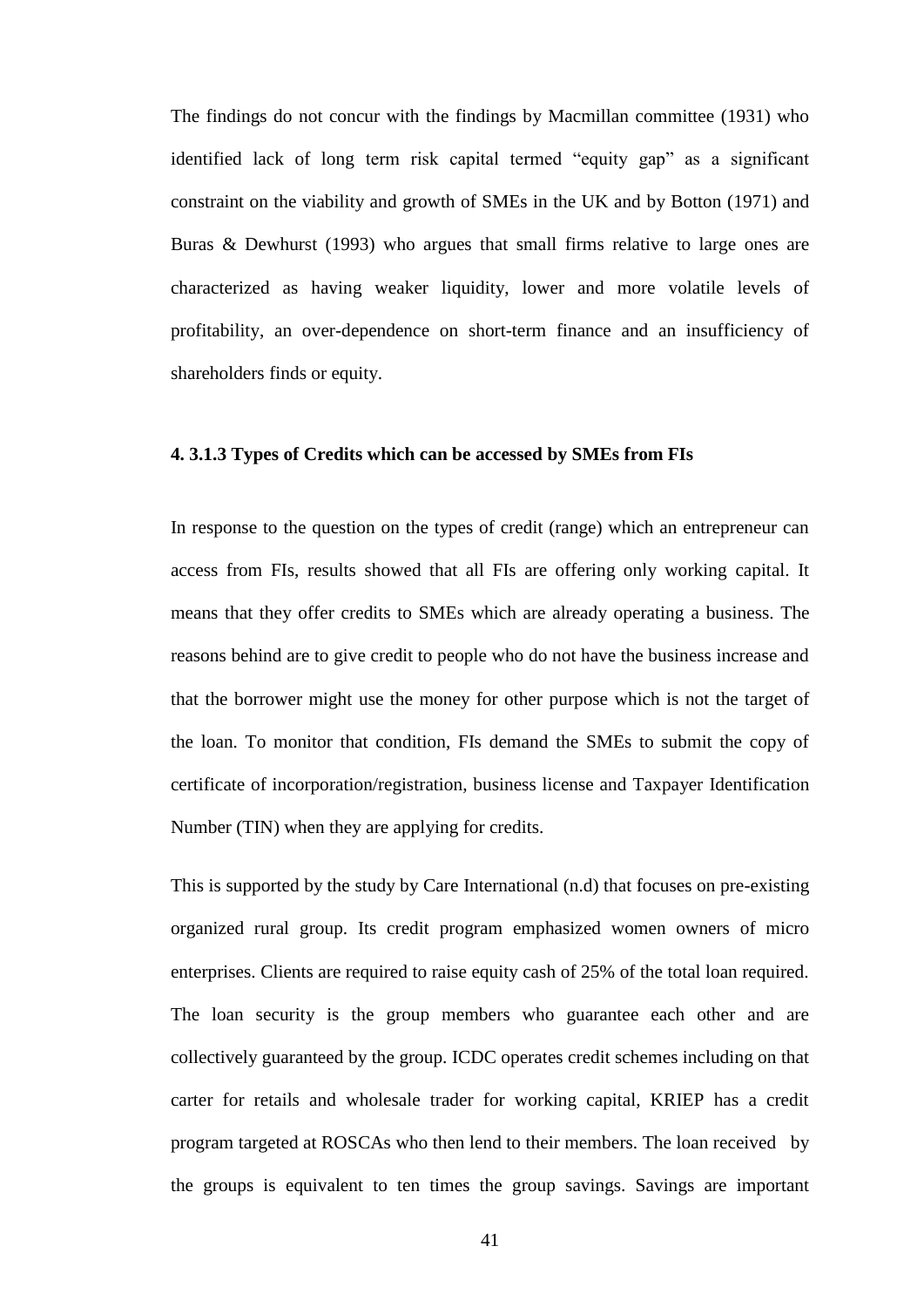The findings do not concur with the findings by Macmillan committee (1931) who identified lack of long term risk capital termed "equity gap" as a significant constraint on the viability and growth of SMEs in the UK and by Botton (1971) and Buras & Dewhurst (1993) who argues that small firms relative to large ones are characterized as having weaker liquidity, lower and more volatile levels of profitability, an over-dependence on short-term finance and an insufficiency of shareholders finds or equity.

### 4. 3.1.3 Types of Credits which can be accessed by SMEs from FIs

In response to the question on the types of credit (range) which an entrepreneur can access from FIs, results showed that all FIs are offering only working capital. It means that they offer credits to SMEs which are already operating a business. The reasons behind are to give credit to people who do not have the business increase and that the borrower might use the money for other purpose which is not the target of the loan. To monitor that condition, FIs demand the SMEs to submit the copy of certificate of incorporation/registration, business license and Taxpayer Identification Number (TIN) when they are applying for credits.

This is supported by the study by Care International (n.d) that focuses on pre-existing organized rural group. Its credit program emphasized women owners of micro enterprises. Clients are required to raise equity cash of 25% of the total loan required. The loan security is the group members who guarantee each other and are collectively guaranteed by the group. ICDC operates credit schemes including on that carter for retails and wholesale trader for working capital, KRIEP has a credit program targeted at ROSCAs who then lend to their members. The loan received by the groups is equivalent to ten times the group savings. Savings are important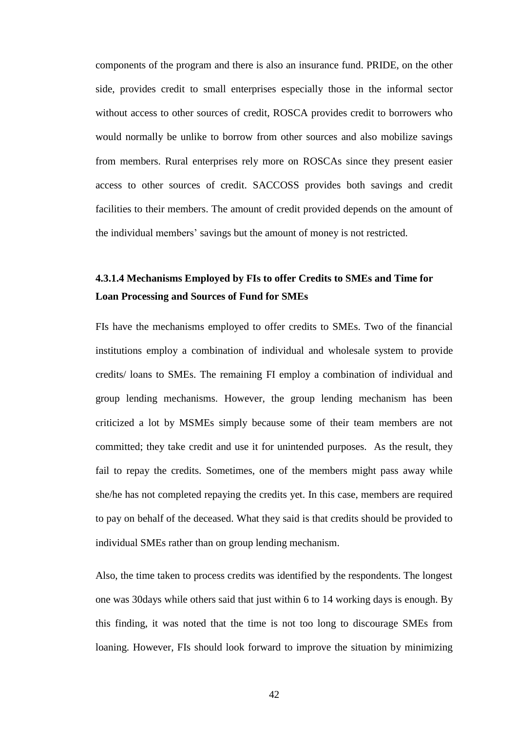components of the program and there is also an insurance fund. PRIDE, on the other side, provides credit to small enterprises especially those in the informal sector without access to other sources of credit, ROSCA provides credit to borrowers who would normally be unlike to borrow from other sources and also mobilize savings from members. Rural enterprises rely more on ROSCAs since they present easier access to other sources of credit. SACCOSS provides both savings and credit facilities to their members. The amount of credit provided depends on the amount of the individual members' savings but the amount of money is not restricted.

#### 4.3.1.4 Mechanisms Employed by FIs to offer Credits to SMEs and Time for Loan Processing and Sources of Fund for SMEs

FIs have the mechanisms employed to offer credits to SMEs. Two of the financial institutions employ a combination of individual and wholesale system to provide credits/ loans to SMEs. The remaining FI employ a combination of individual and group lending mechanisms. However, the group lending mechanism has been criticized a lot by MSMEs simply because some of their team members are not committed; they take credit and use it for unintended purposes. As the result, they fail to repay the credits. Sometimes, one of the members might pass away while she/he has not completed repaying the credits yet. In this case, members are required to pay on behalf of the deceased. What they said is that credits should be provided to individual SMEs rather than on group lending mechanism.

Also, the time taken to process credits was identified by the respondents. The longest one was 30days while others said that just within 6 to 14 working days is enough. By this finding, it was noted that the time is not too long to discourage SMEs from loaning. However, FIs should look forward to improve the situation by minimizing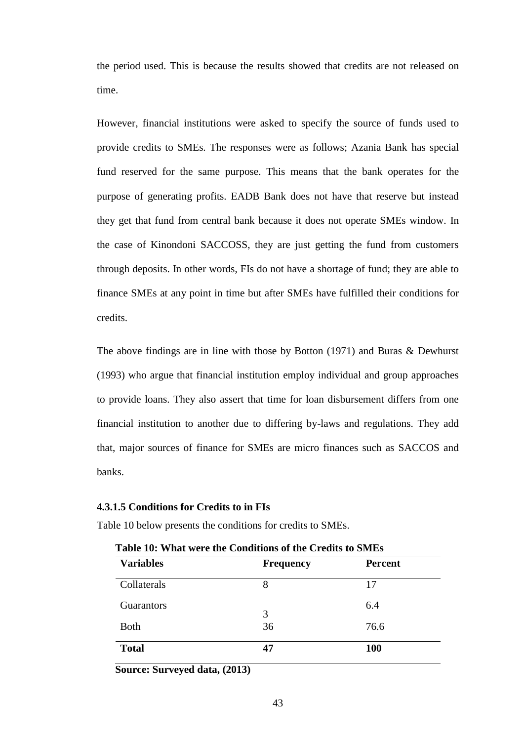the period used. This is because the results showed that credits are not released on time.

However, financial institutions were asked to specify the source of funds used to provide credits to SMEs. The responses were as follows; Azania Bank has special fund reserved for the same purpose. This means that the bank operates for the purpose of generating profits. EADB Bank does not have that reserve but instead they get that fund from central bank because it does not operate SMEs window. In the case of Kinondoni SACCOSS, they are just getting the fund from customers through deposits. In other words, FIs do not have a shortage of fund; they are able to finance SMEs at any point in time but after SMEs have fulfilled their conditions for credits.

The above findings are in line with those by Botton (1971) and Buras & Dewhurst (1993) who argue that financial institution employ individual and group approaches to provide loans. They also assert that time for loan disbursement differs from one financial institution to another due to differing by-laws and regulations. They add that, major sources of finance for SMEs are micro finances such as SACCOS and banks.

#### 4.3.1.5 Conditions for Credits to in FIs

Table 10 below presents the conditions for credits to SMEs.

**Table 10: What were the Conditions of the Credits to SMEs**

| Variables | Frequency | Percent |
|---|---|---|
| Collaterals | 8 | 17 |
| Guarantors | 3 | 6.4 |
| Both | 36 | 76.6 |
| **Total** | **47** | **100** |

**Source: Surveyed data, (2013)**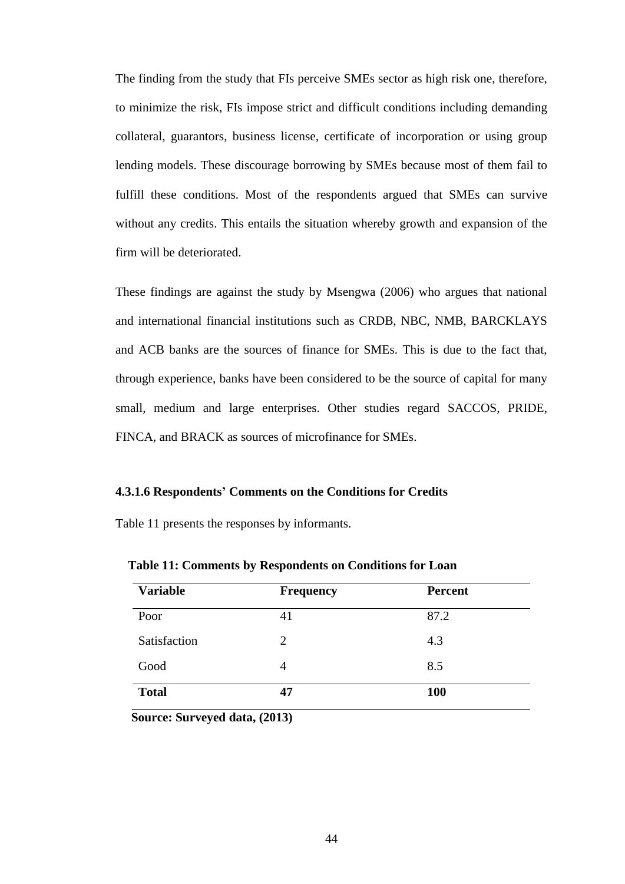The finding from the study that FIs perceive SMEs sector as high risk one, therefore, to minimize the risk, FIs impose strict and difficult conditions including demanding collateral, guarantors, business license, certificate of incorporation or using group lending models. These discourage borrowing by SMEs because most of them fail to fulfill these conditions. Most of the respondents argued that SMEs can survive without any credits. This entails the situation whereby growth and expansion of the firm will be deteriorated.

These findings are against the study by Msengwa (2006) who argues that national and international financial institutions such as CRDB, NBC, NMB, BARCLAYS and ACB banks are the sources of finance for SMEs. This is due to the fact that, through experience, banks have been considered to be the source of capital for many small, medium and large enterprises. Other studies regard SACCOS, PRIDE, FINCA, and BRACK as sources of microfinance for SMEs.

#### 4.3.1.6 Respondents' Comments on the Conditions for Credits

Table 11 presents the responses by informants.

**Table 11: Comments by Respondents on Conditions for Loan**

| Variable | Frequency | Percent |
|---|---|---|
| Poor | 41 | 87.2 |
| Satisfaction | 2 | 4.3 |
| Good | 4 | 8.5 |
| **Total** | **47** | **100** |

**Source: Surveyed data, (2013)**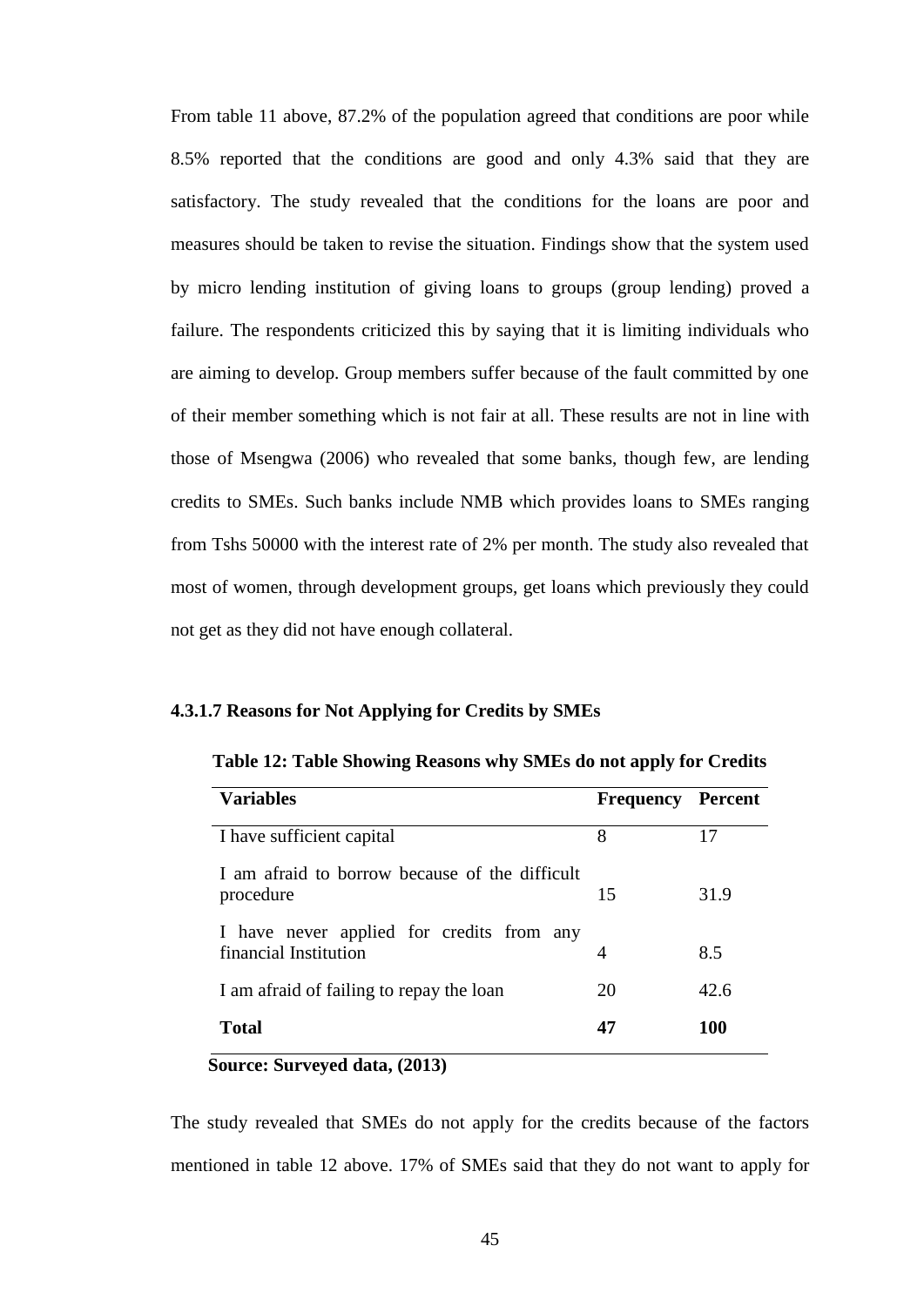From table 11 above, 87.2% of the population agreed that conditions are poor while 8.5% reported that the conditions are good and only 4.3% said that they are satisfactory. The study revealed that the conditions for the loans are poor and measures should be taken to revise the situation. Findings show that the system used by micro lending institution of giving loans to groups (group lending) proved a failure. The respondents criticized this by saying that it is limiting individuals who are aiming to develop. Group members suffer because of the fault committed by one of their member something which is not fair at all. These results are not in line with those of Msengwa (2006) who revealed that some banks, though few, are lending credits to SMEs. Such banks include NMB which provides loans to SMEs ranging from Tshs 50000 with the interest rate of 2% per month. The study also revealed that most of women, through development groups, get loans which previously they could not get as they did not have enough collateral.

#### 4.3.1.7 Reasons for Not Applying for Credits by SMEs

**Table 12: Table Showing Reasons why SMEs do not apply for Credits**

| Variables | Frequency | Percent |
|---|---|---|
| I have sufficient capital | 8 | 17 |
| I am afraid to borrow because of the difficult procedure | 15 | 31.9 |
| I have never applied for credits from any financial Institution | 4 | 8.5 |
| I am afraid of failing to repay the loan | 20 | 42.6 |
| **Total** | **47** | **100** |

**Source: Surveyed data, (2013)**

The study revealed that SMEs do not apply for the credits because of the factors mentioned in table 12 above. 17% of SMEs said that they do not want to apply for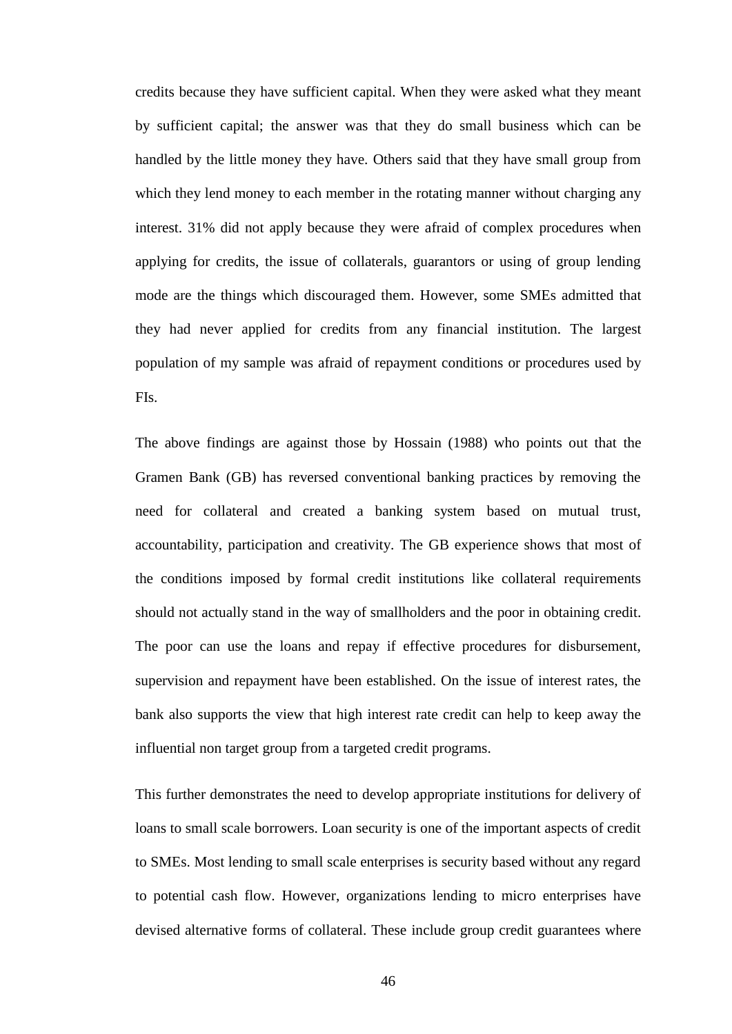credits because they have sufficient capital. When they were asked what they meant by sufficient capital; the answer was that they do small business which can be handled by the little money they have. Others said that they have small group from which they lend money to each member in the rotating manner without charging any interest. 31% did not apply because they were afraid of complex procedures when applying for credits, the issue of collaterals, guarantors or using of group lending mode are the things which discouraged them. However, some SMEs admitted that they had never applied for credits from any financial institution. The largest population of my sample was afraid of repayment conditions or procedures used by FIs.

The above findings are against those by Hossain (1988) who points out that the Gramen Bank (GB) has reversed conventional banking practices by removing the need for collateral and created a banking system based on mutual trust, accountability, participation and creativity. The GB experience shows that most of the conditions imposed by formal credit institutions like collateral requirements should not actually stand in the way of smallholders and the poor in obtaining credit. The poor can use the loans and repay if effective procedures for disbursement, supervision and repayment have been established. On the issue of interest rates, the bank also supports the view that high interest rate credit can help to keep away the influential non target group from a targeted credit programs.

This further demonstrates the need to develop appropriate institutions for delivery of loans to small scale borrowers. Loan security is one of the important aspects of credit to SMEs. Most lending to small scale enterprises is security based without any regard to potential cash flow. However, organizations lending to micro enterprises have devised alternative forms of collateral. These include group credit guarantees where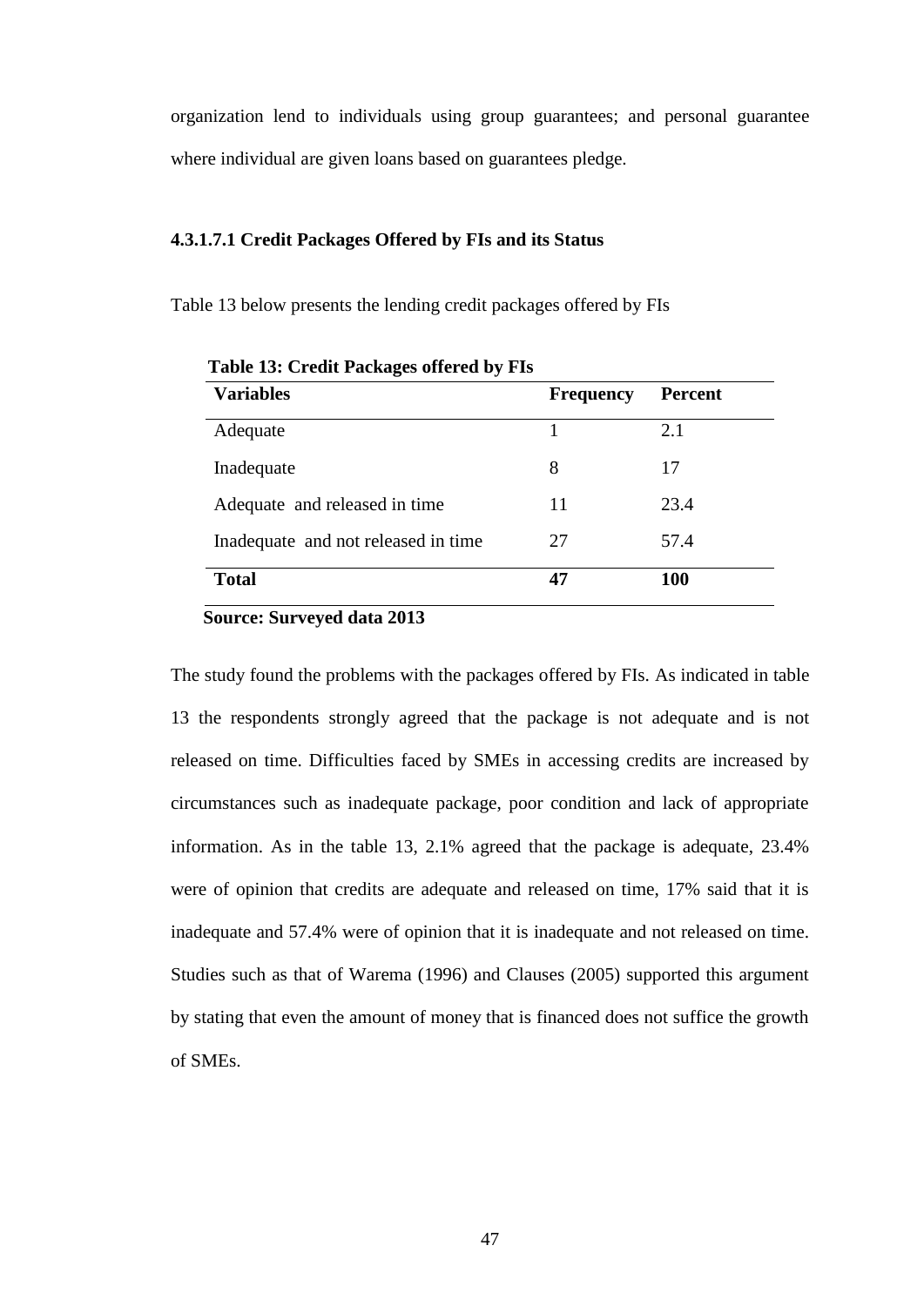organization lend to individuals using group guarantees; and personal guarantee where individual are given loans based on guarantees pledge.

#### 4.3.1.7.1 Credit Packages Offered by FIs and its Status

Table 13 below presents the lending credit packages offered by FIs

**Table 13: Credit Packages offered by FIs**

| Variables | Frequency | Percent |
|---|---|---|
| Adequate | 1 | 2.1 |
| Inadequate | 8 | 17 |
| Adequate and released in time | 11 | 23.4 |
| Inadequate and not released in time | 27 | 57.4 |
| **Total** | **47** | **100** |

**Source: Surveyed data 2013**

The study found the problems with the packages offered by FIs. As indicated in table 13 the respondents strongly agreed that the package is not adequate and is not released on time. Difficulties faced by SMEs in accessing credits are increased by circumstances such as inadequate package, poor condition and lack of appropriate information. As in the table 13, 2.1% agreed that the package is adequate, 23.4% were of opinion that credits are adequate and released on time, 17% said that it is inadequate and 57.4% were of opinion that it is inadequate and not released on time. Studies such as that of Warema (1996) and Clauses (2005) supported this argument by stating that even the amount of money that is financed does not suffice the growth of SMEs.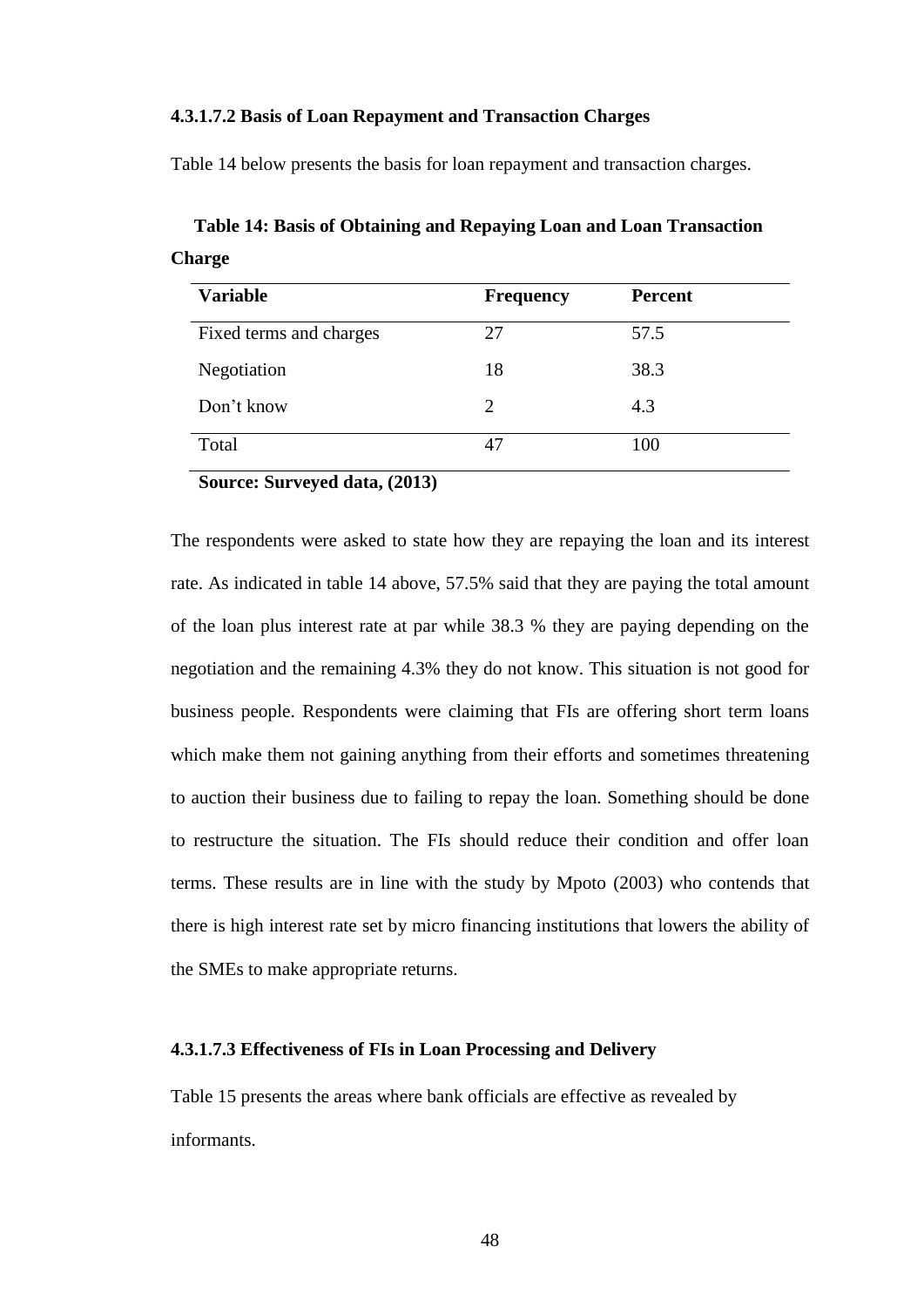#### 4.3.1.7.2 Basis of Loan Repayment and Transaction Charges

Table 14 below presents the basis for loan repayment and transaction charges.

**Table 14: Basis of Obtaining and Repaying Loan and Loan Transaction Charge**

| Variable | Frequency | Percent |
|---|---|---|
| Fixed terms and charges | 27 | 57.5 |
| Negotiation | 18 | 38.3 |
| Don't know | 2 | 4.3 |
| Total | 47 | 100 |

**Source: Surveyed data, (2013)**

The respondents were asked to state how they are repaying the loan and its interest rate. As indicated in table 14 above, 57.5% said that they are paying the total amount of the loan plus interest rate at par while 38.3 % they are paying depending on the negotiation and the remaining 4.3% they do not know. This situation is not good for business people. Respondents were claiming that FIs are offering short term loans which make them not gaining anything from their efforts and sometimes threatening to auction their business due to failing to repay the loan. Something should be done to restructure the situation. The FIs should reduce their condition and offer loan terms. These results are in line with the study by Mpoto (2003) who contends that there is high interest rate set by micro financing institutions that lowers the ability of the SMEs to make appropriate returns.

#### 4.3.1.7.3 Effectiveness of FIs in Loan Processing and Delivery

Table 15 presents the areas where bank officials are effective as revealed by informants.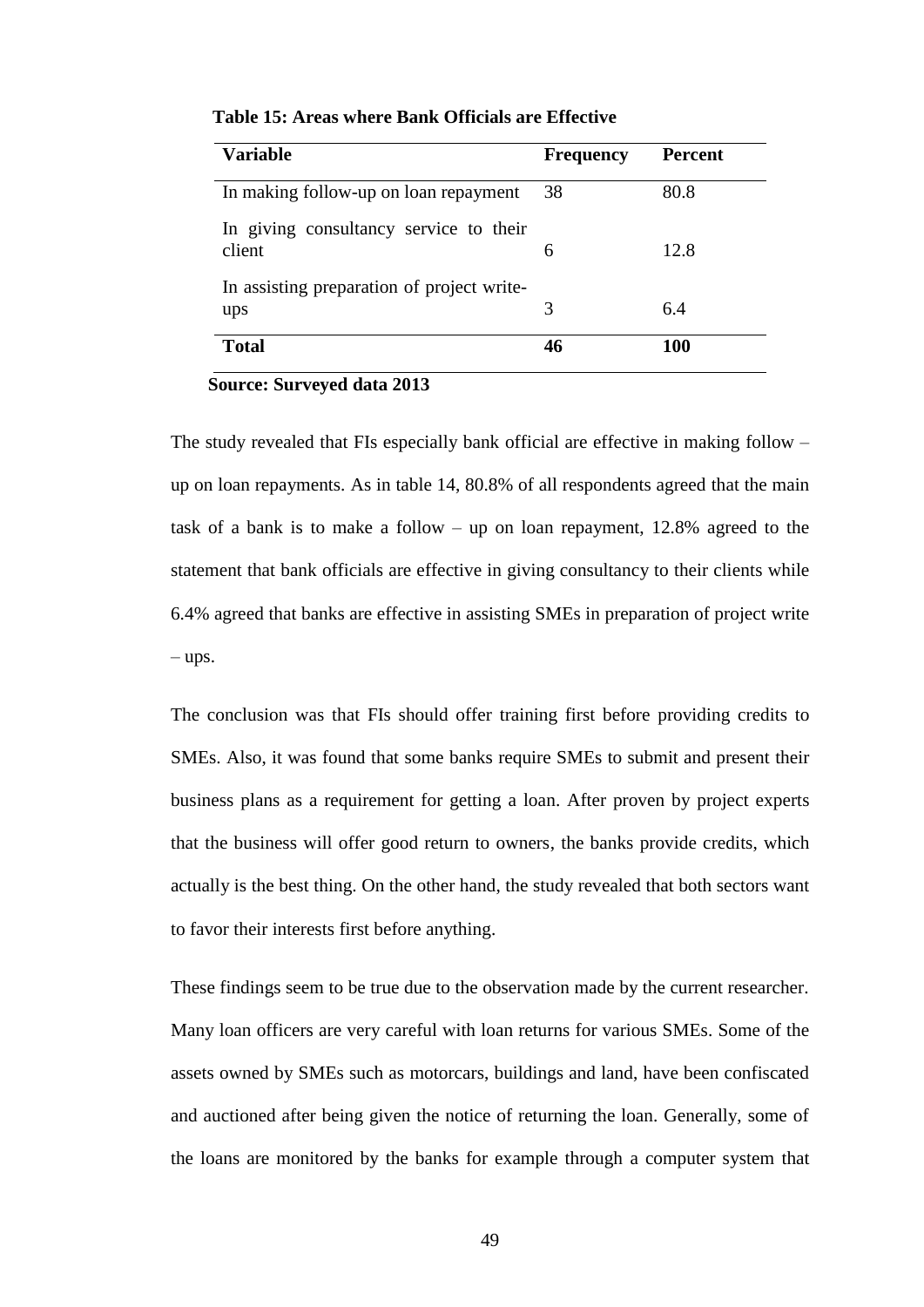**Table 15: Areas where Bank Officials are Effective**

| Variable | Frequency | Percent |
|---|---|---|
| In making follow-up on loan repayment | 38 | 80.8 |
| In giving consultancy service to their client | 6 | 12.8 |
| In assisting preparation of project write-ups | 3 | 6.4 |
| **Total** | **46** | **100** |

**Source: Surveyed data 2013**

The study revealed that FIs especially bank official are effective in making follow – up on loan repayments. As in table 14, 80.8% of all respondents agreed that the main task of a bank is to make a follow – up on loan repayment, 12.8% agreed to the statement that bank officials are effective in giving consultancy to their clients while 6.4% agreed that banks are effective in assisting SMEs in preparation of project write – ups.

The conclusion was that FIs should offer training first before providing credits to SMEs. Also, it was found that some banks require SMEs to submit and present their business plans as a requirement for getting a loan. After proven by project experts that the business will offer good return to owners, the banks provide credits, which actually is the best thing. On the other hand, the study revealed that both sectors want to favor their interests first before anything.

These findings seem to be true due to the observation made by the current researcher. Many loan officers are very careful with loan returns for various SMEs. Some of the assets owned by SMEs such as motorcars, buildings and land, have been confiscated and auctioned after being given the notice of returning the loan. Generally, some of the loans are monitored by the banks for example through a computer system that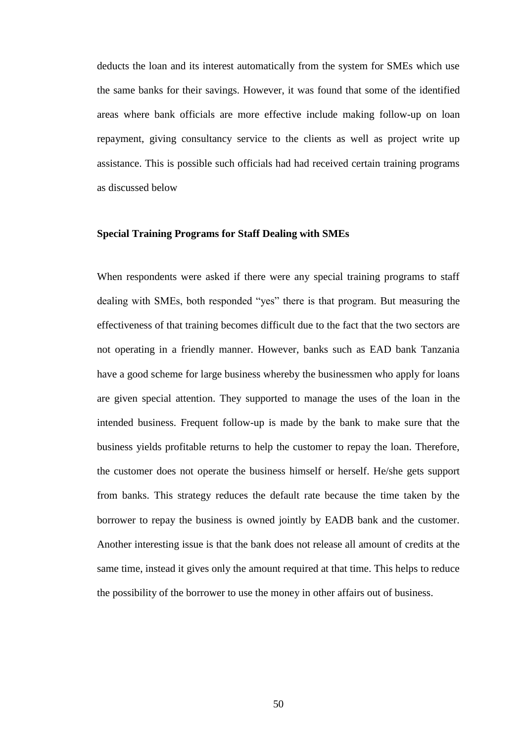deducts the loan and its interest automatically from the system for SMEs which use the same banks for their savings. However, it was found that some of the identified areas where bank officials are more effective include making follow-up on loan repayment, giving consultancy service to the clients as well as project write up assistance. This is possible such officials had had received certain training programs as discussed below

**Special Training Programs for Staff Dealing with SMEs**

When respondents were asked if there were any special training programs to staff dealing with SMEs, both responded "yes" there is that program. But measuring the effectiveness of that training becomes difficult due to the fact that the two sectors are not operating in a friendly manner. However, banks such as EAD bank Tanzania have a good scheme for large business whereby the businessmen who apply for loans are given special attention. They supported to manage the uses of the loan in the intended business. Frequent follow-up is made by the bank to make sure that the business yields profitable returns to help the customer to repay the loan. Therefore, the customer does not operate the business himself or herself. He/she gets support from banks. This strategy reduces the default rate because the time taken by the borrower to repay the business is owned jointly by EADB bank and the customer. Another interesting issue is that the bank does not release all amount of credits at the same time, instead it gives only the amount required at that time. This helps to reduce the possibility of the borrower to use the money in other affairs out of business.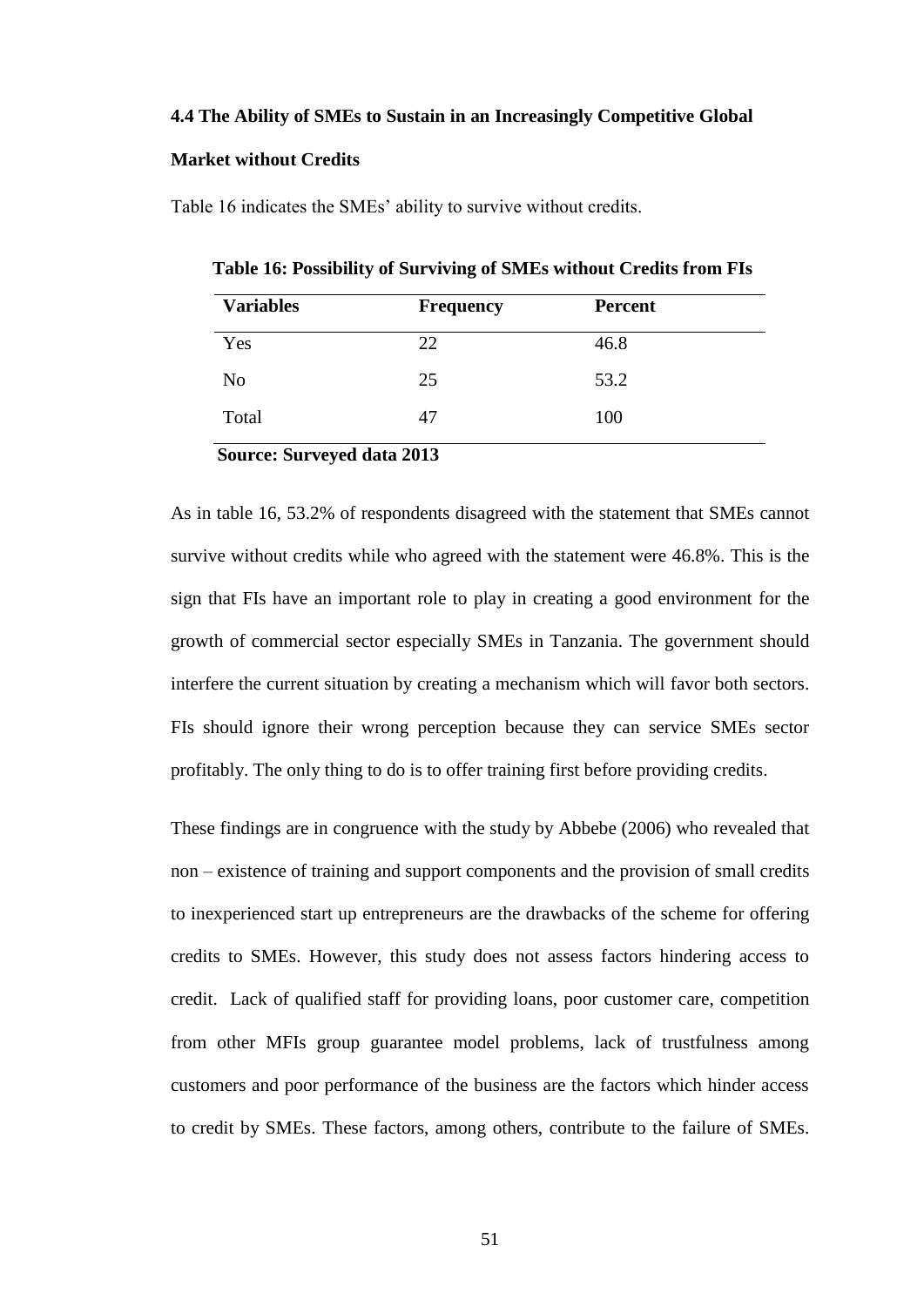### 4.4 The Ability of SMEs to Sustain in an Increasingly Competitive Global Market without Credits

Table 16 indicates the SMEs' ability to survive without credits.

**Table 16: Possibility of Surviving of SMEs without Credits from FIs**

| Variables | Frequency | Percent |
|---|---|---|
| Yes | 22 | 46.8 |
| No | 25 | 53.2 |
| Total | 47 | 100 |

**Source: Surveyed data 2013**

As in table 16, 53.2% of respondents disagreed with the statement that SMEs cannot survive without credits while who agreed with the statement were 46.8%. This is the sign that FIs have an important role to play in creating a good environment for the growth of commercial sector especially SMEs in Tanzania. The government should interfere the current situation by creating a mechanism which will favor both sectors. FIs should ignore their wrong perception because they can service SMEs sector profitably. The only thing to do is to offer training first before providing credits.

These findings are in congruence with the study by Abbebe (2006) who revealed that non – existence of training and support components and the provision of small credits to inexperienced start up entrepreneurs are the drawbacks of the scheme for offering credits to SMEs. However, this study does not assess factors hindering access to credit. Lack of qualified staff for providing loans, poor customer care, competition from other MFIs group guarantee model problems, lack of trustfulness among customers and poor performance of the business are the factors which hinder access to credit by SMEs. These factors, among others, contribute to the failure of SMEs.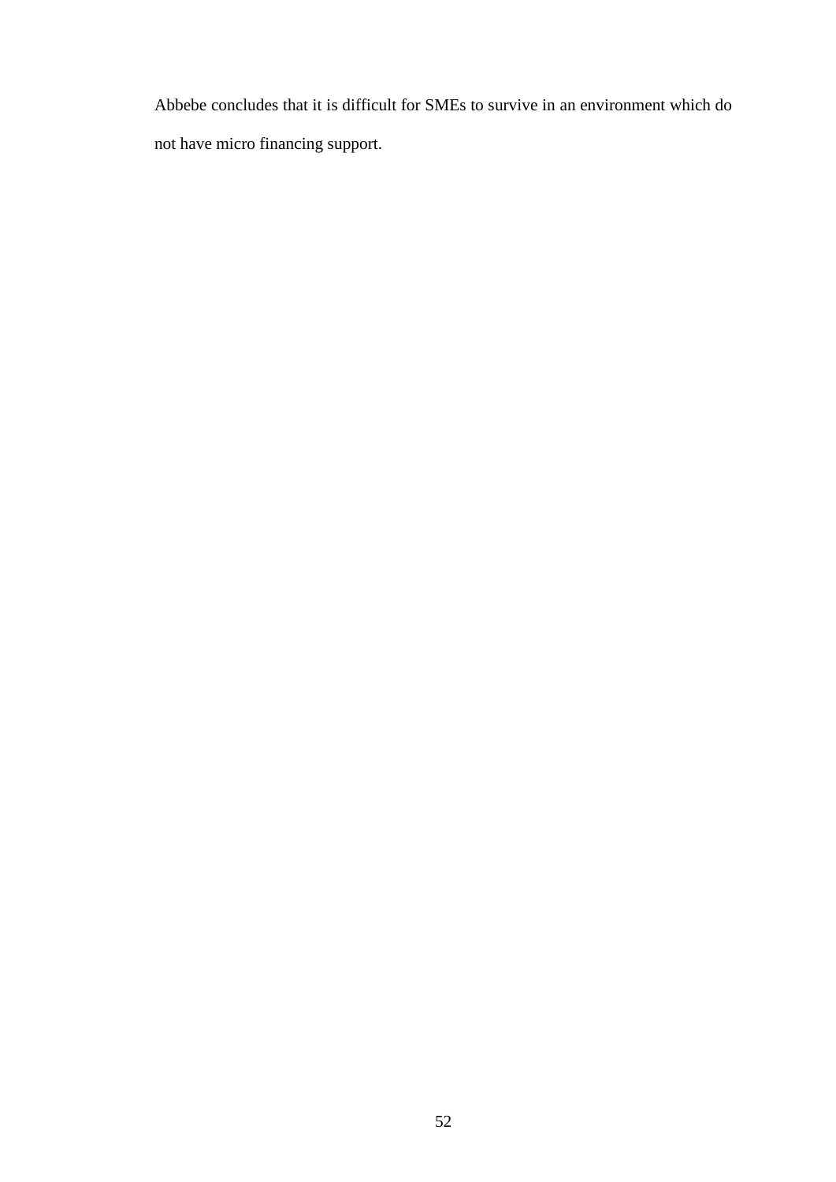Abbebe concludes that it is difficult for SMEs to survive in an environment which do not have micro financing support.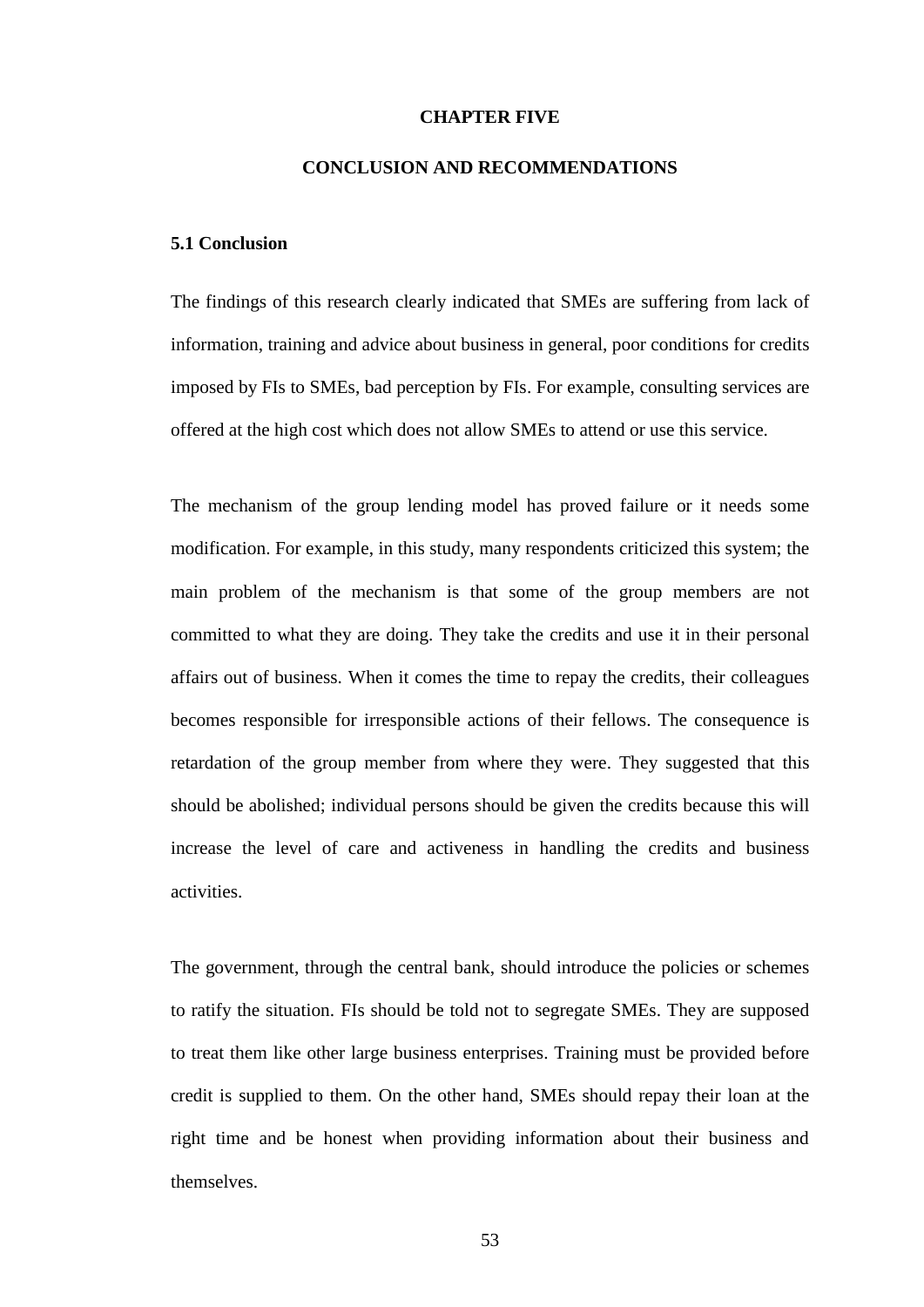# CHAPTER FIVE

# CONCLUSION AND RECOMMENDATIONS

## 5.1 Conclusion

The findings of this research clearly indicated that SMEs are suffering from lack of information, training and advice about business in general, poor conditions for credits imposed by FIs to SMEs, bad perception by FIs. For example, consulting services are offered at the high cost which does not allow SMEs to attend or use this service.

The mechanism of the group lending model has proved failure or it needs some modification. For example, in this study, many respondents criticized this system; the main problem of the mechanism is that some of the group members are not committed to what they are doing. They take the credits and use it in their personal affairs out of business. When it comes the time to repay the credits, their colleagues becomes responsible for irresponsible actions of their fellows. The consequence is retardation of the group member from where they were. They suggested that this should be abolished; individual persons should be given the credits because this will increase the level of care and activeness in handling the credits and business activities.

The government, through the central bank, should introduce the policies or schemes to ratify the situation. FIs should be told not to segregate SMEs. They are supposed to treat them like other large business enterprises. Training must be provided before credit is supplied to them. On the other hand, SMEs should repay their loan at the right time and be honest when providing information about their business and themselves.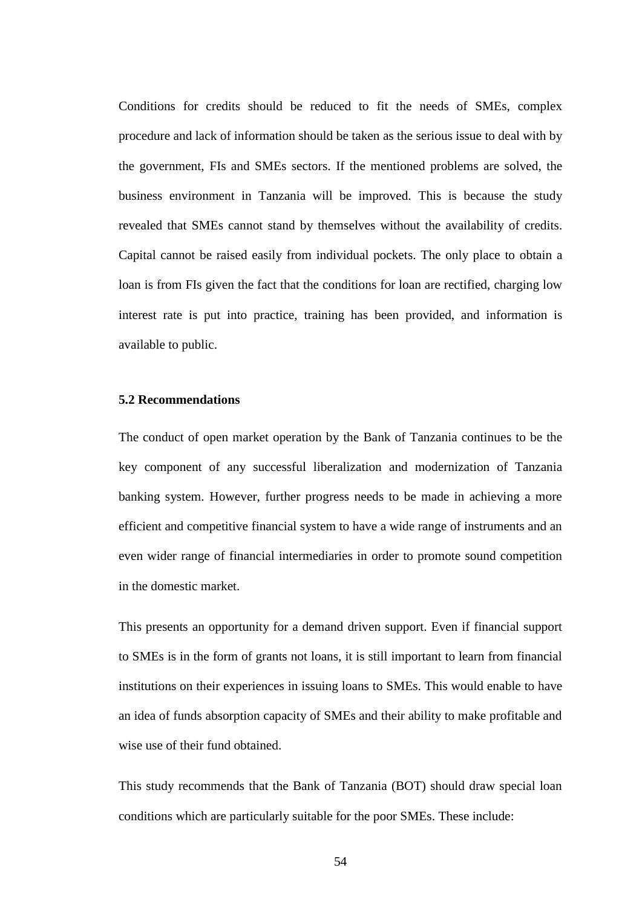Conditions for credits should be reduced to fit the needs of SMEs, complex procedure and lack of information should be taken as the serious issue to deal with by the government, FIs and SMEs sectors. If the mentioned problems are solved, the business environment in Tanzania will be improved. This is because the study revealed that SMEs cannot stand by themselves without the availability of credits. Capital cannot be raised easily from individual pockets. The only place to obtain a loan is from FIs given the fact that the conditions for loan are rectified, charging low interest rate is put into practice, training has been provided, and information is available to public.

### 5.2 Recommendations

The conduct of open market operation by the Bank of Tanzania continues to be the key component of any successful liberalization and modernization of Tanzania banking system. However, further progress needs to be made in achieving a more efficient and competitive financial system to have a wide range of instruments and an even wider range of financial intermediaries in order to promote sound competition in the domestic market.

This presents an opportunity for a demand driven support. Even if financial support to SMEs is in the form of grants not loans, it is still important to learn from financial institutions on their experiences in issuing loans to SMEs. This would enable to have an idea of funds absorption capacity of SMEs and their ability to make profitable and wise use of their fund obtained.

This study recommends that the Bank of Tanzania (BOT) should draw special loan conditions which are particularly suitable for the poor SMEs. These include: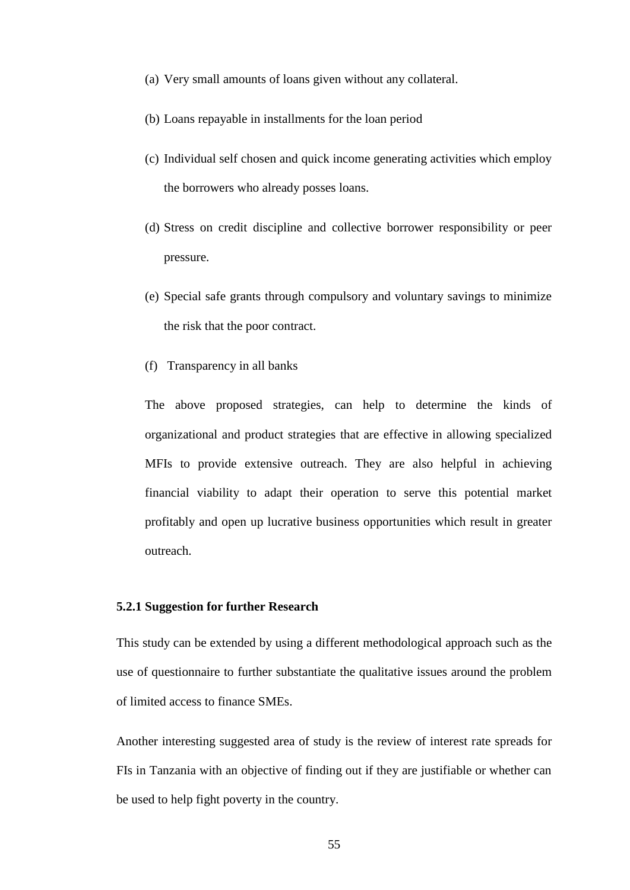(a) Very small amounts of loans given without any collateral.

(b) Loans repayable in installments for the loan period

(c) Individual self chosen and quick income generating activities which employ the borrowers who already posses loans.

(d) Stress on credit discipline and collective borrower responsibility or peer pressure.

(e) Special safe grants through compulsory and voluntary savings to minimize the risk that the poor contract.

(f) Transparency in all banks

The above proposed strategies, can help to determine the kinds of organizational and product strategies that are effective in allowing specialized MFIs to provide extensive outreach. They are also helpful in achieving financial viability to adapt their operation to serve this potential market profitably and open up lucrative business opportunities which result in greater outreach.

### 5.2.1 Suggestion for further Research

This study can be extended by using a different methodological approach such as the use of questionnaire to further substantiate the qualitative issues around the problem of limited access to finance SMEs.

Another interesting suggested area of study is the review of interest rate spreads for FIs in Tanzania with an objective of finding out if they are justifiable or whether can be used to help fight poverty in the country.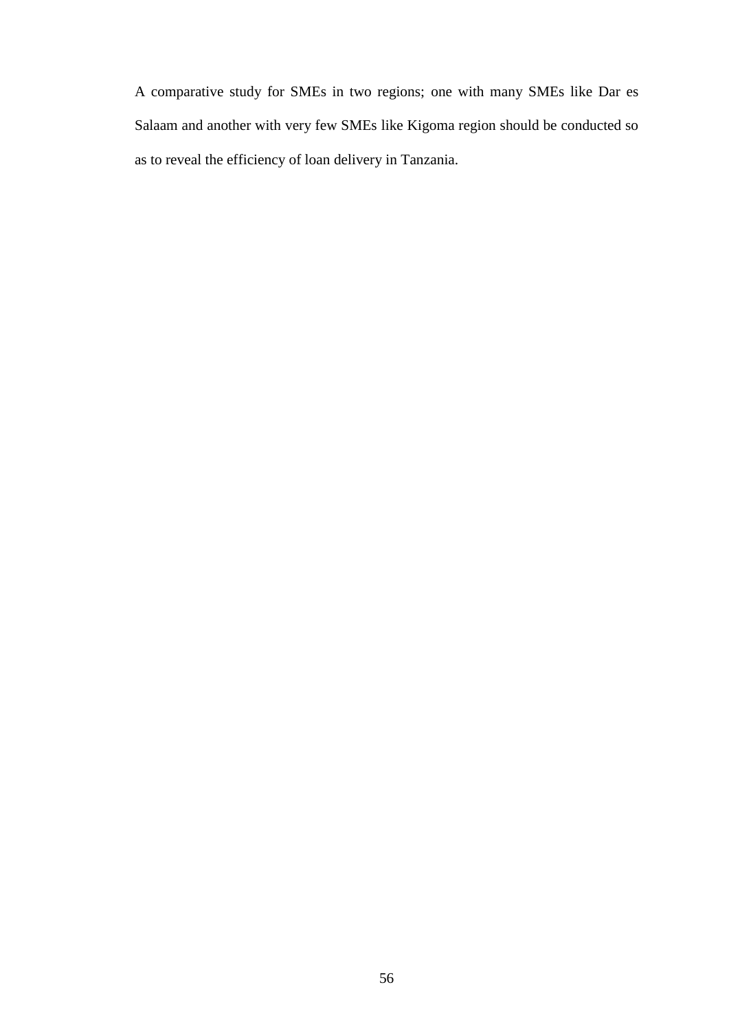A comparative study for SMEs in two regions; one with many SMEs like Dar es Salaam and another with very few SMEs like Kigoma region should be conducted so as to reveal the efficiency of loan delivery in Tanzania.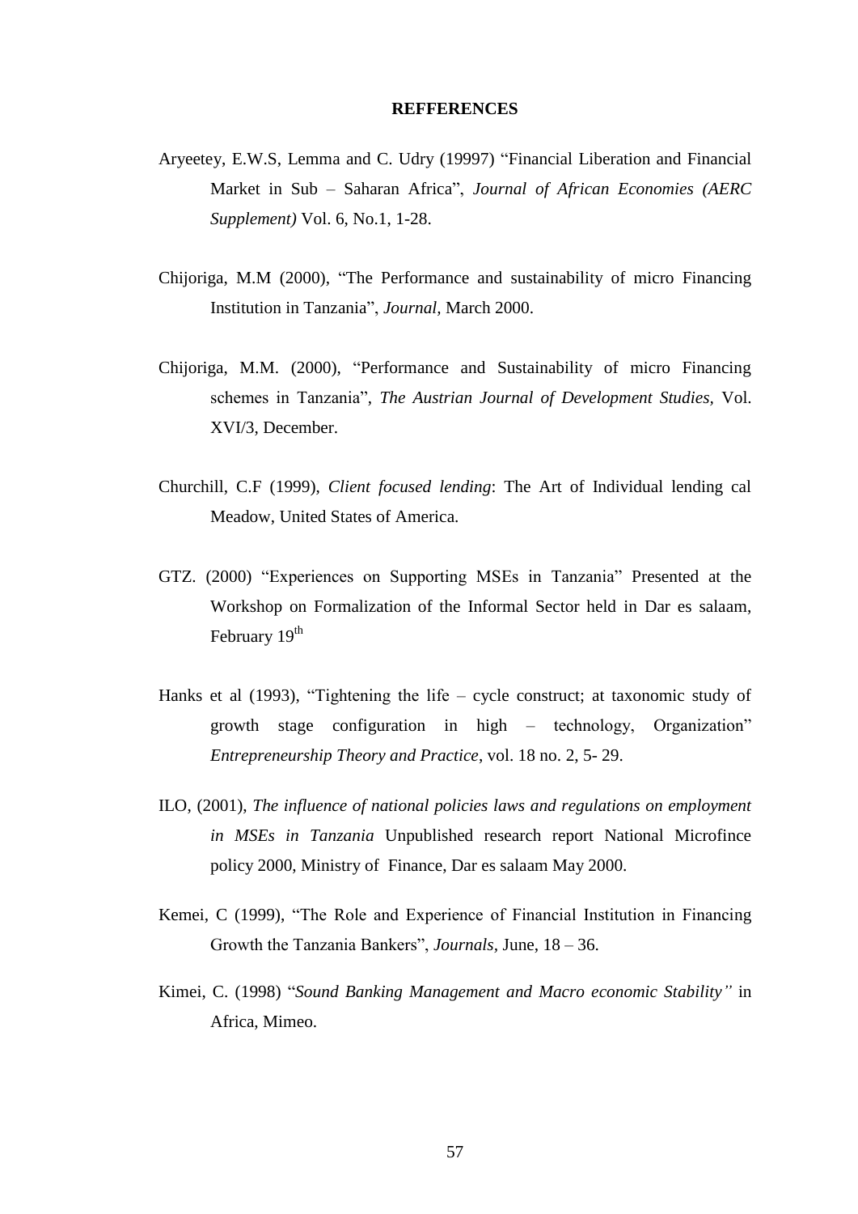**REFFERENCES**

Aryeetey, E.W.S, Lemma and C. Udry (19997) "Financial Liberation and Financial Market in Sub – Saharan Africa", *Journal of African Economies (AERC Supplement)* Vol. 6, No.1, 1-28.

Chijoriga, M.M (2000), "The Performance and sustainability of micro Financing Institution in Tanzania", *Journal*, March 2000.

Chijoriga, M.M. (2000), "Performance and Sustainability of micro Financing schemes in Tanzania", *The Austrian Journal of Development Studies*, Vol. XVI/3, December.

Churchill, C.F (1999), *Client focused lending*: The Art of Individual lending cal Meadow, United States of America.

GTZ. (2000) "Experiences on Supporting MSEs in Tanzania" Presented at the Workshop on Formalization of the Informal Sector held in Dar es salaam, February 19th

Hanks et al (1993), "Tightening the life – cycle construct; at taxonomic study of growth stage configuration in high – technology, Organization" *Entrepreneurship Theory and Practice*, vol. 18 no. 2, 5- 29.

ILO, (2001), *The influence of national policies laws and regulations on employment in MSEs in Tanzania* Unpublished research report National Microfince policy 2000, Ministry of Finance, Dar es salaam May 2000.

Kemei, C (1999), "The Role and Experience of Financial Institution in Financing Growth the Tanzania Bankers", *Journals*, June, 18 – 36.

Kimei, C. (1998) "*Sound Banking Management and Macro economic Stability"* in Africa, Mimeo.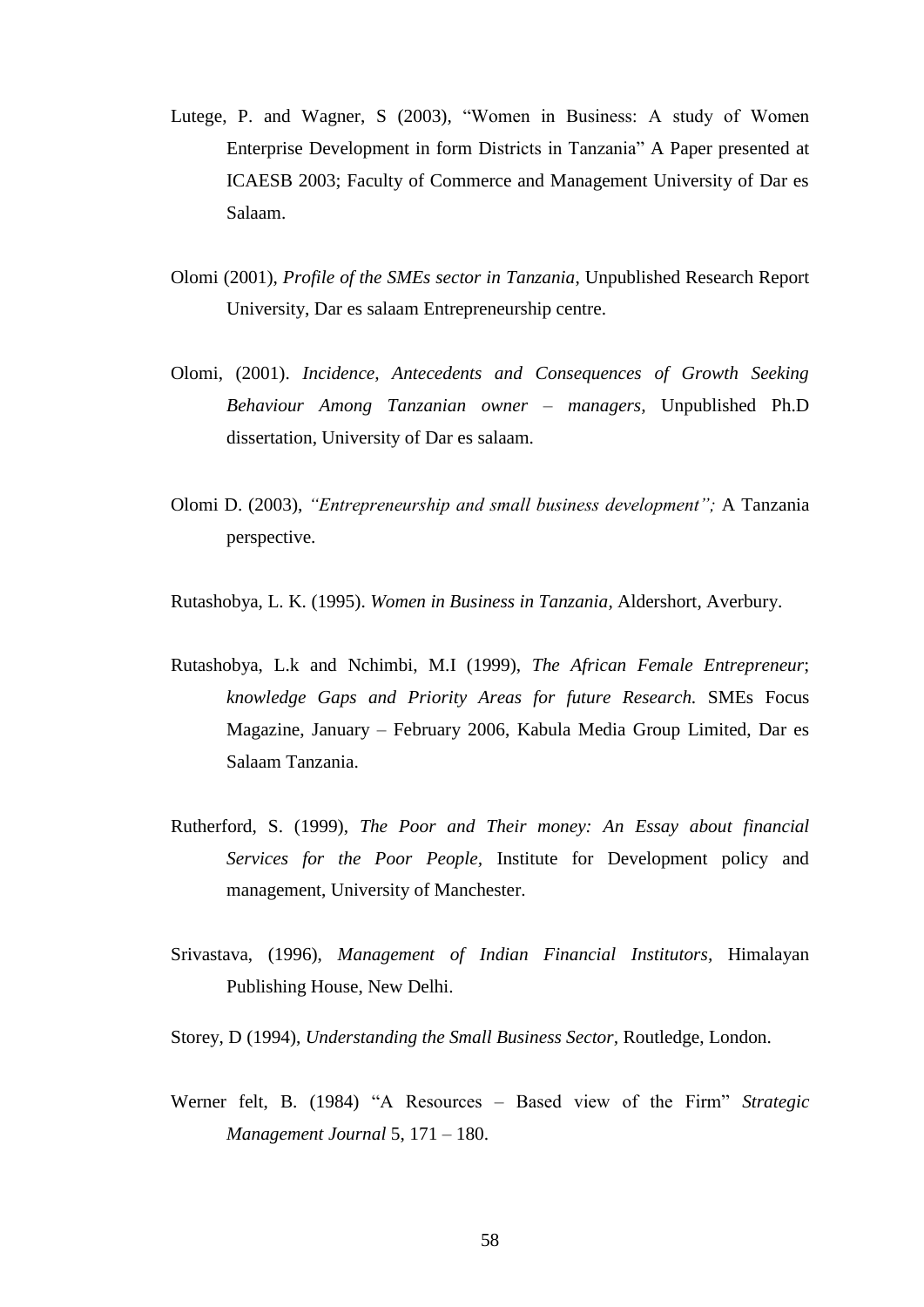Lutege, P. and Wagner, S (2003), "Women in Business: A study of Women Enterprise Development in form Districts in Tanzania" A Paper presented at ICAESB 2003; Faculty of Commerce and Management University of Dar es Salaam.

Olomi (2001), *Profile of the SMEs sector in Tanzania*, Unpublished Research Report University, Dar es salaam Entrepreneurship centre.

Olomi, (2001). *Incidence, Antecedents and Consequences of Growth Seeking Behaviour Among Tanzanian owner – managers*, Unpublished Ph.D dissertation, University of Dar es salaam.

Olomi D. (2003), *"Entrepreneurship and small business development";* A Tanzania perspective.

Rutashobya, L. K. (1995). *Women in Business in Tanzania*, Aldershort, Averbury.

Rutashobya, L.k and Nchimbi, M.I (1999), *The African Female Entrepreneur*; *knowledge Gaps and Priority Areas for future Research.* SMEs Focus Magazine, January – February 2006, Kabula Media Group Limited, Dar es Salaam Tanzania.

Rutherford, S. (1999), *The Poor and Their money: An Essay about financial Services for the Poor People*, Institute for Development policy and management, University of Manchester.

Srivastava, (1996), *Management of Indian Financial Institutors*, Himalayan Publishing House, New Delhi.

Storey, D (1994), *Understanding the Small Business Sector*, Routledge, London.

Werner felt, B. (1984) "A Resources – Based view of the Firm" *Strategic Management Journal* 5, 171 – 180.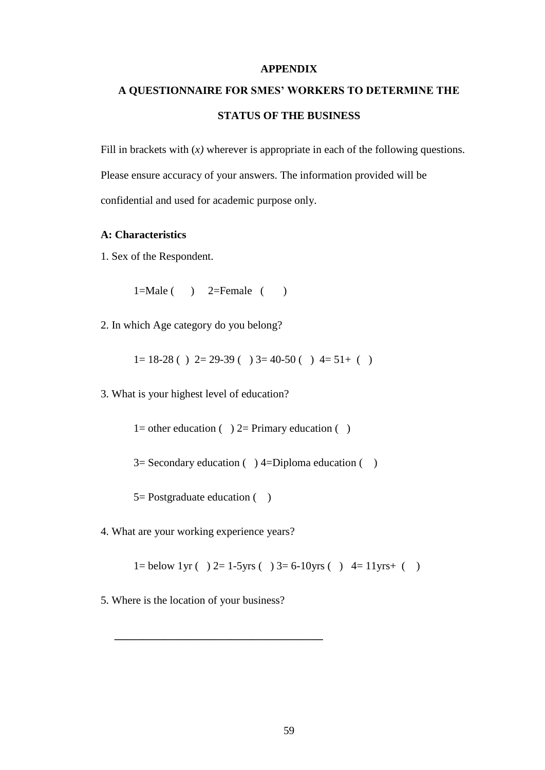# APPENDIX

## A QUESTIONNAIRE FOR SMES' WORKERS TO DETERMINE THE STATUS OF THE BUSINESS

Fill in brackets with (*x)* wherever is appropriate in each of the following questions. Please ensure accuracy of your answers. The information provided will be confidential and used for academic purpose only.

**A: Characteristics**

1. Sex of the Respondent.

   1=Male (    )    2=Female  (    )

2. In which Age category do you belong?

   1= 18-28 ( )  2= 29-39 (  ) 3= 40-50 (  )  4= 51+  (  )

3. What is your highest level of education?

   1= other education (  ) 2= Primary education (  )

   3= Secondary education (  ) 4=Diploma education (   )

   5= Postgraduate education (   )

4. What are your working experience years?

   1= below 1yr (  ) 2= 1-5yrs (  ) 3= 6-10yrs (  )   4= 11yrs+  (   )

5. Where is the location of your business?

   ___________________________________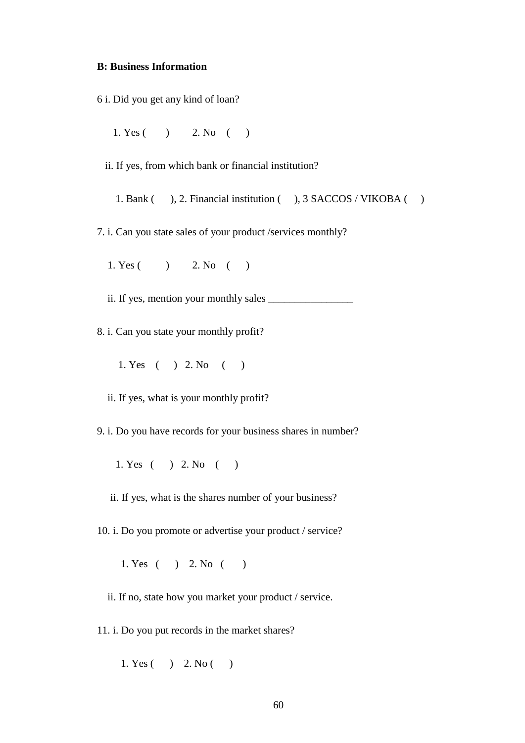**B: Business Information**

6 i. Did you get any kind of loan?

1. Yes (   )   2. No ( )

ii. If yes, from which bank or financial institution?

1. Bank ( ), 2. Financial institution ( ), 3 SACCOS / VIKOBA ( )

7. i. Can you state sales of your product /services monthly?

1. Yes (   )   2. No ( )

ii. If yes, mention your monthly sales ________________

8. i. Can you state your monthly profit?

1. Yes ( ) 2. No ( )

ii. If yes, what is your monthly profit?

9. i. Do you have records for your business shares in number?

1. Yes ( ) 2. No ( )

ii. If yes, what is the shares number of your business?

10. i. Do you promote or advertise your product / service?

1. Yes ( ) 2. No ( )

ii. If no, state how you market your product / service.

11. i. Do you put records in the market shares?

1. Yes ( ) 2. No ( )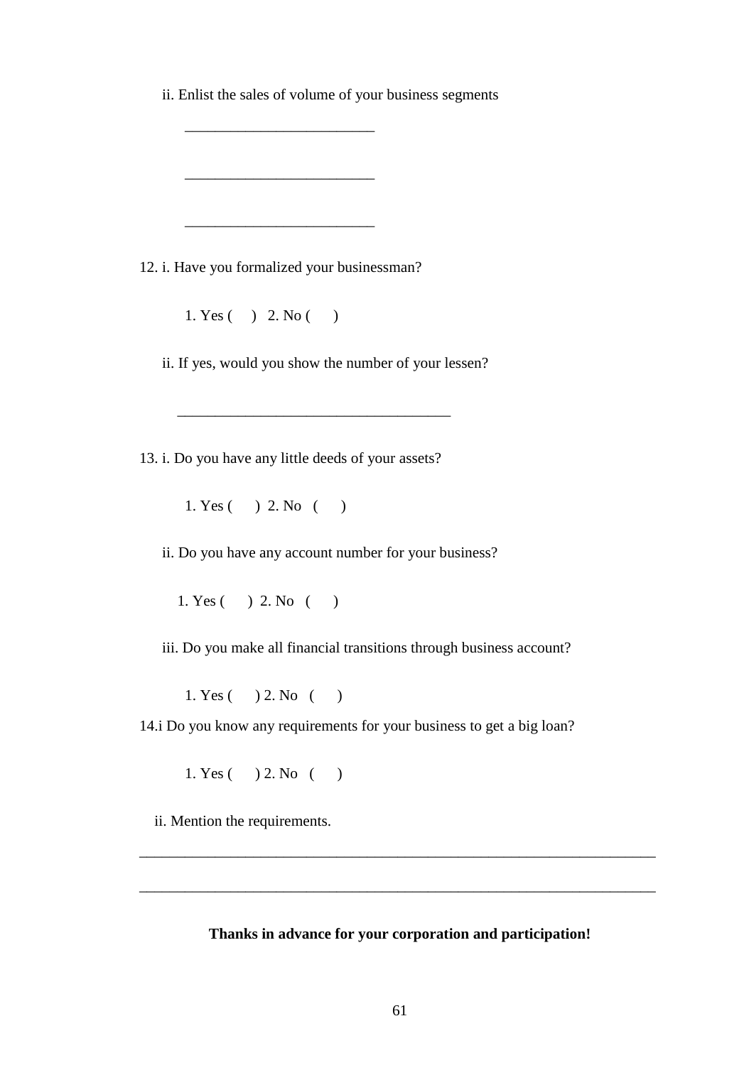ii. Enlist the sales of volume of your business segments

_________________________

_________________________

_________________________

12. i. Have you formalized your businessman?

1. Yes (   )   2. No (   )

ii. If yes, would you show the number of your lessen?

____________________________________

13. i. Do you have any little deeds of your assets?

1. Yes (   )  2. No  (   )

ii. Do you have any account number for your business?

1. Yes (   )  2. No  (   )

iii. Do you make all financial transitions through business account?

1. Yes (   ) 2. No  (   )

14.i Do you know any requirements for your business to get a big loan?

1. Yes (   ) 2. No  (   )

ii. Mention the requirements.

____________________________________________________________________

____________________________________________________________________

**Thanks in advance for your corporation and participation!**